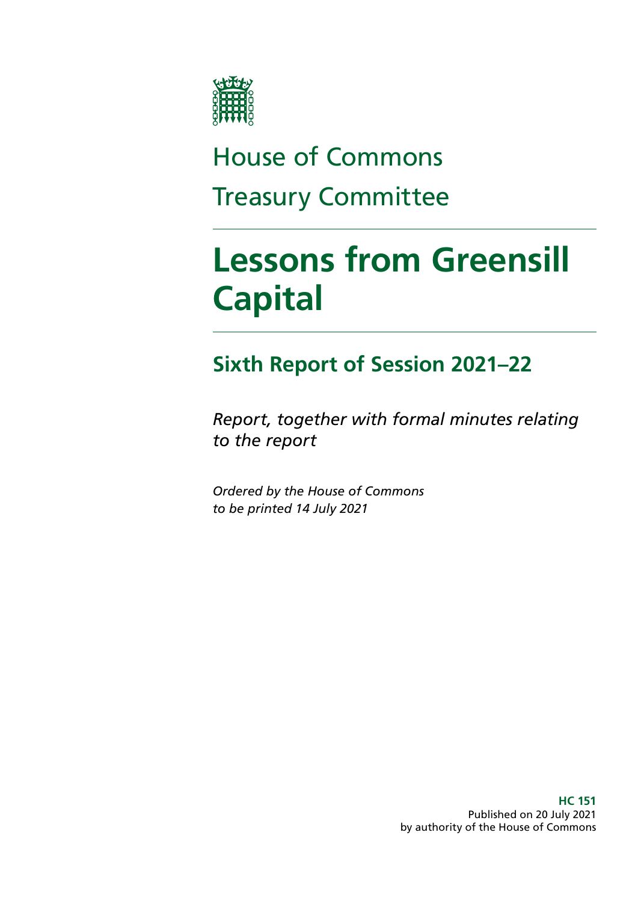House of Commons

Treasury Committee

# Lessons from Greensill Capital

## Sixth Report of Session 2021–22

*Report, together with formal minutes relating to the report*

*Ordered by the House of Commons to be printed 14 July 2021*

**HC 151**
Published on 20 July 2021
by authority of the House of Commons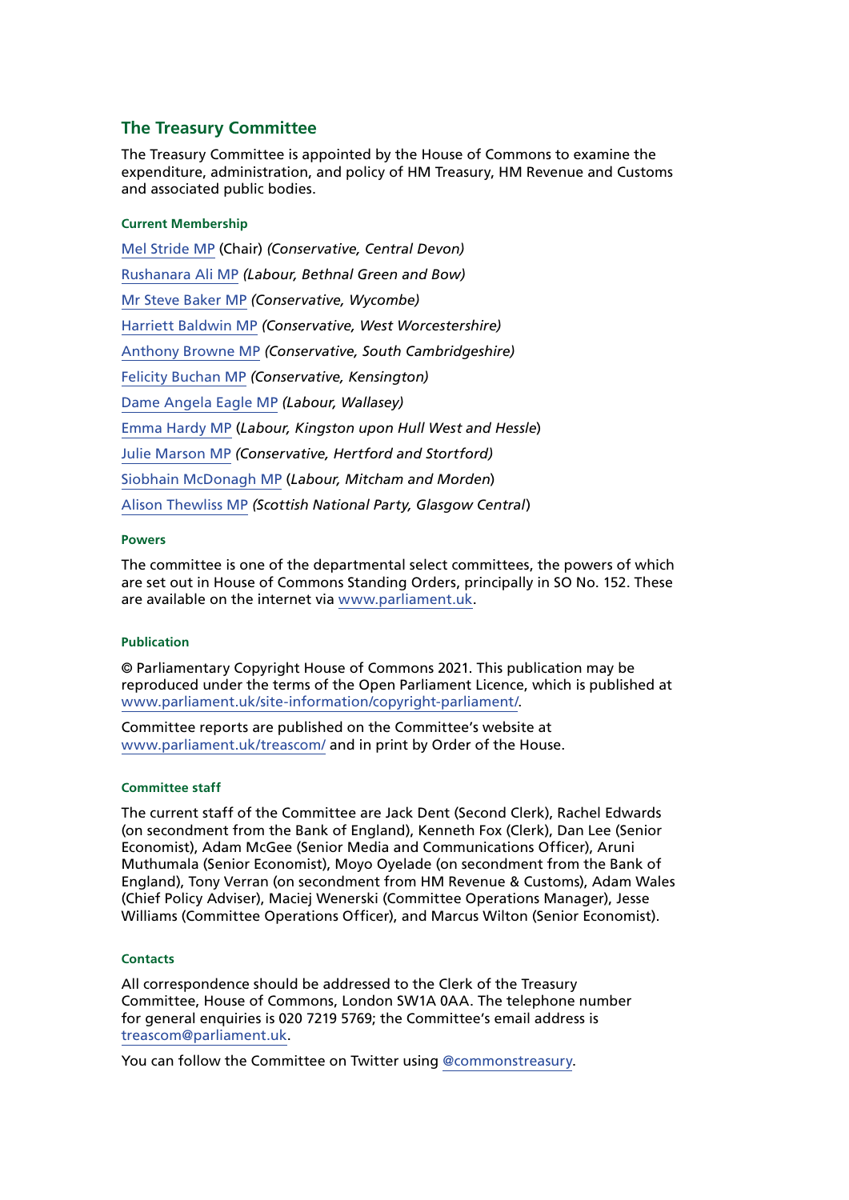## The Treasury Committee

The Treasury Committee is appointed by the House of Commons to examine the expenditure, administration, and policy of HM Treasury, HM Revenue and Customs and associated public bodies.

### Current Membership

Mel Stride MP (Chair) *(Conservative, Central Devon)*

Rushanara Ali MP *(Labour, Bethnal Green and Bow)*

Mr Steve Baker MP *(Conservative, Wycombe)*

Harriett Baldwin MP *(Conservative, West Worcestershire)*

Anthony Browne MP *(Conservative, South Cambridgeshire)*

Felicity Buchan MP *(Conservative, Kensington)*

Dame Angela Eagle MP *(Labour, Wallasey)*

Emma Hardy MP (*Labour, Kingston upon Hull West and Hessle*)

Julie Marson MP *(Conservative, Hertford and Stortford)*

Siobhain McDonagh MP (*Labour, Mitcham and Morden*)

Alison Thewliss MP *(Scottish National Party, Glasgow Central*)

### Powers

The committee is one of the departmental select committees, the powers of which are set out in House of Commons Standing Orders, principally in SO No. 152. These are available on the internet via www.parliament.uk.

### Publication

© Parliamentary Copyright House of Commons 2021. This publication may be reproduced under the terms of the Open Parliament Licence, which is published at www.parliament.uk/site-information/copyright-parliament/.

Committee reports are published on the Committee's website at www.parliament.uk/treascom/ and in print by Order of the House.

### Committee staff

The current staff of the Committee are Jack Dent (Second Clerk), Rachel Edwards (on secondment from the Bank of England), Kenneth Fox (Clerk), Dan Lee (Senior Economist), Adam McGee (Senior Media and Communications Officer), Aruni Muthumala (Senior Economist), Moyo Oyelade (on secondment from the Bank of England), Tony Verran (on secondment from HM Revenue & Customs), Adam Wales (Chief Policy Adviser), Maciej Wenerski (Committee Operations Manager), Jesse Williams (Committee Operations Officer), and Marcus Wilton (Senior Economist).

### Contacts

All correspondence should be addressed to the Clerk of the Treasury Committee, House of Commons, London SW1A 0AA. The telephone number for general enquiries is 020 7219 5769; the Committee's email address is treascom@parliament.uk.

You can follow the Committee on Twitter using @commonstreasury.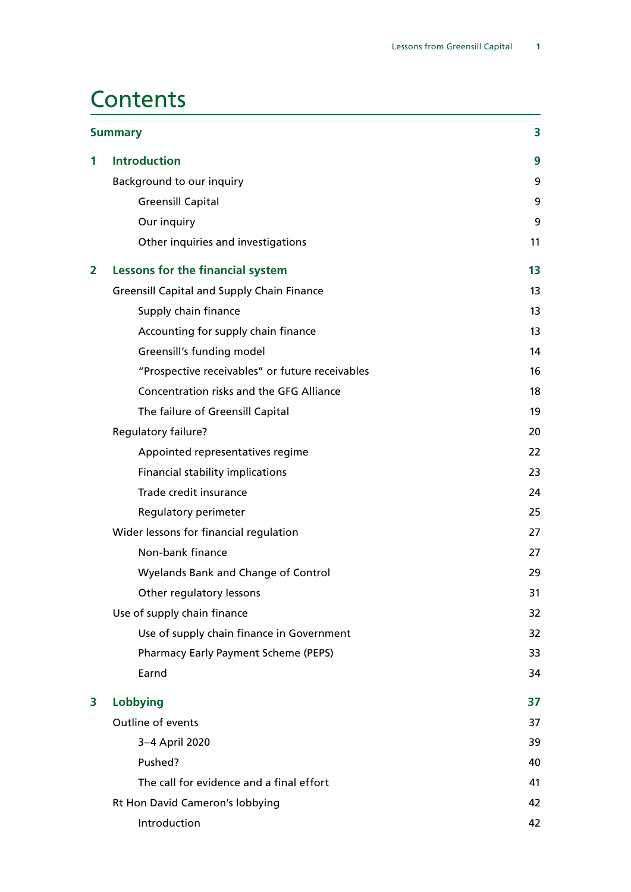# Contents

| | | |
|---|---|---|
| **Summary** | | **3** |
| **1** | **Introduction** | **9** |
| | Background to our inquiry | 9 |
| | Greensill Capital | 9 |
| | Our inquiry | 9 |
| | Other inquiries and investigations | 11 |
| **2** | **Lessons for the financial system** | **13** |
| | Greensill Capital and Supply Chain Finance | 13 |
| | Supply chain finance | 13 |
| | Accounting for supply chain finance | 13 |
| | Greensill's funding model | 14 |
| | "Prospective receivables" or future receivables | 16 |
| | Concentration risks and the GFG Alliance | 18 |
| | The failure of Greensill Capital | 19 |
| | Regulatory failure? | 20 |
| | Appointed representatives regime | 22 |
| | Financial stability implications | 23 |
| | Trade credit insurance | 24 |
| | Regulatory perimeter | 25 |
| | Wider lessons for financial regulation | 27 |
| | Non-bank finance | 27 |
| | Wyelands Bank and Change of Control | 29 |
| | Other regulatory lessons | 31 |
| | Use of supply chain finance | 32 |
| | Use of supply chain finance in Government | 32 |
| | Pharmacy Early Payment Scheme (PEPS) | 33 |
| | Earnd | 34 |
| **3** | **Lobbying** | **37** |
| | Outline of events | 37 |
| | 3–4 April 2020 | 39 |
| | Pushed? | 40 |
| | The call for evidence and a final effort | 41 |
| | Rt Hon David Cameron's lobbying | 42 |
| | Introduction | 42 |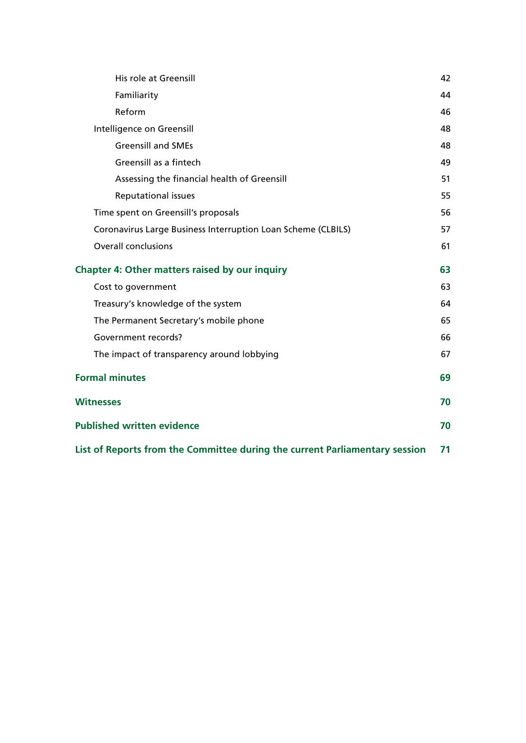| | |
|---|---|
| His role at Greensill | 42 |
| Familiarity | 44 |
| Reform | 46 |
| Intelligence on Greensill | 48 |
| Greensill and SMEs | 48 |
| Greensill as a fintech | 49 |
| Assessing the financial health of Greensill | 51 |
| Reputational issues | 55 |
| Time spent on Greensill's proposals | 56 |
| Coronavirus Large Business Interruption Loan Scheme (CLBILS) | 57 |
| Overall conclusions | 61 |
| **Chapter 4: Other matters raised by our inquiry** | **63** |
| Cost to government | 63 |
| Treasury's knowledge of the system | 64 |
| The Permanent Secretary's mobile phone | 65 |
| Government records? | 66 |
| The impact of transparency around lobbying | 67 |
| **Formal minutes** | **69** |
| **Witnesses** | **70** |
| **Published written evidence** | **70** |
| **List of Reports from the Committee during the current Parliamentary session** | **71** |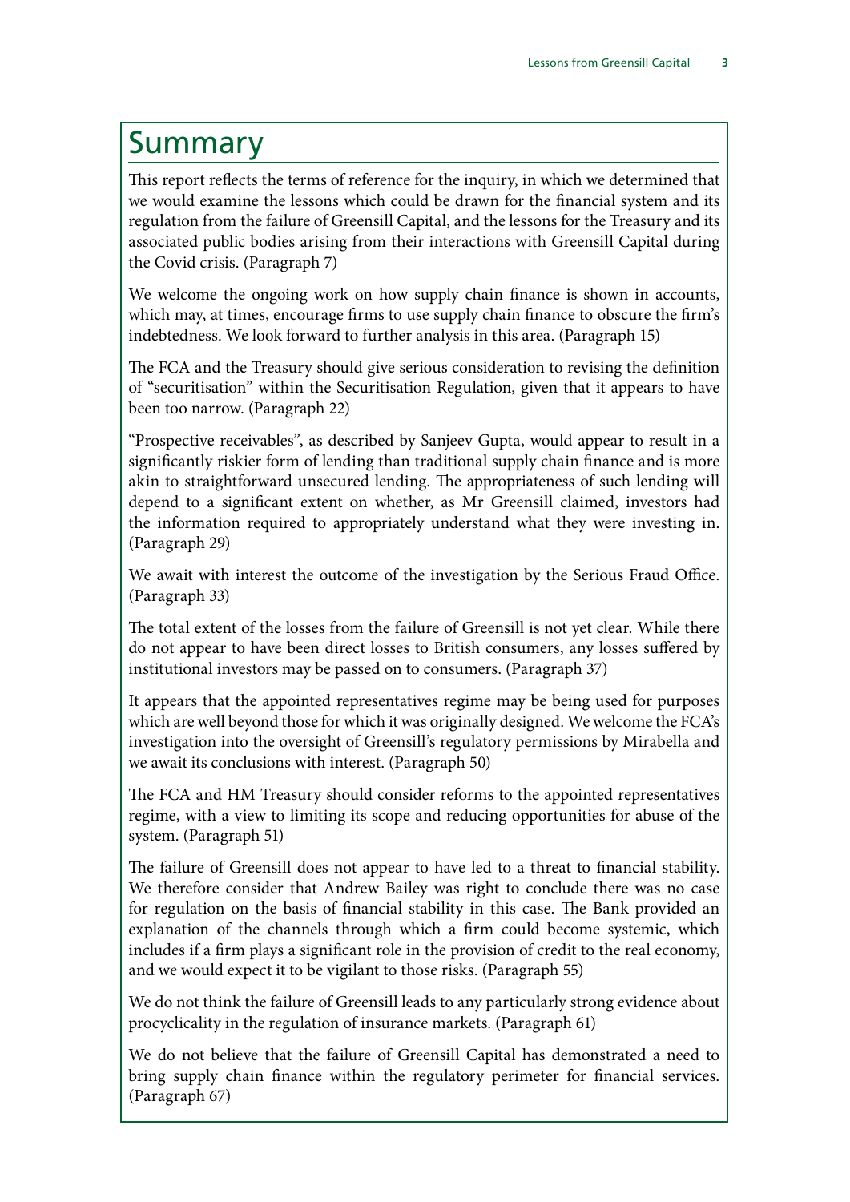# Summary

This report reflects the terms of reference for the inquiry, in which we determined that we would examine the lessons which could be drawn for the financial system and its regulation from the failure of Greensill Capital, and the lessons for the Treasury and its associated public bodies arising from their interactions with Greensill Capital during the Covid crisis. (Paragraph 7)

We welcome the ongoing work on how supply chain finance is shown in accounts, which may, at times, encourage firms to use supply chain finance to obscure the firm's indebtedness. We look forward to further analysis in this area. (Paragraph 15)

The FCA and the Treasury should give serious consideration to revising the definition of "securitisation" within the Securitisation Regulation, given that it appears to have been too narrow. (Paragraph 22)

"Prospective receivables", as described by Sanjeev Gupta, would appear to result in a significantly riskier form of lending than traditional supply chain finance and is more akin to straightforward unsecured lending. The appropriateness of such lending will depend to a significant extent on whether, as Mr Greensill claimed, investors had the information required to appropriately understand what they were investing in. (Paragraph 29)

We await with interest the outcome of the investigation by the Serious Fraud Office. (Paragraph 33)

The total extent of the losses from the failure of Greensill is not yet clear. While there do not appear to have been direct losses to British consumers, any losses suffered by institutional investors may be passed on to consumers. (Paragraph 37)

It appears that the appointed representatives regime may be being used for purposes which are well beyond those for which it was originally designed. We welcome the FCA's investigation into the oversight of Greensill's regulatory permissions by Mirabella and we await its conclusions with interest. (Paragraph 50)

The FCA and HM Treasury should consider reforms to the appointed representatives regime, with a view to limiting its scope and reducing opportunities for abuse of the system. (Paragraph 51)

The failure of Greensill does not appear to have led to a threat to financial stability. We therefore consider that Andrew Bailey was right to conclude there was no case for regulation on the basis of financial stability in this case. The Bank provided an explanation of the channels through which a firm could become systemic, which includes if a firm plays a significant role in the provision of credit to the real economy, and we would expect it to be vigilant to those risks. (Paragraph 55)

We do not think the failure of Greensill leads to any particularly strong evidence about procyclicality in the regulation of insurance markets. (Paragraph 61)

We do not believe that the failure of Greensill Capital has demonstrated a need to bring supply chain finance within the regulatory perimeter for financial services. (Paragraph 67)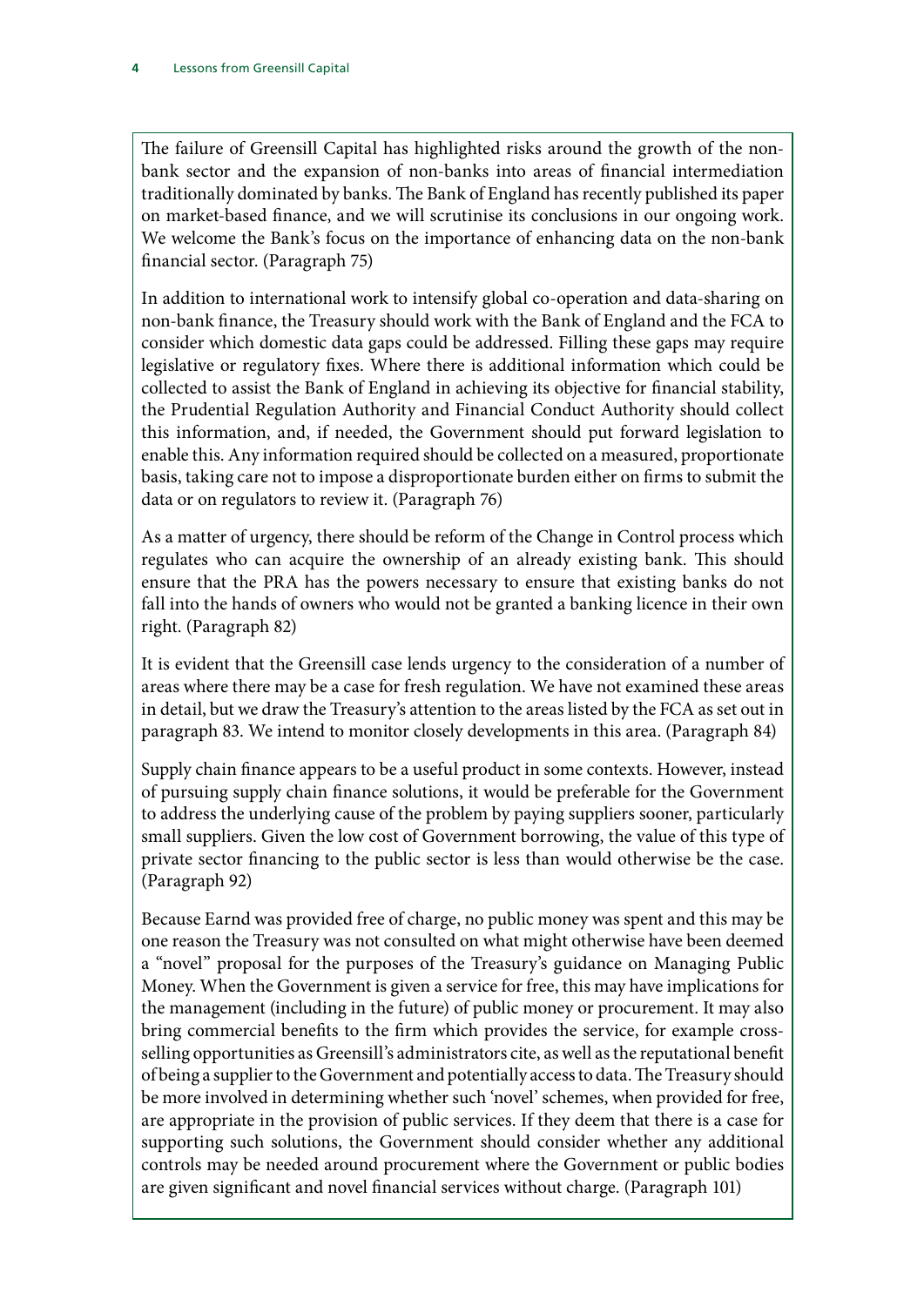The failure of Greensill Capital has highlighted risks around the growth of the non-bank sector and the expansion of non-banks into areas of financial intermediation traditionally dominated by banks. The Bank of England has recently published its paper on market-based finance, and we will scrutinise its conclusions in our ongoing work. We welcome the Bank's focus on the importance of enhancing data on the non-bank financial sector. (Paragraph 75)

In addition to international work to intensify global co-operation and data-sharing on non-bank finance, the Treasury should work with the Bank of England and the FCA to consider which domestic data gaps could be addressed. Filling these gaps may require legislative or regulatory fixes. Where there is additional information which could be collected to assist the Bank of England in achieving its objective for financial stability, the Prudential Regulation Authority and Financial Conduct Authority should collect this information, and, if needed, the Government should put forward legislation to enable this. Any information required should be collected on a measured, proportionate basis, taking care not to impose a disproportionate burden either on firms to submit the data or on regulators to review it. (Paragraph 76)

As a matter of urgency, there should be reform of the Change in Control process which regulates who can acquire the ownership of an already existing bank. This should ensure that the PRA has the powers necessary to ensure that existing banks do not fall into the hands of owners who would not be granted a banking licence in their own right. (Paragraph 82)

It is evident that the Greensill case lends urgency to the consideration of a number of areas where there may be a case for fresh regulation. We have not examined these areas in detail, but we draw the Treasury's attention to the areas listed by the FCA as set out in paragraph 83. We intend to monitor closely developments in this area. (Paragraph 84)

Supply chain finance appears to be a useful product in some contexts. However, instead of pursuing supply chain finance solutions, it would be preferable for the Government to address the underlying cause of the problem by paying suppliers sooner, particularly small suppliers. Given the low cost of Government borrowing, the value of this type of private sector financing to the public sector is less than would otherwise be the case. (Paragraph 92)

Because Earnd was provided free of charge, no public money was spent and this may be one reason the Treasury was not consulted on what might otherwise have been deemed a "novel" proposal for the purposes of the Treasury's guidance on Managing Public Money. When the Government is given a service for free, this may have implications for the management (including in the future) of public money or procurement. It may also bring commercial benefits to the firm which provides the service, for example cross-selling opportunities as Greensill's administrators cite, as well as the reputational benefit of being a supplier to the Government and potentially access to data. The Treasury should be more involved in determining whether such 'novel' schemes, when provided for free, are appropriate in the provision of public services. If they deem that there is a case for supporting such solutions, the Government should consider whether any additional controls may be needed around procurement where the Government or public bodies are given significant and novel financial services without charge. (Paragraph 101)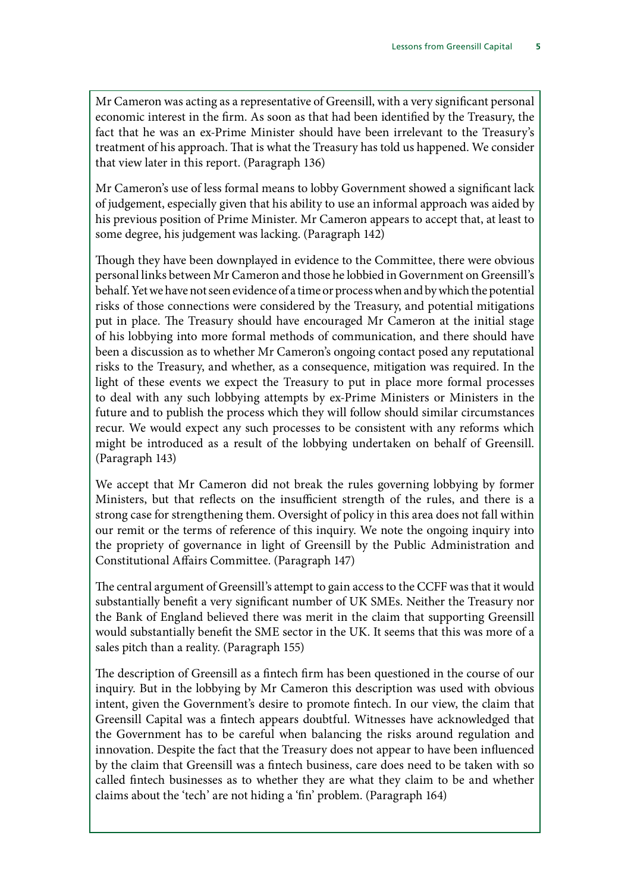Mr Cameron was acting as a representative of Greensill, with a very significant personal economic interest in the firm. As soon as that had been identified by the Treasury, the fact that he was an ex-Prime Minister should have been irrelevant to the Treasury's treatment of his approach. That is what the Treasury has told us happened. We consider that view later in this report. (Paragraph 136)

Mr Cameron's use of less formal means to lobby Government showed a significant lack of judgement, especially given that his ability to use an informal approach was aided by his previous position of Prime Minister. Mr Cameron appears to accept that, at least to some degree, his judgement was lacking. (Paragraph 142)

Though they have been downplayed in evidence to the Committee, there were obvious personal links between Mr Cameron and those he lobbied in Government on Greensill's behalf. Yet we have not seen evidence of a time or process when and by which the potential risks of those connections were considered by the Treasury, and potential mitigations put in place. The Treasury should have encouraged Mr Cameron at the initial stage of his lobbying into more formal methods of communication, and there should have been a discussion as to whether Mr Cameron's ongoing contact posed any reputational risks to the Treasury, and whether, as a consequence, mitigation was required. In the light of these events we expect the Treasury to put in place more formal processes to deal with any such lobbying attempts by ex-Prime Ministers or Ministers in the future and to publish the process which they will follow should similar circumstances recur. We would expect any such processes to be consistent with any reforms which might be introduced as a result of the lobbying undertaken on behalf of Greensill. (Paragraph 143)

We accept that Mr Cameron did not break the rules governing lobbying by former Ministers, but that reflects on the insufficient strength of the rules, and there is a strong case for strengthening them. Oversight of policy in this area does not fall within our remit or the terms of reference of this inquiry. We note the ongoing inquiry into the propriety of governance in light of Greensill by the Public Administration and Constitutional Affairs Committee. (Paragraph 147)

The central argument of Greensill's attempt to gain access to the CCFF was that it would substantially benefit a very significant number of UK SMEs. Neither the Treasury nor the Bank of England believed there was merit in the claim that supporting Greensill would substantially benefit the SME sector in the UK. It seems that this was more of a sales pitch than a reality. (Paragraph 155)

The description of Greensill as a fintech firm has been questioned in the course of our inquiry. But in the lobbying by Mr Cameron this description was used with obvious intent, given the Government's desire to promote fintech. In our view, the claim that Greensill Capital was a fintech appears doubtful. Witnesses have acknowledged that the Government has to be careful when balancing the risks around regulation and innovation. Despite the fact that the Treasury does not appear to have been influenced by the claim that Greensill was a fintech business, care does need to be taken with so called fintech businesses as to whether they are what they claim to be and whether claims about the 'tech' are not hiding a 'fin' problem. (Paragraph 164)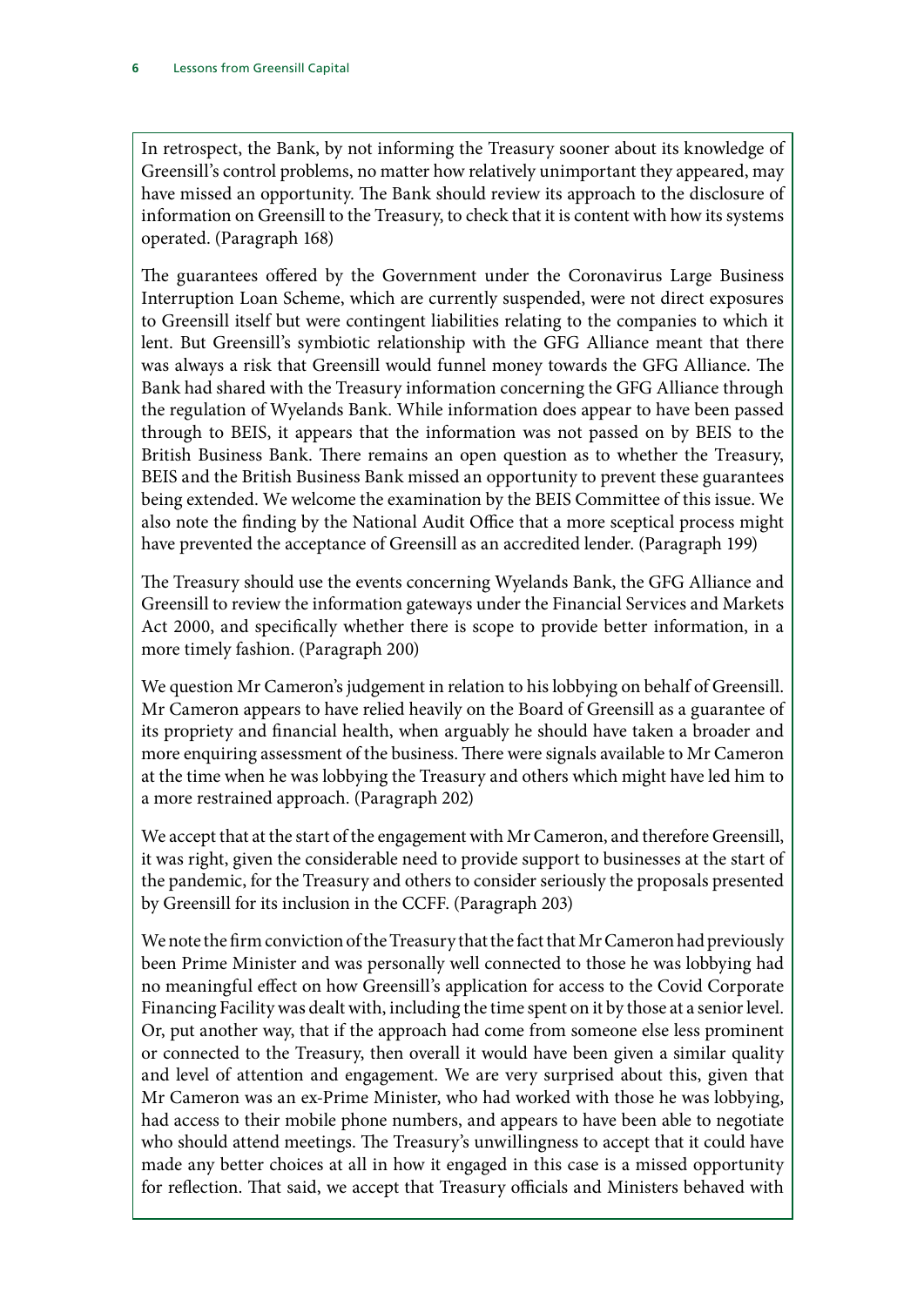In retrospect, the Bank, by not informing the Treasury sooner about its knowledge of Greensill's control problems, no matter how relatively unimportant they appeared, may have missed an opportunity. The Bank should review its approach to the disclosure of information on Greensill to the Treasury, to check that it is content with how its systems operated. (Paragraph 168)

The guarantees offered by the Government under the Coronavirus Large Business Interruption Loan Scheme, which are currently suspended, were not direct exposures to Greensill itself but were contingent liabilities relating to the companies to which it lent. But Greensill's symbiotic relationship with the GFG Alliance meant that there was always a risk that Greensill would funnel money towards the GFG Alliance. The Bank had shared with the Treasury information concerning the GFG Alliance through the regulation of Wyelands Bank. While information does appear to have been passed through to BEIS, it appears that the information was not passed on by BEIS to the British Business Bank. There remains an open question as to whether the Treasury, BEIS and the British Business Bank missed an opportunity to prevent these guarantees being extended. We welcome the examination by the BEIS Committee of this issue. We also note the finding by the National Audit Office that a more sceptical process might have prevented the acceptance of Greensill as an accredited lender. (Paragraph 199)

The Treasury should use the events concerning Wyelands Bank, the GFG Alliance and Greensill to review the information gateways under the Financial Services and Markets Act 2000, and specifically whether there is scope to provide better information, in a more timely fashion. (Paragraph 200)

We question Mr Cameron's judgement in relation to his lobbying on behalf of Greensill. Mr Cameron appears to have relied heavily on the Board of Greensill as a guarantee of its propriety and financial health, when arguably he should have taken a broader and more enquiring assessment of the business. There were signals available to Mr Cameron at the time when he was lobbying the Treasury and others which might have led him to a more restrained approach. (Paragraph 202)

We accept that at the start of the engagement with Mr Cameron, and therefore Greensill, it was right, given the considerable need to provide support to businesses at the start of the pandemic, for the Treasury and others to consider seriously the proposals presented by Greensill for its inclusion in the CCFF. (Paragraph 203)

We note the firm conviction of the Treasury that the fact that Mr Cameron had previously been Prime Minister and was personally well connected to those he was lobbying had no meaningful effect on how Greensill's application for access to the Covid Corporate Financing Facility was dealt with, including the time spent on it by those at a senior level. Or, put another way, that if the approach had come from someone else less prominent or connected to the Treasury, then overall it would have been given a similar quality and level of attention and engagement. We are very surprised about this, given that Mr Cameron was an ex-Prime Minister, who had worked with those he was lobbying, had access to their mobile phone numbers, and appears to have been able to negotiate who should attend meetings. The Treasury's unwillingness to accept that it could have made any better choices at all in how it engaged in this case is a missed opportunity for reflection. That said, we accept that Treasury officials and Ministers behaved with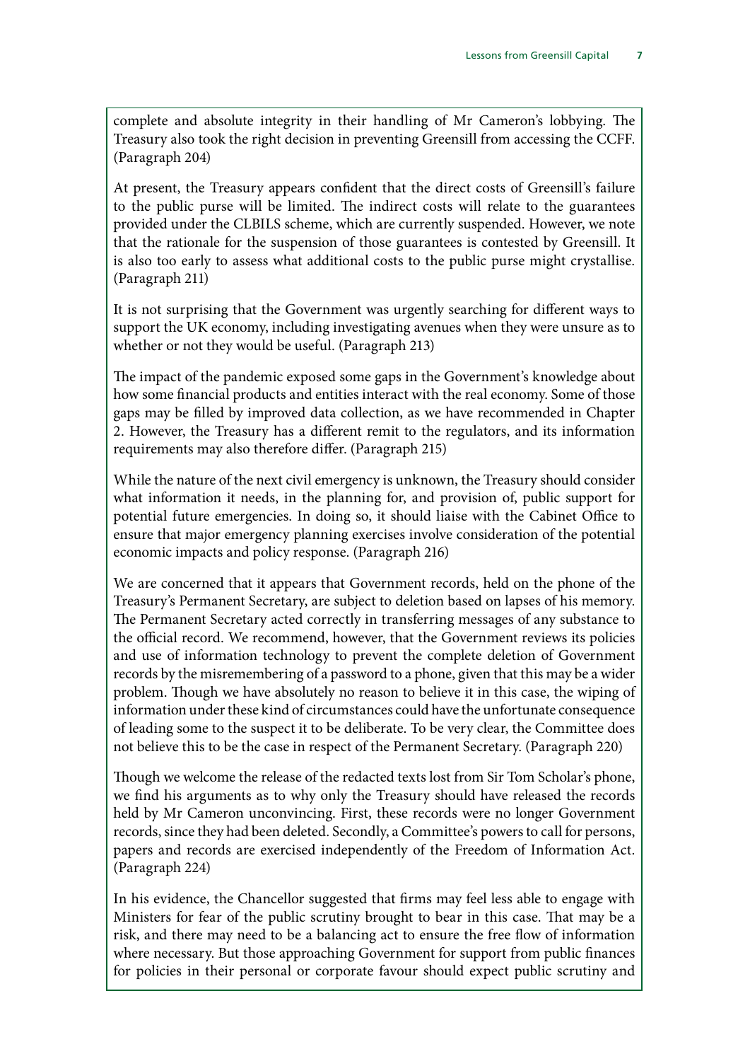complete and absolute integrity in their handling of Mr Cameron's lobbying. The Treasury also took the right decision in preventing Greensill from accessing the CCFF. (Paragraph 204)

At present, the Treasury appears confident that the direct costs of Greensill's failure to the public purse will be limited. The indirect costs will relate to the guarantees provided under the CLBILS scheme, which are currently suspended. However, we note that the rationale for the suspension of those guarantees is contested by Greensill. It is also too early to assess what additional costs to the public purse might crystallise. (Paragraph 211)

It is not surprising that the Government was urgently searching for different ways to support the UK economy, including investigating avenues when they were unsure as to whether or not they would be useful. (Paragraph 213)

The impact of the pandemic exposed some gaps in the Government's knowledge about how some financial products and entities interact with the real economy. Some of those gaps may be filled by improved data collection, as we have recommended in Chapter 2. However, the Treasury has a different remit to the regulators, and its information requirements may also therefore differ. (Paragraph 215)

While the nature of the next civil emergency is unknown, the Treasury should consider what information it needs, in the planning for, and provision of, public support for potential future emergencies. In doing so, it should liaise with the Cabinet Office to ensure that major emergency planning exercises involve consideration of the potential economic impacts and policy response. (Paragraph 216)

We are concerned that it appears that Government records, held on the phone of the Treasury's Permanent Secretary, are subject to deletion based on lapses of his memory. The Permanent Secretary acted correctly in transferring messages of any substance to the official record. We recommend, however, that the Government reviews its policies and use of information technology to prevent the complete deletion of Government records by the misremembering of a password to a phone, given that this may be a wider problem. Though we have absolutely no reason to believe it in this case, the wiping of information under these kind of circumstances could have the unfortunate consequence of leading some to the suspect it to be deliberate. To be very clear, the Committee does not believe this to be the case in respect of the Permanent Secretary. (Paragraph 220)

Though we welcome the release of the redacted texts lost from Sir Tom Scholar's phone, we find his arguments as to why only the Treasury should have released the records held by Mr Cameron unconvincing. First, these records were no longer Government records, since they had been deleted. Secondly, a Committee's powers to call for persons, papers and records are exercised independently of the Freedom of Information Act. (Paragraph 224)

In his evidence, the Chancellor suggested that firms may feel less able to engage with Ministers for fear of the public scrutiny brought to bear in this case. That may be a risk, and there may need to be a balancing act to ensure the free flow of information where necessary. But those approaching Government for support from public finances for policies in their personal or corporate favour should expect public scrutiny and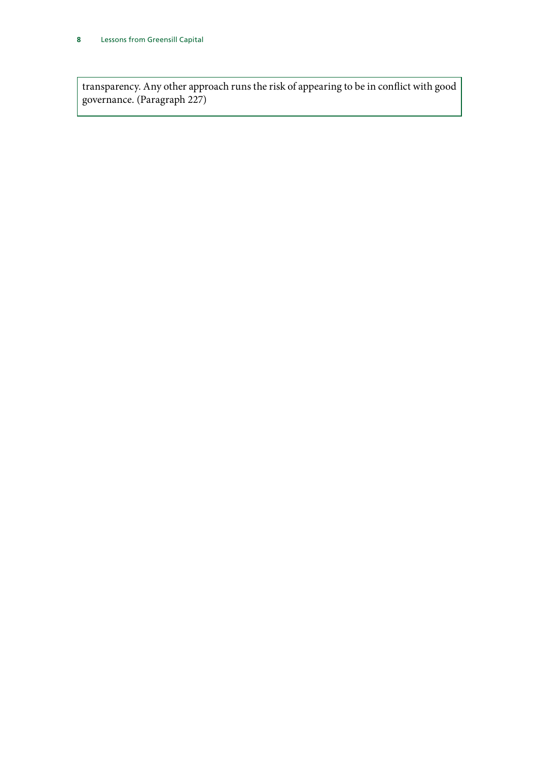transparency. Any other approach runs the risk of appearing to be in conflict with good governance. (Paragraph 227)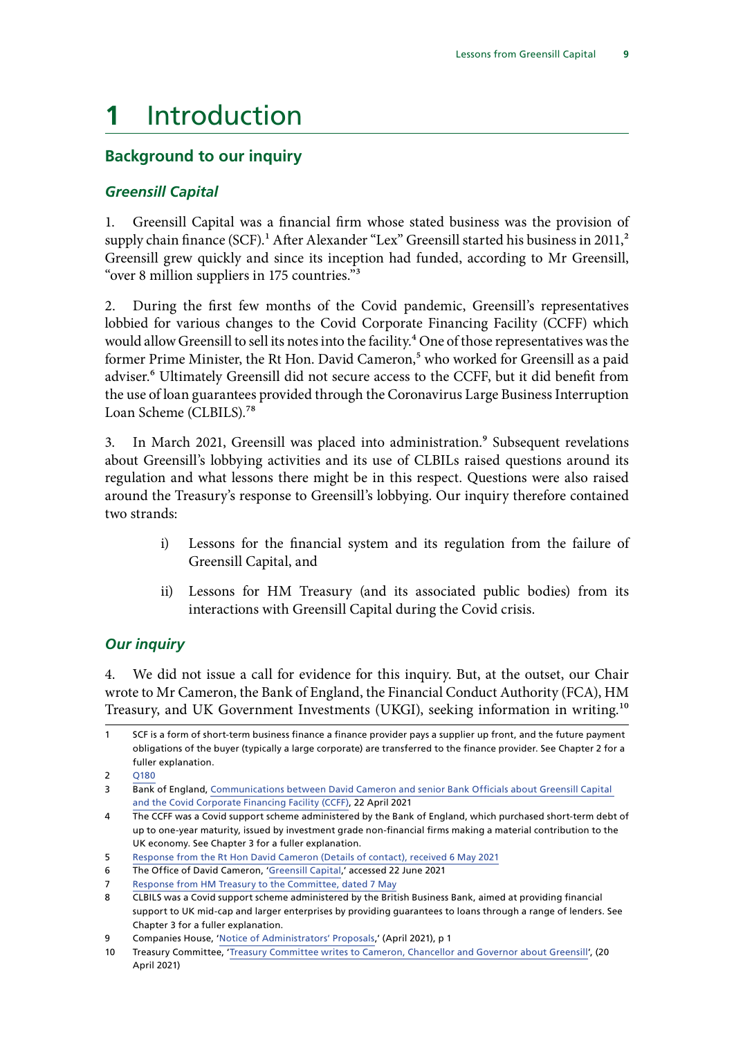# 1 Introduction

## Background to our inquiry

### *Greensill Capital*

1. Greensill Capital was a financial firm whose stated business was the provision of supply chain finance (SCF).[1] After Alexander "Lex" Greensill started his business in 2011,[2] Greensill grew quickly and since its inception had funded, according to Mr Greensill, "over 8 million suppliers in 175 countries."[3]

2. During the first few months of the Covid pandemic, Greensill's representatives lobbied for various changes to the Covid Corporate Financing Facility (CCFF) which would allow Greensill to sell its notes into the facility.[4] One of those representatives was the former Prime Minister, the Rt Hon. David Cameron,[5] who worked for Greensill as a paid adviser.[6] Ultimately Greensill did not secure access to the CCFF, but it did benefit from the use of loan guarantees provided through the Coronavirus Large Business Interruption Loan Scheme (CLBILS).[7,8]

3. In March 2021, Greensill was placed into administration.[9] Subsequent revelations about Greensill's lobbying activities and its use of CLBILs raised questions around its regulation and what lessons there might be in this respect. Questions were also raised around the Treasury's response to Greensill's lobbying. Our inquiry therefore contained two strands:

i) Lessons for the financial system and its regulation from the failure of Greensill Capital, and

ii) Lessons for HM Treasury (and its associated public bodies) from its interactions with Greensill Capital during the Covid crisis.

### *Our inquiry*

4. We did not issue a call for evidence for this inquiry. But, at the outset, our Chair wrote to Mr Cameron, the Bank of England, the Financial Conduct Authority (FCA), HM Treasury, and UK Government Investments (UKGI), seeking information in writing.[10]

---

1 SCF is a form of short-term business finance a finance provider pays a supplier up front, and the future payment obligations of the buyer (typically a large corporate) are transferred to the finance provider. See Chapter 2 for a fuller explanation.

2 Q180

3 Bank of England, Communications between David Cameron and senior Bank Officials about Greensill Capital and the Covid Corporate Financing Facility (CCFF), 22 April 2021

4 The CCFF was a Covid support scheme administered by the Bank of England, which purchased short-term debt of up to one-year maturity, issued by investment grade non-financial firms making a material contribution to the UK economy. See Chapter 3 for a fuller explanation.

5 Response from the Rt Hon David Cameron (Details of contact), received 6 May 2021

6 The Office of David Cameron, 'Greensill Capital,' accessed 22 June 2021

7 Response from HM Treasury to the Committee, dated 7 May

8 CLBILS was a Covid support scheme administered by the British Business Bank, aimed at providing financial support to UK mid-cap and larger enterprises by providing guarantees to loans through a range of lenders. See Chapter 3 for a fuller explanation.

9 Companies House, 'Notice of Administrators' Proposals,' (April 2021), p 1

10 Treasury Committee, 'Treasury Committee writes to Cameron, Chancellor and Governor about Greensill', (20 April 2021)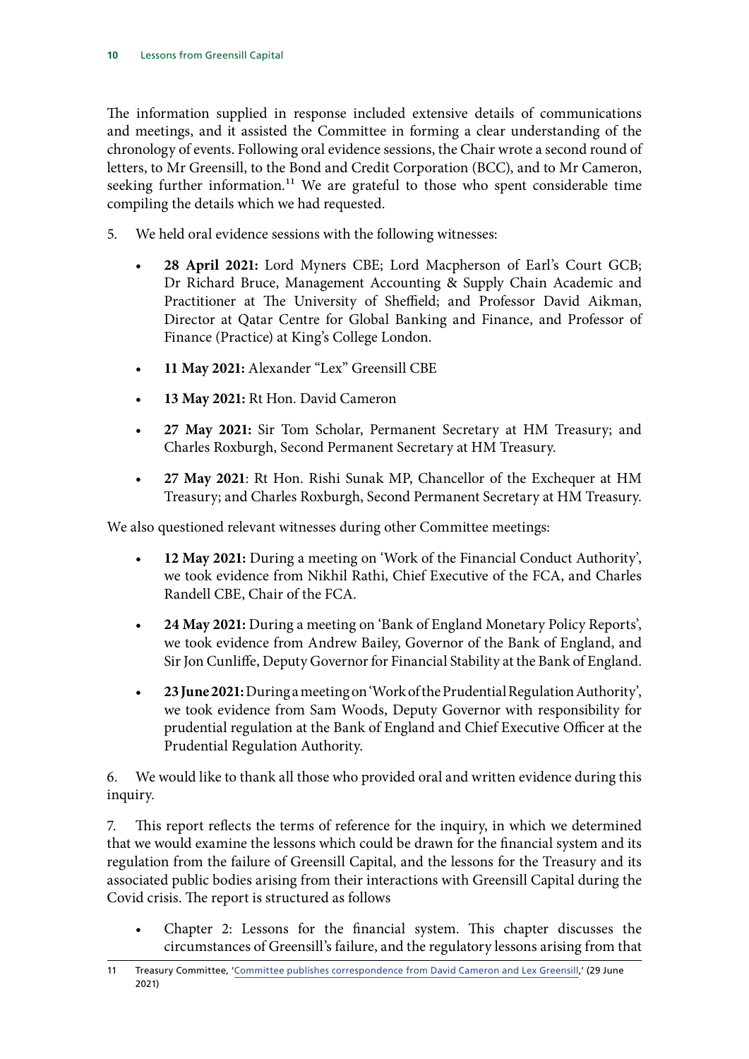The information supplied in response included extensive details of communications and meetings, and it assisted the Committee in forming a clear understanding of the chronology of events. Following oral evidence sessions, the Chair wrote a second round of letters, to Mr Greensill, to the Bond and Credit Corporation (BCC), and to Mr Cameron, seeking further information.[11] We are grateful to those who spent considerable time compiling the details which we had requested.

5. We held oral evidence sessions with the following witnesses:

- **28 April 2021:** Lord Myners CBE; Lord Macpherson of Earl's Court GCB; Dr Richard Bruce, Management Accounting & Supply Chain Academic and Practitioner at The University of Sheffield; and Professor David Aikman, Director at Qatar Centre for Global Banking and Finance, and Professor of Finance (Practice) at King's College London.
- **11 May 2021:** Alexander "Lex" Greensill CBE
- **13 May 2021:** Rt Hon. David Cameron
- **27 May 2021:** Sir Tom Scholar, Permanent Secretary at HM Treasury; and Charles Roxburgh, Second Permanent Secretary at HM Treasury.
- **27 May 2021**: Rt Hon. Rishi Sunak MP, Chancellor of the Exchequer at HM Treasury; and Charles Roxburgh, Second Permanent Secretary at HM Treasury.

We also questioned relevant witnesses during other Committee meetings:

- **12 May 2021:** During a meeting on 'Work of the Financial Conduct Authority', we took evidence from Nikhil Rathi, Chief Executive of the FCA, and Charles Randell CBE, Chair of the FCA.
- **24 May 2021:** During a meeting on 'Bank of England Monetary Policy Reports', we took evidence from Andrew Bailey, Governor of the Bank of England, and Sir Jon Cunliffe, Deputy Governor for Financial Stability at the Bank of England.
- **23 June 2021:** During a meeting on 'Work of the Prudential Regulation Authority', we took evidence from Sam Woods, Deputy Governor with responsibility for prudential regulation at the Bank of England and Chief Executive Officer at the Prudential Regulation Authority.

6. We would like to thank all those who provided oral and written evidence during this inquiry.

7. This report reflects the terms of reference for the inquiry, in which we determined that we would examine the lessons which could be drawn for the financial system and its regulation from the failure of Greensill Capital, and the lessons for the Treasury and its associated public bodies arising from their interactions with Greensill Capital during the Covid crisis. The report is structured as follows

- Chapter 2: Lessons for the financial system. This chapter discusses the circumstances of Greensill's failure, and the regulatory lessons arising from that

11 Treasury Committee, 'Committee publishes correspondence from David Cameron and Lex Greensill,' (29 June 2021)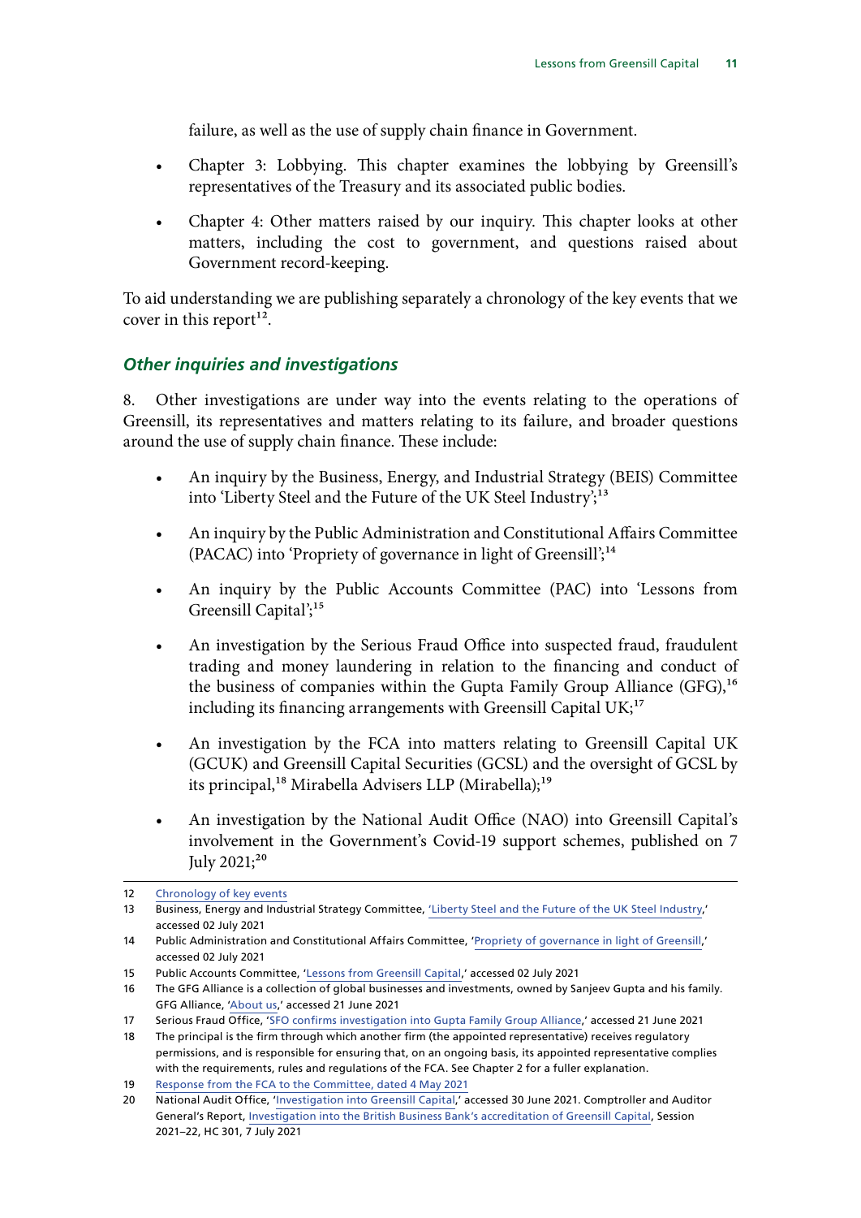failure, as well as the use of supply chain finance in Government.

- Chapter 3: Lobbying. This chapter examines the lobbying by Greensill's representatives of the Treasury and its associated public bodies.
- Chapter 4: Other matters raised by our inquiry. This chapter looks at other matters, including the cost to government, and questions raised about Government record-keeping.

To aid understanding we are publishing separately a chronology of the key events that we cover in this report[12].

### *Other inquiries and investigations*

8. Other investigations are under way into the events relating to the operations of Greensill, its representatives and matters relating to its failure, and broader questions around the use of supply chain finance. These include:

- An inquiry by the Business, Energy, and Industrial Strategy (BEIS) Committee into 'Liberty Steel and the Future of the UK Steel Industry';[13]
- An inquiry by the Public Administration and Constitutional Affairs Committee (PACAC) into 'Propriety of governance in light of Greensill';[14]
- An inquiry by the Public Accounts Committee (PAC) into 'Lessons from Greensill Capital';[15]
- An investigation by the Serious Fraud Office into suspected fraud, fraudulent trading and money laundering in relation to the financing and conduct of the business of companies within the Gupta Family Group Alliance (GFG),[16] including its financing arrangements with Greensill Capital UK;[17]
- An investigation by the FCA into matters relating to Greensill Capital UK (GCUK) and Greensill Capital Securities (GCSL) and the oversight of GCSL by its principal,[18] Mirabella Advisers LLP (Mirabella);[19]
- An investigation by the National Audit Office (NAO) into Greensill Capital's involvement in the Government's Covid-19 support schemes, published on 7 July 2021;[20]

---

12 Chronology of key events

13 Business, Energy and Industrial Strategy Committee, 'Liberty Steel and the Future of the UK Steel Industry,' accessed 02 July 2021

14 Public Administration and Constitutional Affairs Committee, 'Propriety of governance in light of Greensill,' accessed 02 July 2021

15 Public Accounts Committee, 'Lessons from Greensill Capital,' accessed 02 July 2021

16 The GFG Alliance is a collection of global businesses and investments, owned by Sanjeev Gupta and his family. GFG Alliance, 'About us,' accessed 21 June 2021

17 Serious Fraud Office, 'SFO confirms investigation into Gupta Family Group Alliance,' accessed 21 June 2021

18 The principal is the firm through which another firm (the appointed representative) receives regulatory permissions, and is responsible for ensuring that, on an ongoing basis, its appointed representative complies with the requirements, rules and regulations of the FCA. See Chapter 2 for a fuller explanation.

19 Response from the FCA to the Committee, dated 4 May 2021

20 National Audit Office, 'Investigation into Greensill Capital,' accessed 30 June 2021. Comptroller and Auditor General's Report, Investigation into the British Business Bank's accreditation of Greensill Capital, Session 2021–22, HC 301, 7 July 2021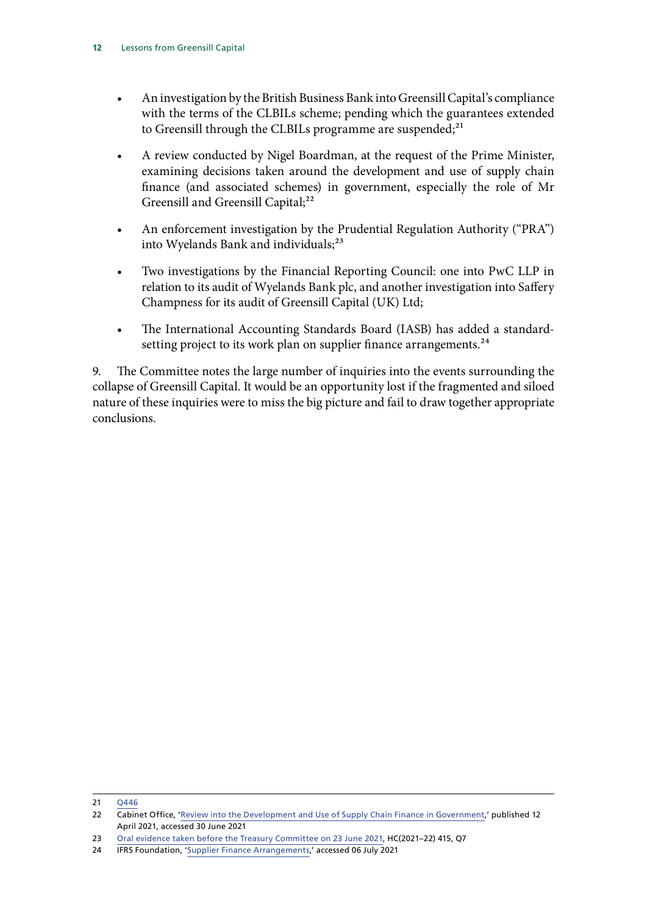- An investigation by the British Business Bank into Greensill Capital's compliance with the terms of the CLBILs scheme; pending which the guarantees extended to Greensill through the CLBILs programme are suspended;[21]
- A review conducted by Nigel Boardman, at the request of the Prime Minister, examining decisions taken around the development and use of supply chain finance (and associated schemes) in government, especially the role of Mr Greensill and Greensill Capital;[22]
- An enforcement investigation by the Prudential Regulation Authority ("PRA") into Wyelands Bank and individuals;[23]
- Two investigations by the Financial Reporting Council: one into PwC LLP in relation to its audit of Wyelands Bank plc, and another investigation into Saffery Champness for its audit of Greensill Capital (UK) Ltd;
- The International Accounting Standards Board (IASB) has added a standard-setting project to its work plan on supplier finance arrangements.[24]

9. The Committee notes the large number of inquiries into the events surrounding the collapse of Greensill Capital. It would be an opportunity lost if the fragmented and siloed nature of these inquiries were to miss the big picture and fail to draw together appropriate conclusions.

---

21 Q446

22 Cabinet Office, 'Review into the Development and Use of Supply Chain Finance in Government,' published 12 April 2021, accessed 30 June 2021

23 Oral evidence taken before the Treasury Committee on 23 June 2021, HC(2021–22) 415, Q7

24 IFRS Foundation, 'Supplier Finance Arrangements,' accessed 06 July 2021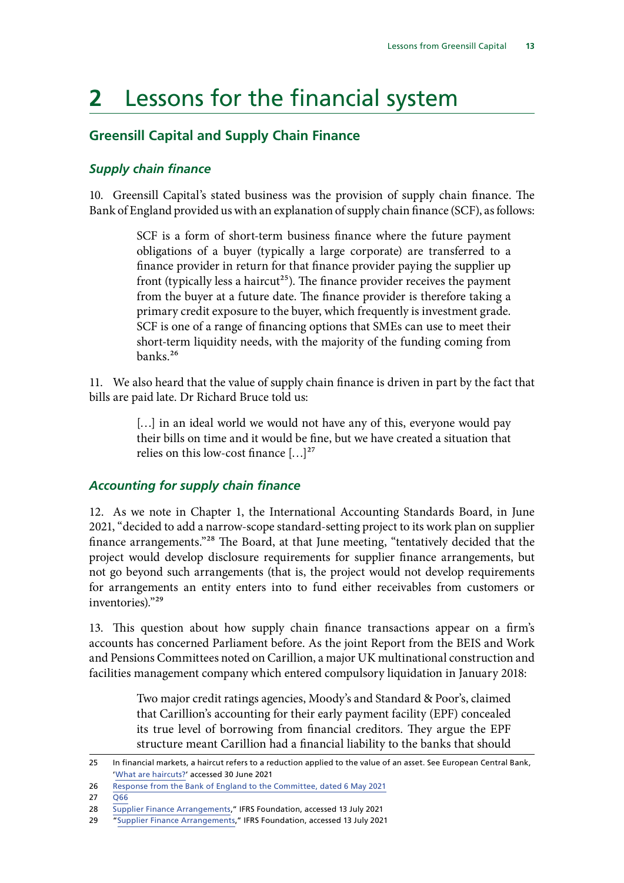# 2 Lessons for the financial system

## Greensill Capital and Supply Chain Finance

### *Supply chain finance*

10. Greensill Capital's stated business was the provision of supply chain finance. The Bank of England provided us with an explanation of supply chain finance (SCF), as follows:

> SCF is a form of short-term business finance where the future payment obligations of a buyer (typically a large corporate) are transferred to a finance provider in return for that finance provider paying the supplier up front (typically less a haircut[25]). The finance provider receives the payment from the buyer at a future date. The finance provider is therefore taking a primary credit exposure to the buyer, which frequently is investment grade. SCF is one of a range of financing options that SMEs can use to meet their short-term liquidity needs, with the majority of the funding coming from banks.[26]

11. We also heard that the value of supply chain finance is driven in part by the fact that bills are paid late. Dr Richard Bruce told us:

> […] in an ideal world we would not have any of this, everyone would pay their bills on time and it would be fine, but we have created a situation that relies on this low-cost finance […][27]

### *Accounting for supply chain finance*

12. As we note in Chapter 1, the International Accounting Standards Board, in June 2021, "decided to add a narrow-scope standard-setting project to its work plan on supplier finance arrangements."[28] The Board, at that June meeting, "tentatively decided that the project would develop disclosure requirements for supplier finance arrangements, but not go beyond such arrangements (that is, the project would not develop requirements for arrangements an entity enters into to fund either receivables from customers or inventories)."[29]

13. This question about how supply chain finance transactions appear on a firm's accounts has concerned Parliament before. As the joint Report from the BEIS and Work and Pensions Committees noted on Carillion, a major UK multinational construction and facilities management company which entered compulsory liquidation in January 2018:

> Two major credit ratings agencies, Moody's and Standard & Poor's, claimed that Carillion's accounting for their early payment facility (EPF) concealed its true level of borrowing from financial creditors. They argue the EPF structure meant Carillion had a financial liability to the banks that should

---

25 In financial markets, a haircut refers to a reduction applied to the value of an asset. See European Central Bank, 'What are haircuts?' accessed 30 June 2021

26 Response from the Bank of England to the Committee, dated 6 May 2021

27 Q66

28 Supplier Finance Arrangements," IFRS Foundation, accessed 13 July 2021

29 "Supplier Finance Arrangements," IFRS Foundation, accessed 13 July 2021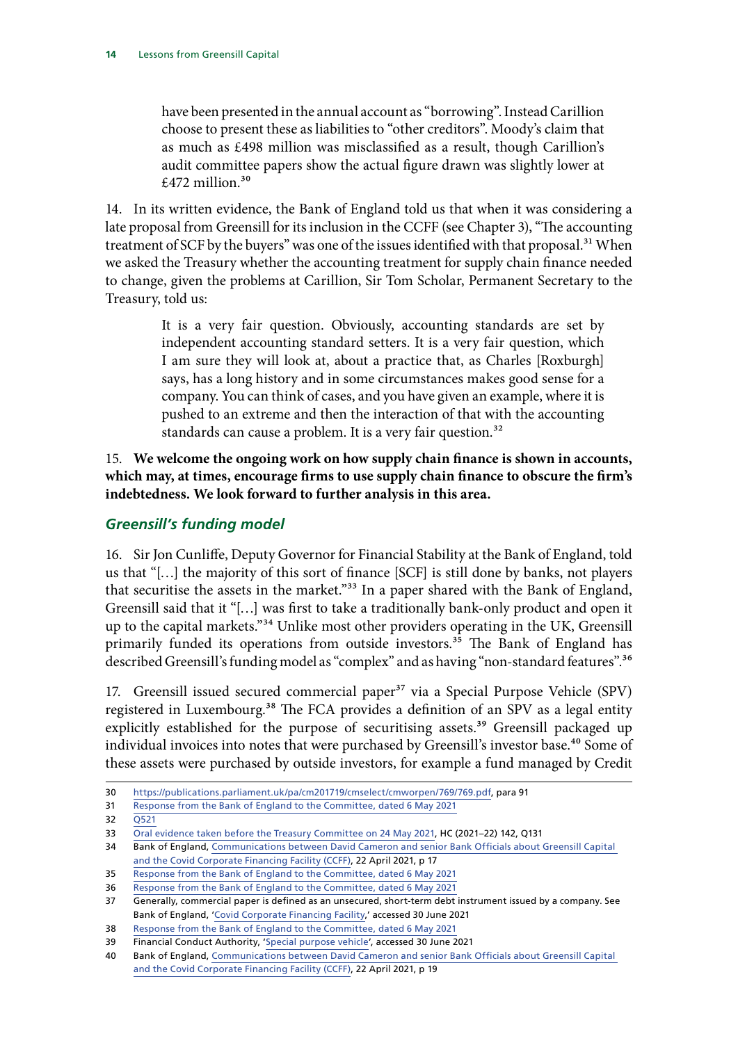have been presented in the annual account as "borrowing". Instead Carillion choose to present these as liabilities to "other creditors". Moody's claim that as much as £498 million was misclassified as a result, though Carillion's audit committee papers show the actual figure drawn was slightly lower at £472 million.[30]

14. In its written evidence, the Bank of England told us that when it was considering a late proposal from Greensill for its inclusion in the CCFF (see Chapter 3), "The accounting treatment of SCF by the buyers" was one of the issues identified with that proposal.[31] When we asked the Treasury whether the accounting treatment for supply chain finance needed to change, given the problems at Carillion, Sir Tom Scholar, Permanent Secretary to the Treasury, told us:

> It is a very fair question. Obviously, accounting standards are set by independent accounting standard setters. It is a very fair question, which I am sure they will look at, about a practice that, as Charles [Roxburgh] says, has a long history and in some circumstances makes good sense for a company. You can think of cases, and you have given an example, where it is pushed to an extreme and then the interaction of that with the accounting standards can cause a problem. It is a very fair question.[32]

15. **We welcome the ongoing work on how supply chain finance is shown in accounts, which may, at times, encourage firms to use supply chain finance to obscure the firm's indebtedness. We look forward to further analysis in this area.**

### *Greensill's funding model*

16. Sir Jon Cunliffe, Deputy Governor for Financial Stability at the Bank of England, told us that "[…] the majority of this sort of finance [SCF] is still done by banks, not players that securitise the assets in the market."[33] In a paper shared with the Bank of England, Greensill said that it "[…] was first to take a traditionally bank-only product and open it up to the capital markets."[34] Unlike most other providers operating in the UK, Greensill primarily funded its operations from outside investors.[35] The Bank of England has described Greensill's funding model as "complex" and as having "non-standard features".[36]

17. Greensill issued secured commercial paper[37] via a Special Purpose Vehicle (SPV) registered in Luxembourg.[38] The FCA provides a definition of an SPV as a legal entity explicitly established for the purpose of securitising assets.[39] Greensill packaged up individual invoices into notes that were purchased by Greensill's investor base.[40] Some of these assets were purchased by outside investors, for example a fund managed by Credit

---

30 https://publications.parliament.uk/pa/cm201719/cmselect/cmworpen/769/769.pdf, para 91

31 Response from the Bank of England to the Committee, dated 6 May 2021

32 Q521

33 Oral evidence taken before the Treasury Committee on 24 May 2021, HC (2021–22) 142, Q131

34 Bank of England, Communications between David Cameron and senior Bank Officials about Greensill Capital and the Covid Corporate Financing Facility (CCFF), 22 April 2021, p 17

35 Response from the Bank of England to the Committee, dated 6 May 2021

36 Response from the Bank of England to the Committee, dated 6 May 2021

37 Generally, commercial paper is defined as an unsecured, short-term debt instrument issued by a company. See Bank of England, 'Covid Corporate Financing Facility,' accessed 30 June 2021

38 Response from the Bank of England to the Committee, dated 6 May 2021

39 Financial Conduct Authority, 'Special purpose vehicle', accessed 30 June 2021

40 Bank of England, Communications between David Cameron and senior Bank Officials about Greensill Capital and the Covid Corporate Financing Facility (CCFF), 22 April 2021, p 19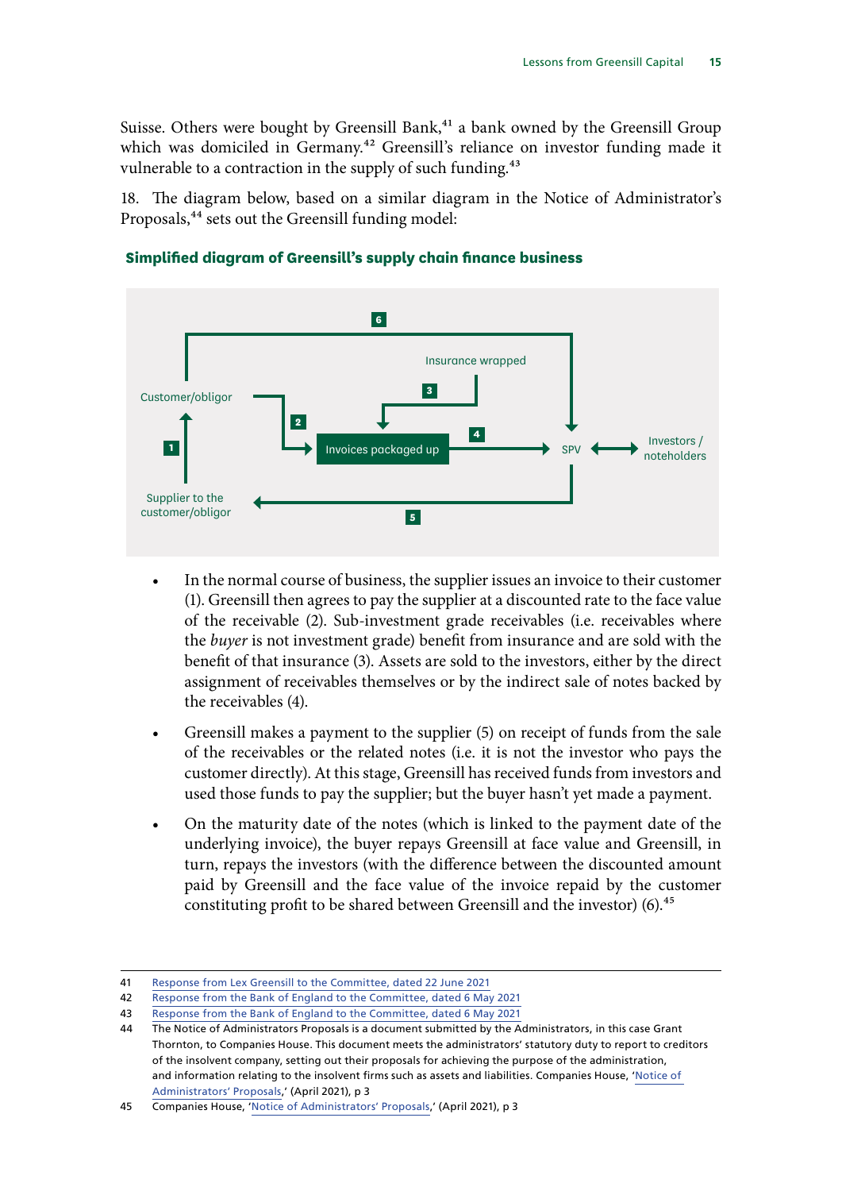Suisse. Others were bought by Greensill Bank,[41] a bank owned by the Greensill Group which was domiciled in Germany.[42] Greensill's reliance on investor funding made it vulnerable to a contraction in the supply of such funding.[43]

18. The diagram below, based on a similar diagram in the Notice of Administrator's Proposals,[44] sets out the Greensill funding model:

**Simplified diagram of Greensill's supply chain finance business**

- In the normal course of business, the supplier issues an invoice to their customer (1). Greensill then agrees to pay the supplier at a discounted rate to the face value of the receivable (2). Sub-investment grade receivables (i.e. receivables where the *buyer* is not investment grade) benefit from insurance and are sold with the benefit of that insurance (3). Assets are sold to the investors, either by the direct assignment of receivables themselves or by the indirect sale of notes backed by the receivables (4).
- Greensill makes a payment to the supplier (5) on receipt of funds from the sale of the receivables or the related notes (i.e. it is not the investor who pays the customer directly). At this stage, Greensill has received funds from investors and used those funds to pay the supplier; but the buyer hasn't yet made a payment.
- On the maturity date of the notes (which is linked to the payment date of the underlying invoice), the buyer repays Greensill at face value and Greensill, in turn, repays the investors (with the difference between the discounted amount paid by Greensill and the face value of the invoice repaid by the customer constituting profit to be shared between Greensill and the investor) (6).[45]

---

41 Response from Lex Greensill to the Committee, dated 22 June 2021

42 Response from the Bank of England to the Committee, dated 6 May 2021

43 Response from the Bank of England to the Committee, dated 6 May 2021

44 The Notice of Administrators Proposals is a document submitted by the Administrators, in this case Grant Thornton, to Companies House. This document meets the administrators' statutory duty to report to creditors of the insolvent company, setting out their proposals for achieving the purpose of the administration, and information relating to the insolvent firms such as assets and liabilities. Companies House, 'Notice of Administrators' Proposals,' (April 2021), p 3

45 Companies House, 'Notice of Administrators' Proposals,' (April 2021), p 3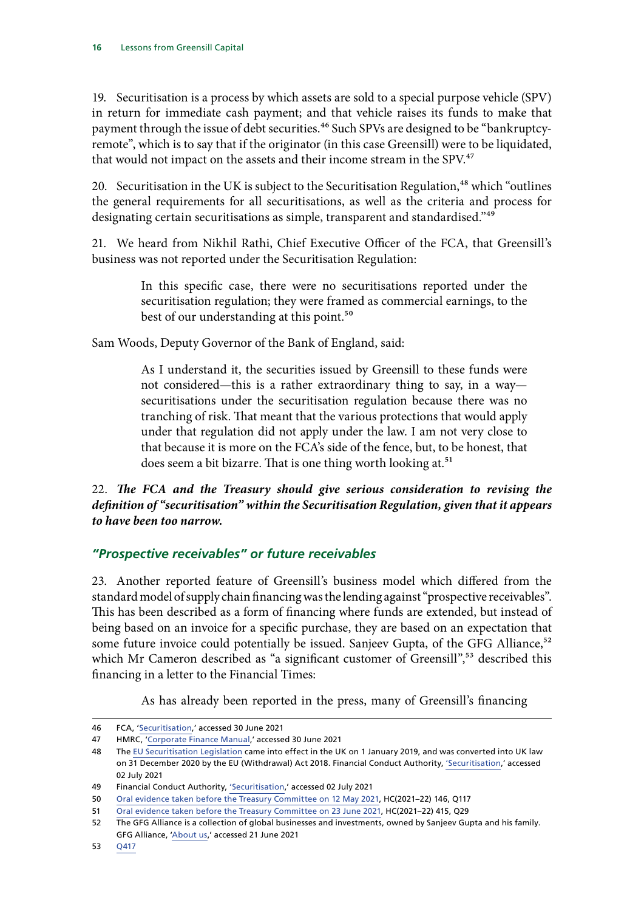19. Securitisation is a process by which assets are sold to a special purpose vehicle (SPV) in return for immediate cash payment; and that vehicle raises its funds to make that payment through the issue of debt securities.[46] Such SPVs are designed to be "bankruptcy-remote", which is to say that if the originator (in this case Greensill) were to be liquidated, that would not impact on the assets and their income stream in the SPV.[47]

20. Securitisation in the UK is subject to the Securitisation Regulation,[48] which "outlines the general requirements for all securitisations, as well as the criteria and process for designating certain securitisations as simple, transparent and standardised."[49]

21. We heard from Nikhil Rathi, Chief Executive Officer of the FCA, that Greensill's business was not reported under the Securitisation Regulation:

> In this specific case, there were no securitisations reported under the securitisation regulation; they were framed as commercial earnings, to the best of our understanding at this point.[50]

Sam Woods, Deputy Governor of the Bank of England, said:

> As I understand it, the securities issued by Greensill to these funds were not considered—this is a rather extraordinary thing to say, in a way—securitisations under the securitisation regulation because there was no tranching of risk. That meant that the various protections that would apply under that regulation did not apply under the law. I am not very close to that because it is more on the FCA's side of the fence, but, to be honest, that does seem a bit bizarre. That is one thing worth looking at.[51]

22. ***The FCA and the Treasury should give serious consideration to revising the definition of "securitisation" within the Securitisation Regulation, given that it appears to have been too narrow.***

### *"Prospective receivables" or future receivables*

23. Another reported feature of Greensill's business model which differed from the standard model of supply chain financing was the lending against "prospective receivables". This has been described as a form of financing where funds are extended, but instead of being based on an invoice for a specific purchase, they are based on an expectation that some future invoice could potentially be issued. Sanjeev Gupta, of the GFG Alliance,[52] which Mr Cameron described as "a significant customer of Greensill",[53] described this financing in a letter to the Financial Times:

> As has already been reported in the press, many of Greensill's financing

---

46 FCA, 'Securitisation,' accessed 30 June 2021

47 HMRC, 'Corporate Finance Manual,' accessed 30 June 2021

48 The EU Securitisation Legislation came into effect in the UK on 1 January 2019, and was converted into UK law on 31 December 2020 by the EU (Withdrawal) Act 2018. Financial Conduct Authority, 'Securitisation,' accessed 02 July 2021

49 Financial Conduct Authority, 'Securitisation,' accessed 02 July 2021

50 Oral evidence taken before the Treasury Committee on 12 May 2021, HC(2021–22) 146, Q117

51 Oral evidence taken before the Treasury Committee on 23 June 2021, HC(2021–22) 415, Q29

52 The GFG Alliance is a collection of global businesses and investments, owned by Sanjeev Gupta and his family. GFG Alliance, 'About us,' accessed 21 June 2021

53 Q417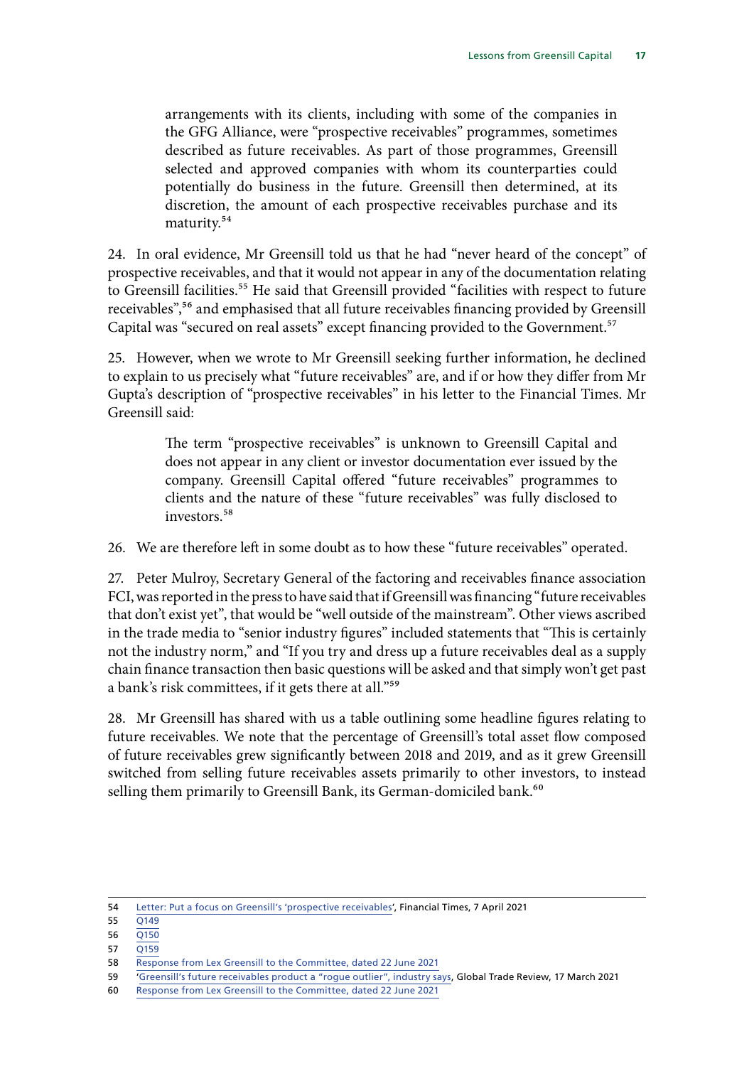> arrangements with its clients, including with some of the companies in the GFG Alliance, were "prospective receivables" programmes, sometimes described as future receivables. As part of those programmes, Greensill selected and approved companies with whom its counterparties could potentially do business in the future. Greensill then determined, at its discretion, the amount of each prospective receivables purchase and its maturity.[54]

24. In oral evidence, Mr Greensill told us that he had "never heard of the concept" of prospective receivables, and that it would not appear in any of the documentation relating to Greensill facilities.[55] He said that Greensill provided "facilities with respect to future receivables",[56] and emphasised that all future receivables financing provided by Greensill Capital was "secured on real assets" except financing provided to the Government.[57]

25. However, when we wrote to Mr Greensill seeking further information, he declined to explain to us precisely what "future receivables" are, and if or how they differ from Mr Gupta's description of "prospective receivables" in his letter to the Financial Times. Mr Greensill said:

> The term "prospective receivables" is unknown to Greensill Capital and does not appear in any client or investor documentation ever issued by the company. Greensill Capital offered "future receivables" programmes to clients and the nature of these "future receivables" was fully disclosed to investors.[58]

26. We are therefore left in some doubt as to how these "future receivables" operated.

27. Peter Mulroy, Secretary General of the factoring and receivables finance association FCI, was reported in the press to have said that if Greensill was financing "future receivables that don't exist yet", that would be "well outside of the mainstream". Other views ascribed in the trade media to "senior industry figures" included statements that "This is certainly not the industry norm," and "If you try and dress up a future receivables deal as a supply chain finance transaction then basic questions will be asked and that simply won't get past a bank's risk committees, if it gets there at all."[59]

28. Mr Greensill has shared with us a table outlining some headline figures relating to future receivables. We note that the percentage of Greensill's total asset flow composed of future receivables grew significantly between 2018 and 2019, and as it grew Greensill switched from selling future receivables assets primarily to other investors, to instead selling them primarily to Greensill Bank, its German-domiciled bank.[60]

---

54 Letter: Put a focus on Greensill's 'prospective receivables', Financial Times, 7 April 2021

55 Q149

56 Q150

57 Q159

58 Response from Lex Greensill to the Committee, dated 22 June 2021

59 'Greensill's future receivables product a "rogue outlier", industry says, Global Trade Review, 17 March 2021

60 Response from Lex Greensill to the Committee, dated 22 June 2021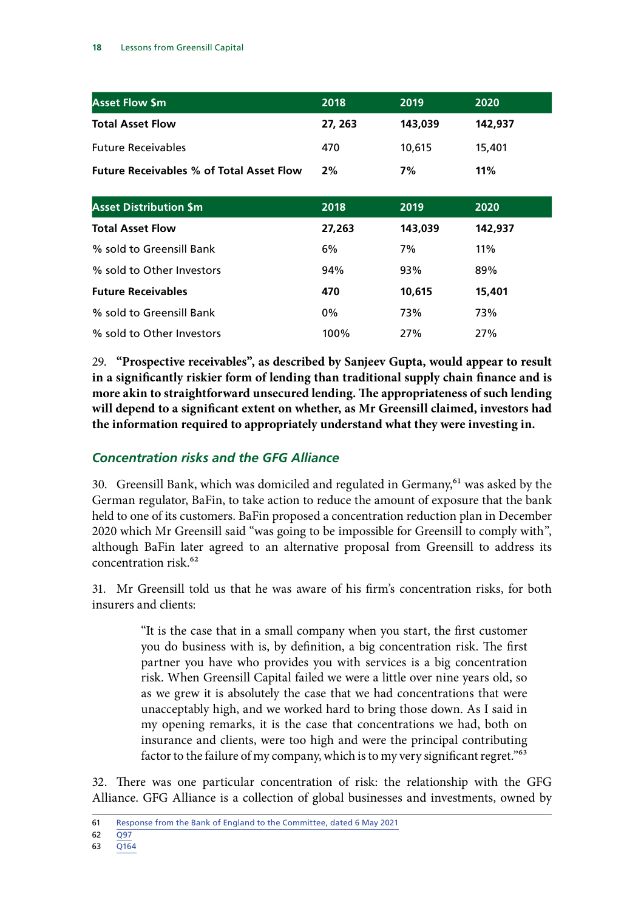| Asset Flow $m | 2018 | 2019 | 2020 |
|---|---|---|---|
| **Total Asset Flow** | **27, 263** | **143,039** | **142,937** |
| Future Receivables | 470 | 10,615 | 15,401 |
| **Future Receivables % of Total Asset Flow** | **2%** | **7%** | **11%** |

| Asset Distribution $m | 2018 | 2019 | 2020 |
|---|---|---|---|
| **Total Asset Flow** | **27,263** | **143,039** | **142,937** |
| % sold to Greensill Bank | 6% | 7% | 11% |
| % sold to Other Investors | 94% | 93% | 89% |
| **Future Receivables** | **470** | **10,615** | **15,401** |
| % sold to Greensill Bank | 0% | 73% | 73% |
| % sold to Other Investors | 100% | 27% | 27% |

29. **"Prospective receivables", as described by Sanjeev Gupta, would appear to result in a significantly riskier form of lending than traditional supply chain finance and is more akin to straightforward unsecured lending. The appropriateness of such lending will depend to a significant extent on whether, as Mr Greensill claimed, investors had the information required to appropriately understand what they were investing in.**

### *Concentration risks and the GFG Alliance*

30. Greensill Bank, which was domiciled and regulated in Germany,[61] was asked by the German regulator, BaFin, to take action to reduce the amount of exposure that the bank held to one of its customers. BaFin proposed a concentration reduction plan in December 2020 which Mr Greensill said "was going to be impossible for Greensill to comply with", although BaFin later agreed to an alternative proposal from Greensill to address its concentration risk.[62]

31. Mr Greensill told us that he was aware of his firm's concentration risks, for both insurers and clients:

> "It is the case that in a small company when you start, the first customer you do business with is, by definition, a big concentration risk. The first partner you have who provides you with services is a big concentration risk. When Greensill Capital failed we were a little over nine years old, so as we grew it is absolutely the case that we had concentrations that were unacceptably high, and we worked hard to bring those down. As I said in my opening remarks, it is the case that concentrations we had, both on insurance and clients, were too high and were the principal contributing factor to the failure of my company, which is to my very significant regret."[63]

32. There was one particular concentration of risk: the relationship with the GFG Alliance. GFG Alliance is a collection of global businesses and investments, owned by

61 Response from the Bank of England to the Committee, dated 6 May 2021
62 Q97
63 Q164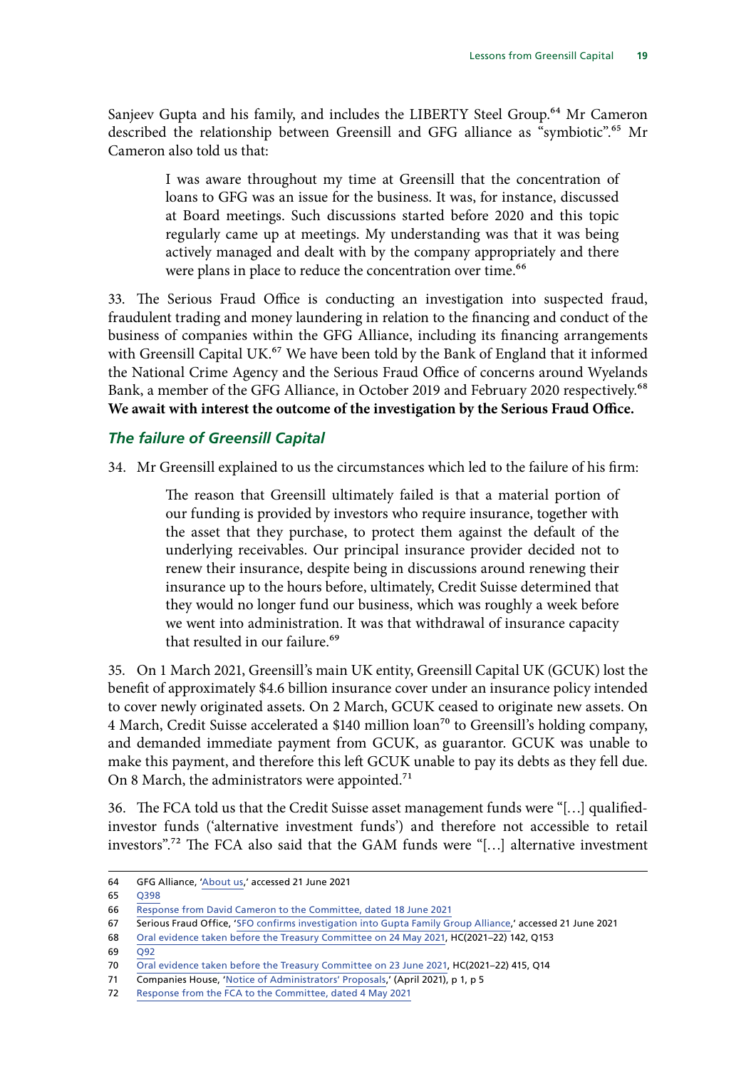Sanjeev Gupta and his family, and includes the LIBERTY Steel Group.[64] Mr Cameron described the relationship between Greensill and GFG alliance as "symbiotic".[65] Mr Cameron also told us that:

> I was aware throughout my time at Greensill that the concentration of loans to GFG was an issue for the business. It was, for instance, discussed at Board meetings. Such discussions started before 2020 and this topic regularly came up at meetings. My understanding was that it was being actively managed and dealt with by the company appropriately and there were plans in place to reduce the concentration over time.[66]

33. The Serious Fraud Office is conducting an investigation into suspected fraud, fraudulent trading and money laundering in relation to the financing and conduct of the business of companies within the GFG Alliance, including its financing arrangements with Greensill Capital UK.[67] We have been told by the Bank of England that it informed the National Crime Agency and the Serious Fraud Office of concerns around Wyelands Bank, a member of the GFG Alliance, in October 2019 and February 2020 respectively.[68] **We await with interest the outcome of the investigation by the Serious Fraud Office.**

### *The failure of Greensill Capital*

34. Mr Greensill explained to us the circumstances which led to the failure of his firm:

> The reason that Greensill ultimately failed is that a material portion of our funding is provided by investors who require insurance, together with the asset that they purchase, to protect them against the default of the underlying receivables. Our principal insurance provider decided not to renew their insurance, despite being in discussions around renewing their insurance up to the hours before, ultimately, Credit Suisse determined that they would no longer fund our business, which was roughly a week before we went into administration. It was that withdrawal of insurance capacity that resulted in our failure.[69]

35. On 1 March 2021, Greensill's main UK entity, Greensill Capital UK (GCUK) lost the benefit of approximately \$4.6 billion insurance cover under an insurance policy intended to cover newly originated assets. On 2 March, GCUK ceased to originate new assets. On 4 March, Credit Suisse accelerated a \$140 million loan[70] to Greensill's holding company, and demanded immediate payment from GCUK, as guarantor. GCUK was unable to make this payment, and therefore this left GCUK unable to pay its debts as they fell due. On 8 March, the administrators were appointed.[71]

36. The FCA told us that the Credit Suisse asset management funds were "[…] qualified-investor funds ('alternative investment funds') and therefore not accessible to retail investors".[72] The FCA also said that the GAM funds were "[…] alternative investment

---

64 GFG Alliance, 'About us,' accessed 21 June 2021

65 Q398

66 Response from David Cameron to the Committee, dated 18 June 2021

67 Serious Fraud Office, 'SFO confirms investigation into Gupta Family Group Alliance,' accessed 21 June 2021

68 Oral evidence taken before the Treasury Committee on 24 May 2021, HC(2021–22) 142, Q153

69 Q92

70 Oral evidence taken before the Treasury Committee on 23 June 2021, HC(2021–22) 415, Q14

71 Companies House, 'Notice of Administrators' Proposals,' (April 2021), p 1, p 5

72 Response from the FCA to the Committee, dated 4 May 2021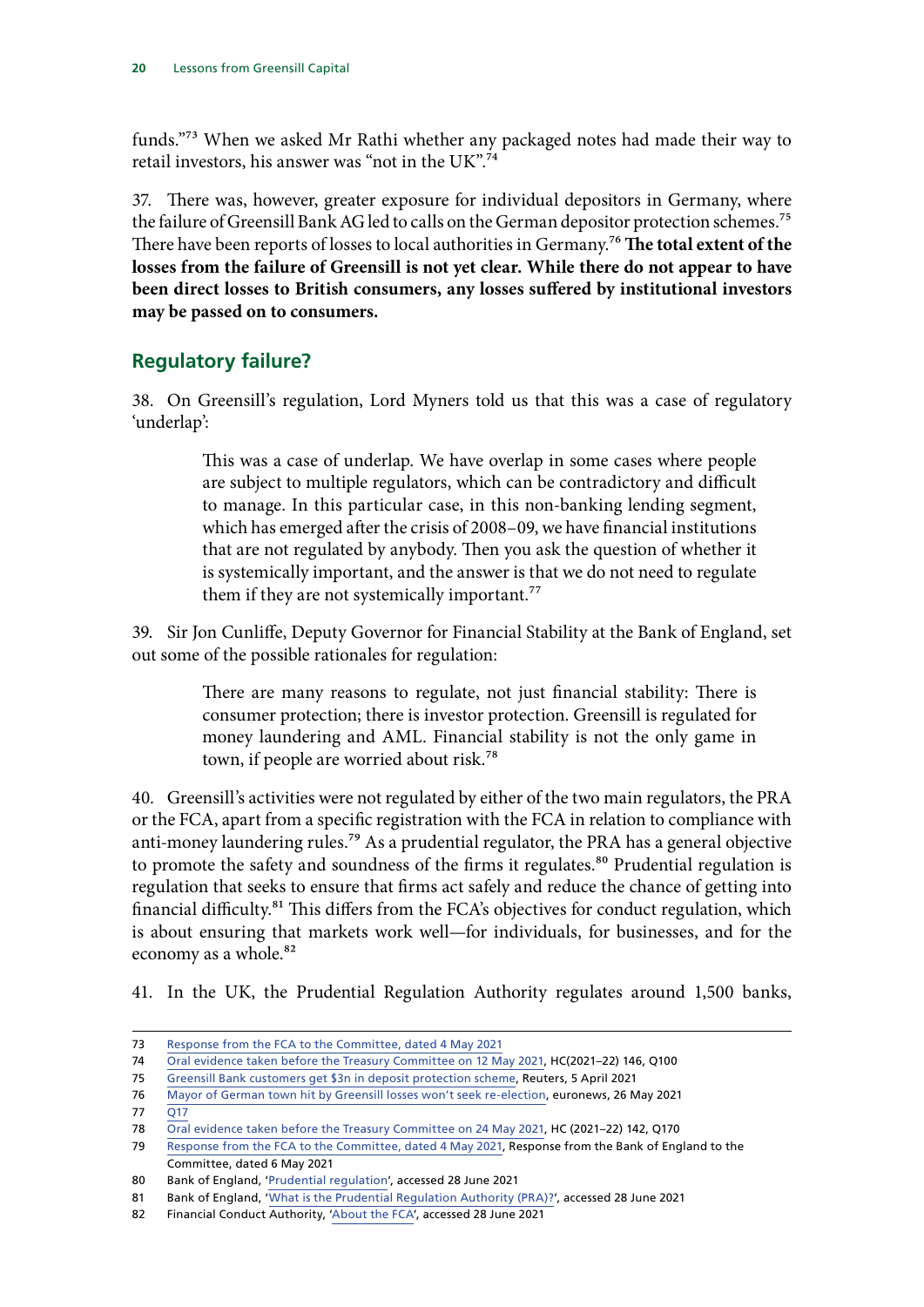funds."[73] When we asked Mr Rathi whether any packaged notes had made their way to retail investors, his answer was "not in the UK".[74]

37. There was, however, greater exposure for individual depositors in Germany, where the failure of Greensill Bank AG led to calls on the German depositor protection schemes.[75] There have been reports of losses to local authorities in Germany.[76] **The total extent of the losses from the failure of Greensill is not yet clear. While there do not appear to have been direct losses to British consumers, any losses suffered by institutional investors may be passed on to consumers.**

## Regulatory failure?

38. On Greensill's regulation, Lord Myners told us that this was a case of regulatory 'underlap':

> This was a case of underlap. We have overlap in some cases where people are subject to multiple regulators, which can be contradictory and difficult to manage. In this particular case, in this non-banking lending segment, which has emerged after the crisis of 2008–09, we have financial institutions that are not regulated by anybody. Then you ask the question of whether it is systemically important, and the answer is that we do not need to regulate them if they are not systemically important.[77]

39. Sir Jon Cunliffe, Deputy Governor for Financial Stability at the Bank of England, set out some of the possible rationales for regulation:

> There are many reasons to regulate, not just financial stability: There is consumer protection; there is investor protection. Greensill is regulated for money laundering and AML. Financial stability is not the only game in town, if people are worried about risk.[78]

40. Greensill's activities were not regulated by either of the two main regulators, the PRA or the FCA, apart from a specific registration with the FCA in relation to compliance with anti-money laundering rules.[79] As a prudential regulator, the PRA has a general objective to promote the safety and soundness of the firms it regulates.[80] Prudential regulation is regulation that seeks to ensure that firms act safely and reduce the chance of getting into financial difficulty.[81] This differs from the FCA's objectives for conduct regulation, which is about ensuring that markets work well—for individuals, for businesses, and for the economy as a whole.[82]

41. In the UK, the Prudential Regulation Authority regulates around 1,500 banks,

---

73 Response from the FCA to the Committee, dated 4 May 2021

74 Oral evidence taken before the Treasury Committee on 12 May 2021, HC(2021–22) 146, Q100

75 Greensill Bank customers get $3n in deposit protection scheme, Reuters, 5 April 2021

76 Mayor of German town hit by Greensill losses won't seek re-election, euronews, 26 May 2021

77 Q17

78 Oral evidence taken before the Treasury Committee on 24 May 2021, HC (2021–22) 142, Q170

79 Response from the FCA to the Committee, dated 4 May 2021, Response from the Bank of England to the Committee, dated 6 May 2021

80 Bank of England, 'Prudential regulation', accessed 28 June 2021

81 Bank of England, 'What is the Prudential Regulation Authority (PRA)?', accessed 28 June 2021

82 Financial Conduct Authority, 'About the FCA', accessed 28 June 2021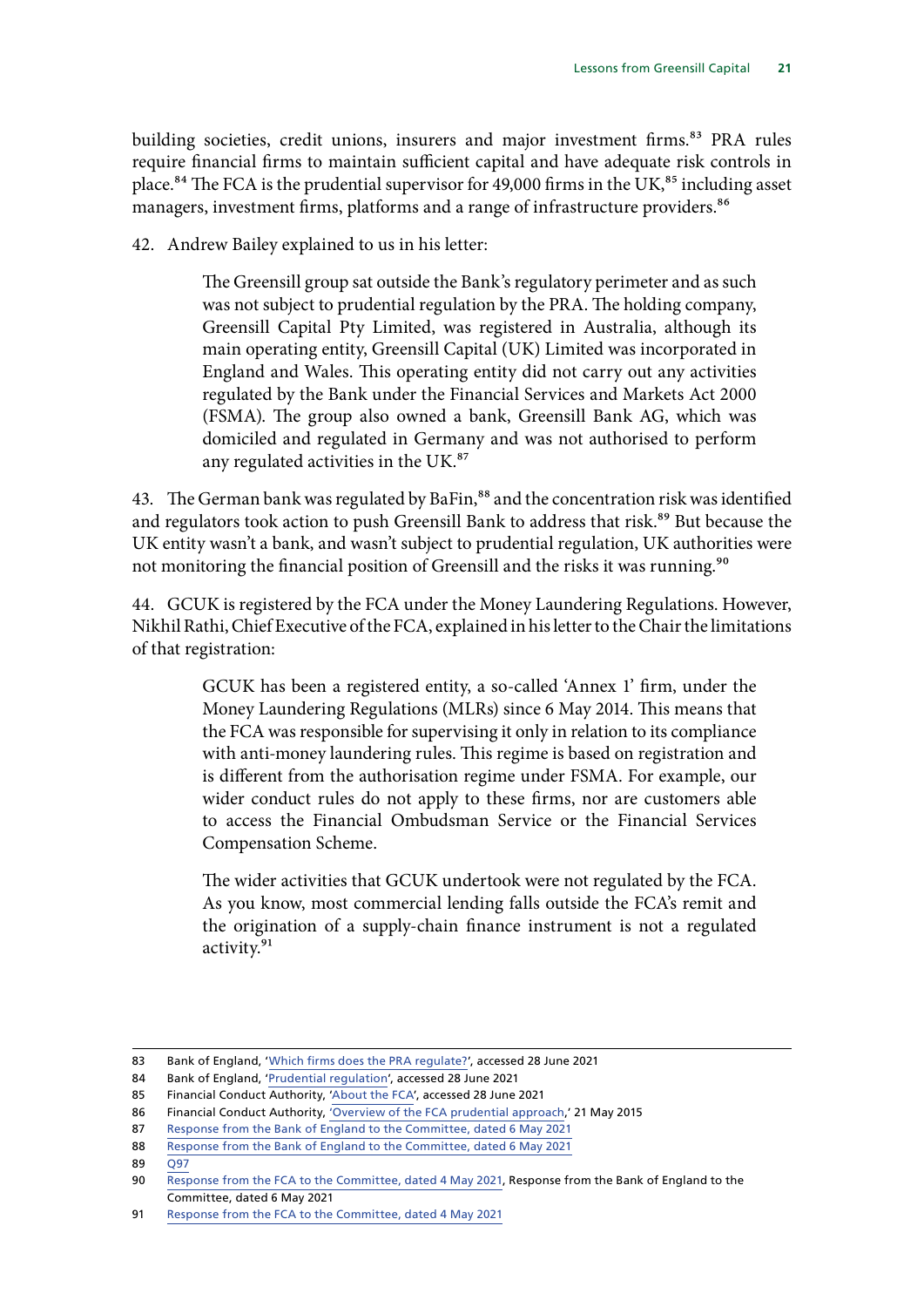building societies, credit unions, insurers and major investment firms.[83] PRA rules require financial firms to maintain sufficient capital and have adequate risk controls in place.[84] The FCA is the prudential supervisor for 49,000 firms in the UK,[85] including asset managers, investment firms, platforms and a range of infrastructure providers.[86]

42. Andrew Bailey explained to us in his letter:

> The Greensill group sat outside the Bank's regulatory perimeter and as such was not subject to prudential regulation by the PRA. The holding company, Greensill Capital Pty Limited, was registered in Australia, although its main operating entity, Greensill Capital (UK) Limited was incorporated in England and Wales. This operating entity did not carry out any activities regulated by the Bank under the Financial Services and Markets Act 2000 (FSMA). The group also owned a bank, Greensill Bank AG, which was domiciled and regulated in Germany and was not authorised to perform any regulated activities in the UK.[87]

43. The German bank was regulated by BaFin,[88] and the concentration risk was identified and regulators took action to push Greensill Bank to address that risk.[89] But because the UK entity wasn't a bank, and wasn't subject to prudential regulation, UK authorities were not monitoring the financial position of Greensill and the risks it was running.[90]

44. GCUK is registered by the FCA under the Money Laundering Regulations. However, Nikhil Rathi, Chief Executive of the FCA, explained in his letter to the Chair the limitations of that registration:

> GCUK has been a registered entity, a so-called 'Annex 1' firm, under the Money Laundering Regulations (MLRs) since 6 May 2014. This means that the FCA was responsible for supervising it only in relation to its compliance with anti-money laundering rules. This regime is based on registration and is different from the authorisation regime under FSMA. For example, our wider conduct rules do not apply to these firms, nor are customers able to access the Financial Ombudsman Service or the Financial Services Compensation Scheme.
>
> The wider activities that GCUK undertook were not regulated by the FCA. As you know, most commercial lending falls outside the FCA's remit and the origination of a supply-chain finance instrument is not a regulated activity.[91]

---

83 Bank of England, 'Which firms does the PRA regulate?', accessed 28 June 2021

84 Bank of England, 'Prudential regulation', accessed 28 June 2021

85 Financial Conduct Authority, 'About the FCA', accessed 28 June 2021

86 Financial Conduct Authority, 'Overview of the FCA prudential approach,' 21 May 2015

87 Response from the Bank of England to the Committee, dated 6 May 2021

88 Response from the Bank of England to the Committee, dated 6 May 2021

89 Q97

90 Response from the FCA to the Committee, dated 4 May 2021, Response from the Bank of England to the Committee, dated 6 May 2021

91 Response from the FCA to the Committee, dated 4 May 2021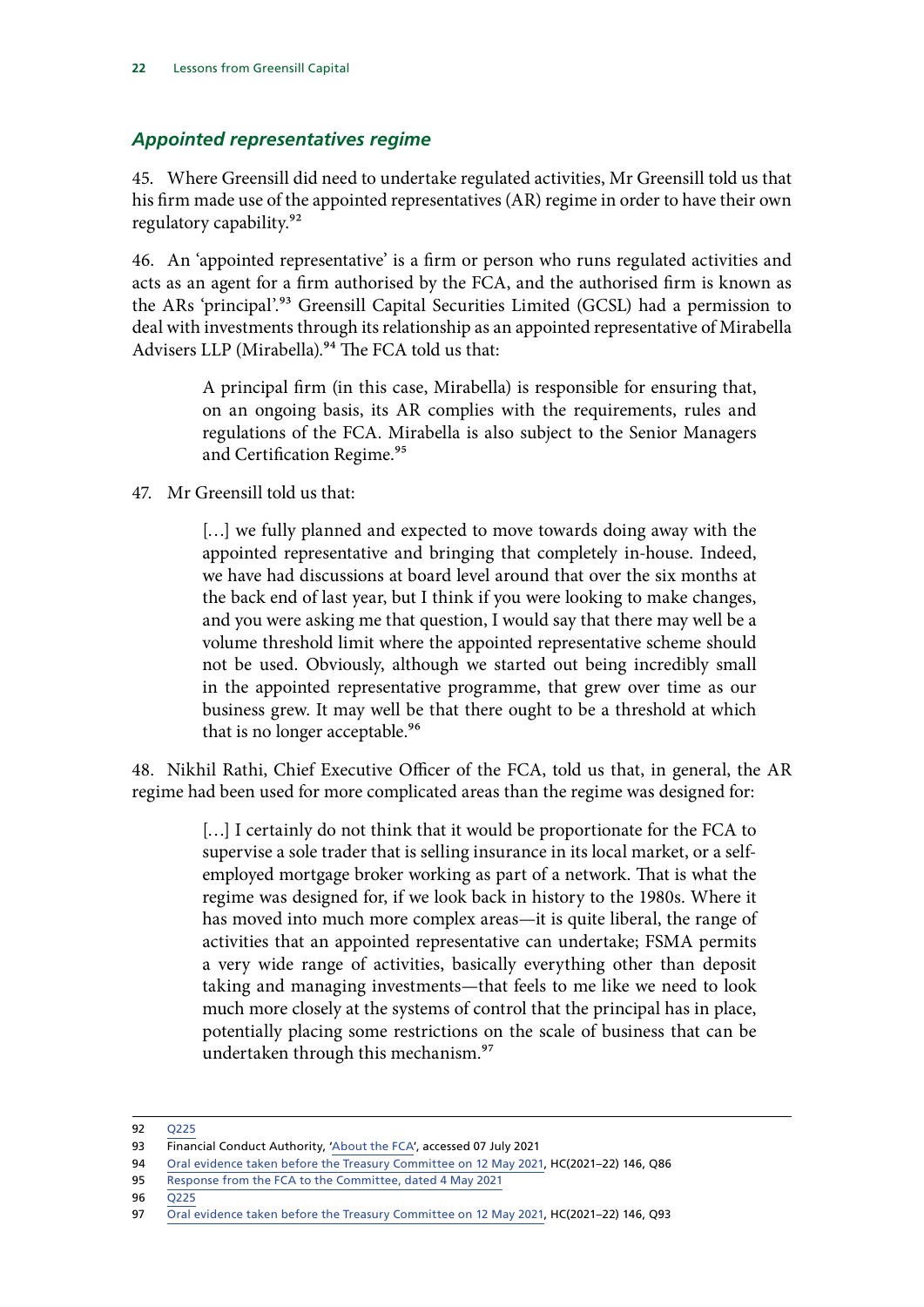### *Appointed representatives regime*

45. Where Greensill did need to undertake regulated activities, Mr Greensill told us that his firm made use of the appointed representatives (AR) regime in order to have their own regulatory capability.[92]

46. An 'appointed representative' is a firm or person who runs regulated activities and acts as an agent for a firm authorised by the FCA, and the authorised firm is known as the ARs 'principal'.[93] Greensill Capital Securities Limited (GCSL) had a permission to deal with investments through its relationship as an appointed representative of Mirabella Advisers LLP (Mirabella).[94] The FCA told us that:

> A principal firm (in this case, Mirabella) is responsible for ensuring that, on an ongoing basis, its AR complies with the requirements, rules and regulations of the FCA. Mirabella is also subject to the Senior Managers and Certification Regime.[95]

47. Mr Greensill told us that:

> […] we fully planned and expected to move towards doing away with the appointed representative and bringing that completely in-house. Indeed, we have had discussions at board level around that over the six months at the back end of last year, but I think if you were looking to make changes, and you were asking me that question, I would say that there may well be a volume threshold limit where the appointed representative scheme should not be used. Obviously, although we started out being incredibly small in the appointed representative programme, that grew over time as our business grew. It may well be that there ought to be a threshold at which that is no longer acceptable.[96]

48. Nikhil Rathi, Chief Executive Officer of the FCA, told us that, in general, the AR regime had been used for more complicated areas than the regime was designed for:

> […] I certainly do not think that it would be proportionate for the FCA to supervise a sole trader that is selling insurance in its local market, or a self-employed mortgage broker working as part of a network. That is what the regime was designed for, if we look back in history to the 1980s. Where it has moved into much more complex areas—it is quite liberal, the range of activities that an appointed representative can undertake; FSMA permits a very wide range of activities, basically everything other than deposit taking and managing investments—that feels to me like we need to look much more closely at the systems of control that the principal has in place, potentially placing some restrictions on the scale of business that can be undertaken through this mechanism.[97]

---

92 Q225
93 Financial Conduct Authority, 'About the FCA', accessed 07 July 2021
94 Oral evidence taken before the Treasury Committee on 12 May 2021, HC(2021–22) 146, Q86
95 Response from the FCA to the Committee, dated 4 May 2021
96 Q225
97 Oral evidence taken before the Treasury Committee on 12 May 2021, HC(2021–22) 146, Q93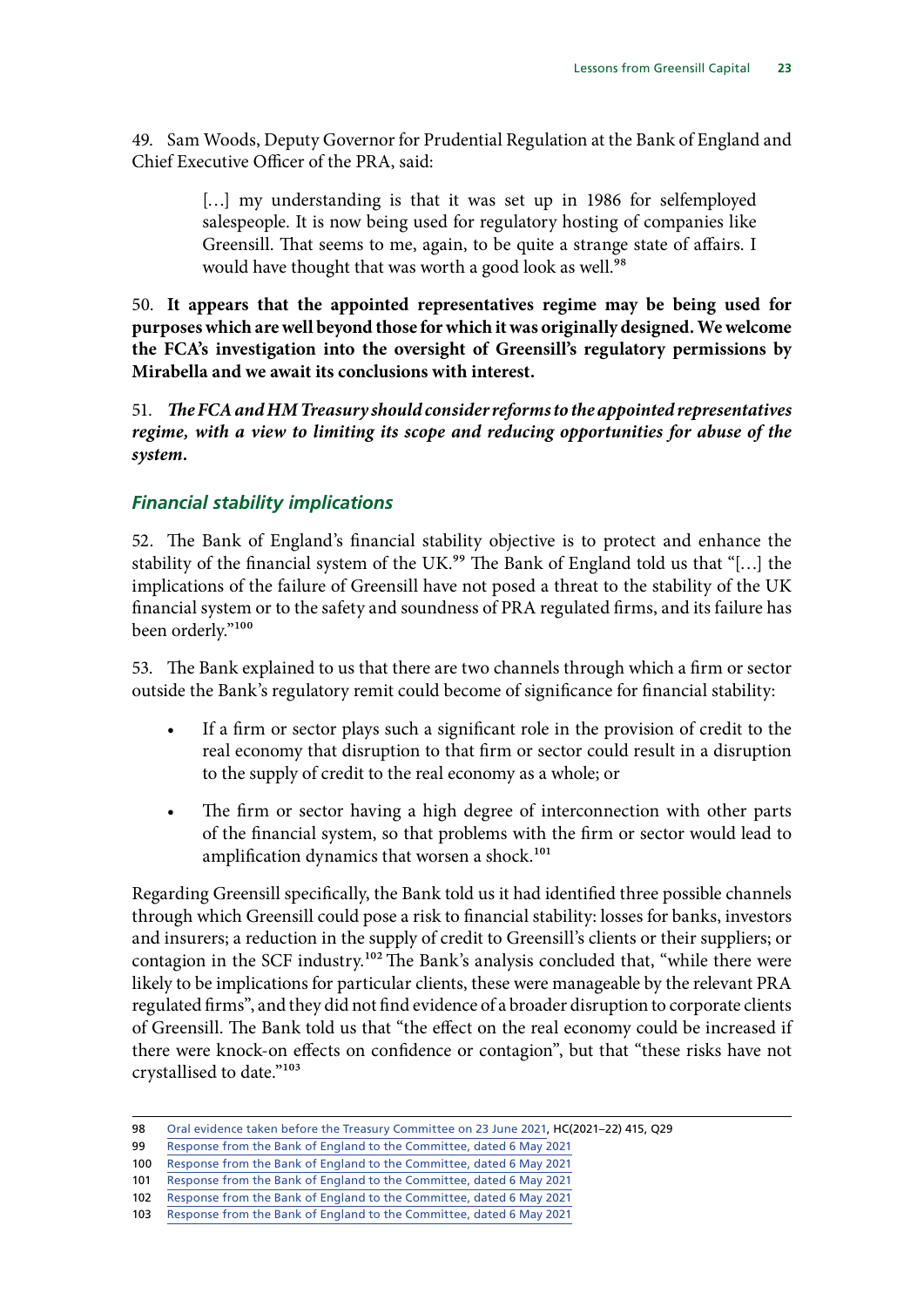49. Sam Woods, Deputy Governor for Prudential Regulation at the Bank of England and Chief Executive Officer of the PRA, said:

> […] my understanding is that it was set up in 1986 for selfemployed salespeople. It is now being used for regulatory hosting of companies like Greensill. That seems to me, again, to be quite a strange state of affairs. I would have thought that was worth a good look as well.[98]

50. **It appears that the appointed representatives regime may be being used for purposes which are well beyond those for which it was originally designed. We welcome the FCA's investigation into the oversight of Greensill's regulatory permissions by Mirabella and we await its conclusions with interest.**

51. ***The FCA and HM Treasury should consider reforms to the appointed representatives regime, with a view to limiting its scope and reducing opportunities for abuse of the system.***

### *Financial stability implications*

52. The Bank of England's financial stability objective is to protect and enhance the stability of the financial system of the UK.[99] The Bank of England told us that "[…] the implications of the failure of Greensill have not posed a threat to the stability of the UK financial system or to the safety and soundness of PRA regulated firms, and its failure has been orderly."[100]

53. The Bank explained to us that there are two channels through which a firm or sector outside the Bank's regulatory remit could become of significance for financial stability:

- If a firm or sector plays such a significant role in the provision of credit to the real economy that disruption to that firm or sector could result in a disruption to the supply of credit to the real economy as a whole; or
- The firm or sector having a high degree of interconnection with other parts of the financial system, so that problems with the firm or sector would lead to amplification dynamics that worsen a shock.[101]

Regarding Greensill specifically, the Bank told us it had identified three possible channels through which Greensill could pose a risk to financial stability: losses for banks, investors and insurers; a reduction in the supply of credit to Greensill's clients or their suppliers; or contagion in the SCF industry.[102] The Bank's analysis concluded that, "while there were likely to be implications for particular clients, these were manageable by the relevant PRA regulated firms", and they did not find evidence of a broader disruption to corporate clients of Greensill. The Bank told us that "the effect on the real economy could be increased if there were knock-on effects on confidence or contagion", but that "these risks have not crystallised to date."[103]

---

98 Oral evidence taken before the Treasury Committee on 23 June 2021, HC(2021–22) 415, Q29

99 Response from the Bank of England to the Committee, dated 6 May 2021

100 Response from the Bank of England to the Committee, dated 6 May 2021

101 Response from the Bank of England to the Committee, dated 6 May 2021

102 Response from the Bank of England to the Committee, dated 6 May 2021

103 Response from the Bank of England to the Committee, dated 6 May 2021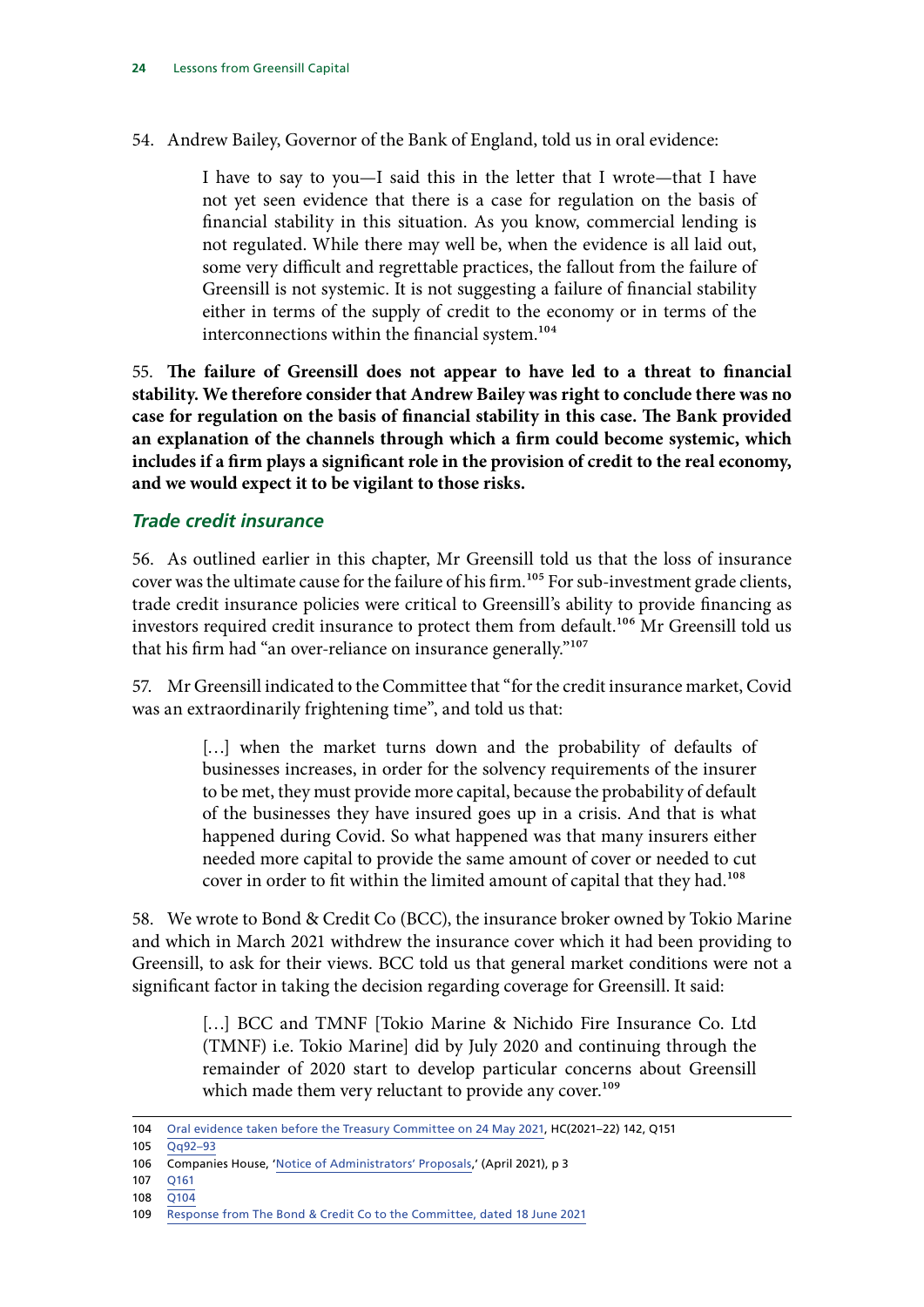54. Andrew Bailey, Governor of the Bank of England, told us in oral evidence:

> I have to say to you—I said this in the letter that I wrote—that I have not yet seen evidence that there is a case for regulation on the basis of financial stability in this situation. As you know, commercial lending is not regulated. While there may well be, when the evidence is all laid out, some very difficult and regrettable practices, the fallout from the failure of Greensill is not systemic. It is not suggesting a failure of financial stability either in terms of the supply of credit to the economy or in terms of the interconnections within the financial system.[104]

55. **The failure of Greensill does not appear to have led to a threat to financial stability. We therefore consider that Andrew Bailey was right to conclude there was no case for regulation on the basis of financial stability in this case. The Bank provided an explanation of the channels through which a firm could become systemic, which includes if a firm plays a significant role in the provision of credit to the real economy, and we would expect it to be vigilant to those risks.**

### *Trade credit insurance*

56. As outlined earlier in this chapter, Mr Greensill told us that the loss of insurance cover was the ultimate cause for the failure of his firm.[105] For sub-investment grade clients, trade credit insurance policies were critical to Greensill's ability to provide financing as investors required credit insurance to protect them from default.[106] Mr Greensill told us that his firm had "an over-reliance on insurance generally."[107]

57. Mr Greensill indicated to the Committee that "for the credit insurance market, Covid was an extraordinarily frightening time", and told us that:

> […] when the market turns down and the probability of defaults of businesses increases, in order for the solvency requirements of the insurer to be met, they must provide more capital, because the probability of default of the businesses they have insured goes up in a crisis. And that is what happened during Covid. So what happened was that many insurers either needed more capital to provide the same amount of cover or needed to cut cover in order to fit within the limited amount of capital that they had.[108]

58. We wrote to Bond & Credit Co (BCC), the insurance broker owned by Tokio Marine and which in March 2021 withdrew the insurance cover which it had been providing to Greensill, to ask for their views. BCC told us that general market conditions were not a significant factor in taking the decision regarding coverage for Greensill. It said:

> […] BCC and TMNF [Tokio Marine & Nichido Fire Insurance Co. Ltd (TMNF) i.e. Tokio Marine] did by July 2020 and continuing through the remainder of 2020 start to develop particular concerns about Greensill which made them very reluctant to provide any cover.[109]

---

104 Oral evidence taken before the Treasury Committee on 24 May 2021, HC(2021–22) 142, Q151

105 Qq92–93

106 Companies House, 'Notice of Administrators' Proposals,' (April 2021), p 3

107 Q161

108 Q104

109 Response from The Bond & Credit Co to the Committee, dated 18 June 2021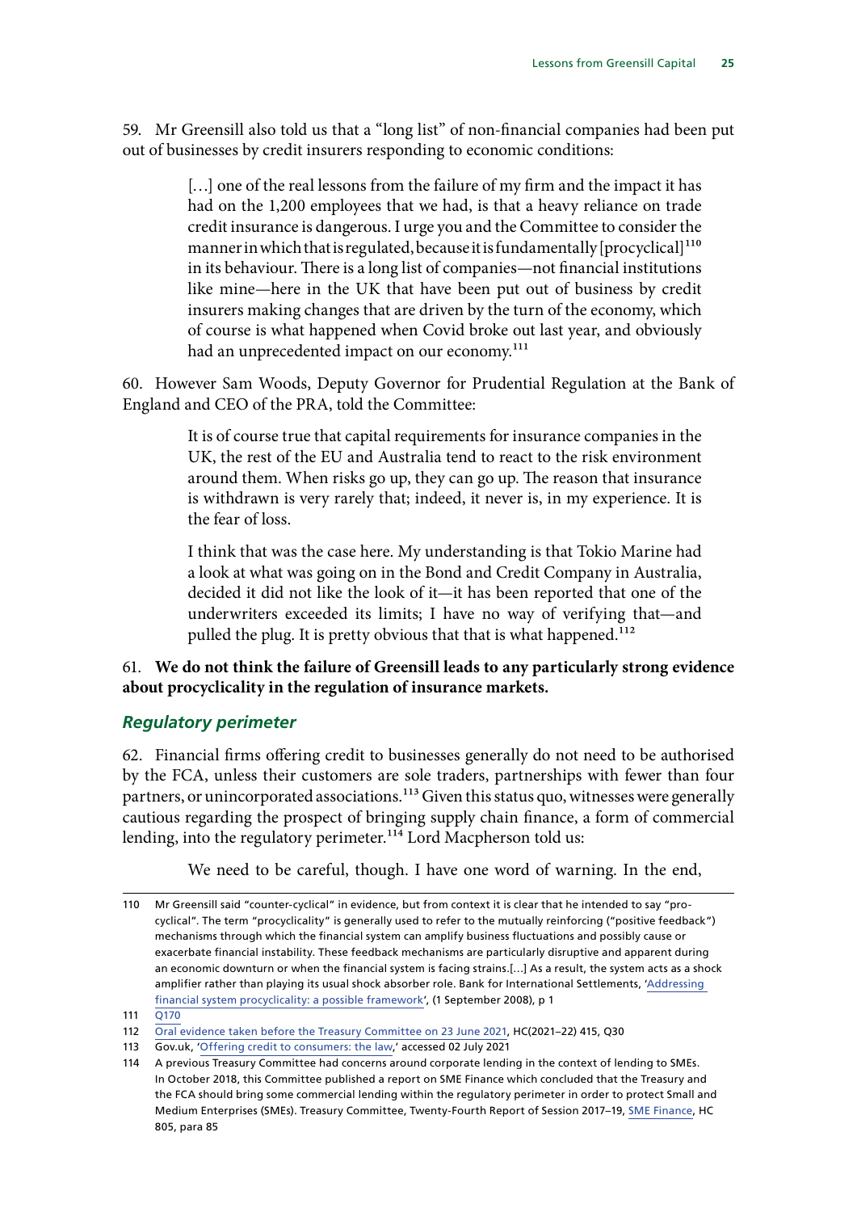59. Mr Greensill also told us that a “long list” of non-financial companies had been put out of businesses by credit insurers responding to economic conditions:

> […] one of the real lessons from the failure of my firm and the impact it has had on the 1,200 employees that we had, is that a heavy reliance on trade credit insurance is dangerous. I urge you and the Committee to consider the manner in which that is regulated, because it is fundamentally [procyclical][110] in its behaviour. There is a long list of companies—not financial institutions like mine—here in the UK that have been put out of business by credit insurers making changes that are driven by the turn of the economy, which of course is what happened when Covid broke out last year, and obviously had an unprecedented impact on our economy.[111]

60. However Sam Woods, Deputy Governor for Prudential Regulation at the Bank of England and CEO of the PRA, told the Committee:

> It is of course true that capital requirements for insurance companies in the UK, the rest of the EU and Australia tend to react to the risk environment around them. When risks go up, they can go up. The reason that insurance is withdrawn is very rarely that; indeed, it never is, in my experience. It is the fear of loss.
>
> I think that was the case here. My understanding is that Tokio Marine had a look at what was going on in the Bond and Credit Company in Australia, decided it did not like the look of it—it has been reported that one of the underwriters exceeded its limits; I have no way of verifying that—and pulled the plug. It is pretty obvious that that is what happened.[112]

61. **We do not think the failure of Greensill leads to any particularly strong evidence about procyclicality in the regulation of insurance markets.**

### *Regulatory perimeter*

62. Financial firms offering credit to businesses generally do not need to be authorised by the FCA, unless their customers are sole traders, partnerships with fewer than four partners, or unincorporated associations.[113] Given this status quo, witnesses were generally cautious regarding the prospect of bringing supply chain finance, a form of commercial lending, into the regulatory perimeter.[114] Lord Macpherson told us:

> We need to be careful, though. I have one word of warning. In the end,

---

110 Mr Greensill said “counter-cyclical” in evidence, but from context it is clear that he intended to say “pro-cyclical”. The term “procyclicality” is generally used to refer to the mutually reinforcing (“positive feedback”) mechanisms through which the financial system can amplify business fluctuations and possibly cause or exacerbate financial instability. These feedback mechanisms are particularly disruptive and apparent during an economic downturn or when the financial system is facing strains.[…] As a result, the system acts as a shock amplifier rather than playing its usual shock absorber role. Bank for International Settlements, ‘Addressing financial system procyclicality: a possible framework’, (1 September 2008), p 1

111 Q170

112 Oral evidence taken before the Treasury Committee on 23 June 2021, HC(2021–22) 415, Q30

113 Gov.uk, ‘Offering credit to consumers: the law,’ accessed 02 July 2021

114 A previous Treasury Committee had concerns around corporate lending in the context of lending to SMEs. In October 2018, this Committee published a report on SME Finance which concluded that the Treasury and the FCA should bring some commercial lending within the regulatory perimeter in order to protect Small and Medium Enterprises (SMEs). Treasury Committee, Twenty-Fourth Report of Session 2017–19, SME Finance, HC 805, para 85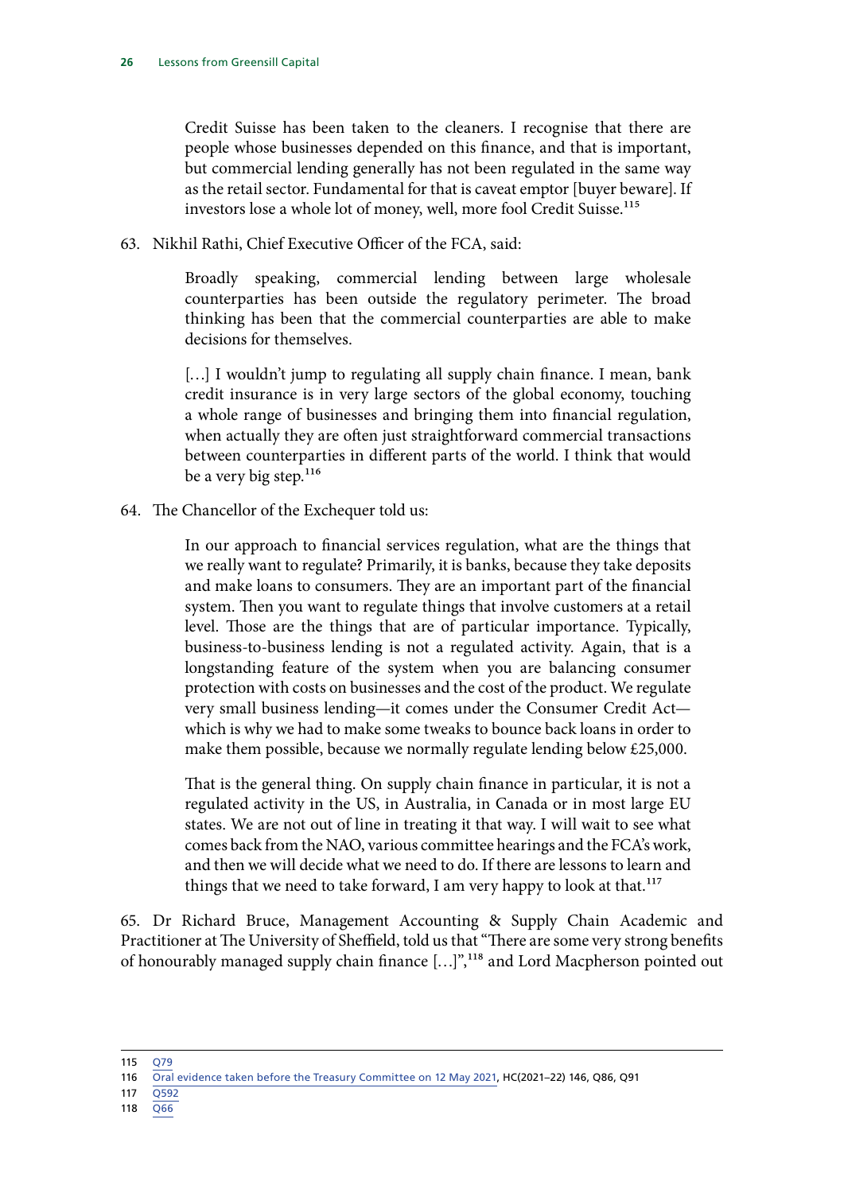> Credit Suisse has been taken to the cleaners. I recognise that there are people whose businesses depended on this finance, and that is important, but commercial lending generally has not been regulated in the same way as the retail sector. Fundamental for that is caveat emptor [buyer beware]. If investors lose a whole lot of money, well, more fool Credit Suisse.[115]

63. Nikhil Rathi, Chief Executive Officer of the FCA, said:

> Broadly speaking, commercial lending between large wholesale counterparties has been outside the regulatory perimeter. The broad thinking has been that the commercial counterparties are able to make decisions for themselves.
>
> […] I wouldn't jump to regulating all supply chain finance. I mean, bank credit insurance is in very large sectors of the global economy, touching a whole range of businesses and bringing them into financial regulation, when actually they are often just straightforward commercial transactions between counterparties in different parts of the world. I think that would be a very big step.[116]

64. The Chancellor of the Exchequer told us:

> In our approach to financial services regulation, what are the things that we really want to regulate? Primarily, it is banks, because they take deposits and make loans to consumers. They are an important part of the financial system. Then you want to regulate things that involve customers at a retail level. Those are the things that are of particular importance. Typically, business-to-business lending is not a regulated activity. Again, that is a longstanding feature of the system when you are balancing consumer protection with costs on businesses and the cost of the product. We regulate very small business lending—it comes under the Consumer Credit Act—which is why we had to make some tweaks to bounce back loans in order to make them possible, because we normally regulate lending below £25,000.
>
> That is the general thing. On supply chain finance in particular, it is not a regulated activity in the US, in Australia, in Canada or in most large EU states. We are not out of line in treating it that way. I will wait to see what comes back from the NAO, various committee hearings and the FCA's work, and then we will decide what we need to do. If there are lessons to learn and things that we need to take forward, I am very happy to look at that.[117]

65. Dr Richard Bruce, Management Accounting & Supply Chain Academic and Practitioner at The University of Sheffield, told us that "There are some very strong benefits of honourably managed supply chain finance […]",[118] and Lord Macpherson pointed out

---

115 Q79

116 Oral evidence taken before the Treasury Committee on 12 May 2021, HC(2021–22) 146, Q86, Q91

117 Q592

118 Q66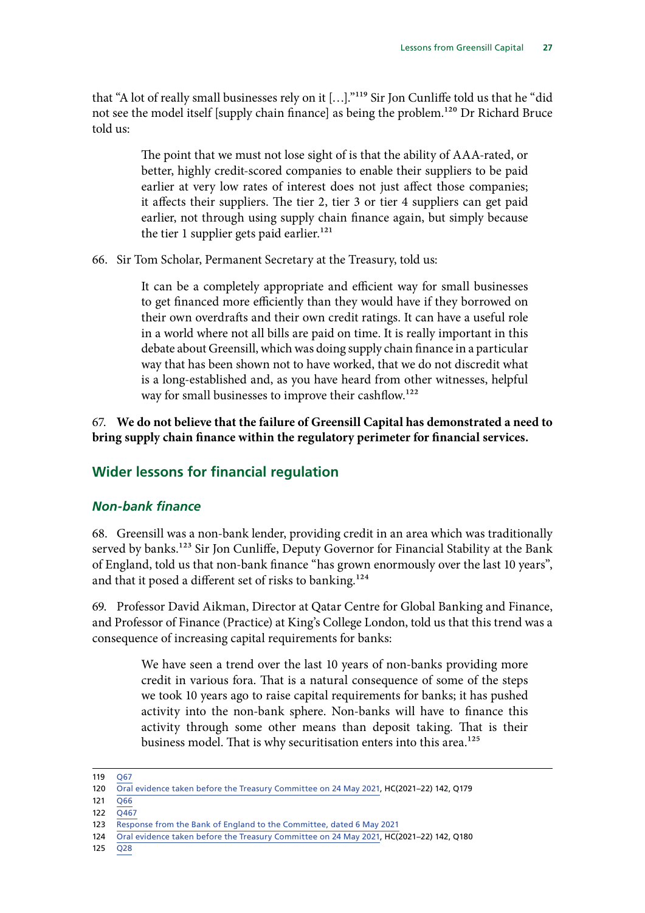that "A lot of really small businesses rely on it […]."[119] Sir Jon Cunliffe told us that he "did not see the model itself [supply chain finance] as being the problem.[120] Dr Richard Bruce told us:

> The point that we must not lose sight of is that the ability of AAA-rated, or better, highly credit-scored companies to enable their suppliers to be paid earlier at very low rates of interest does not just affect those companies; it affects their suppliers. The tier 2, tier 3 or tier 4 suppliers can get paid earlier, not through using supply chain finance again, but simply because the tier 1 supplier gets paid earlier.[121]

66. Sir Tom Scholar, Permanent Secretary at the Treasury, told us:

> It can be a completely appropriate and efficient way for small businesses to get financed more efficiently than they would have if they borrowed on their own overdrafts and their own credit ratings. It can have a useful role in a world where not all bills are paid on time. It is really important in this debate about Greensill, which was doing supply chain finance in a particular way that has been shown not to have worked, that we do not discredit what is a long-established and, as you have heard from other witnesses, helpful way for small businesses to improve their cashflow.[122]

67. **We do not believe that the failure of Greensill Capital has demonstrated a need to bring supply chain finance within the regulatory perimeter for financial services.**

## Wider lessons for financial regulation

### *Non-bank finance*

68. Greensill was a non-bank lender, providing credit in an area which was traditionally served by banks.[123] Sir Jon Cunliffe, Deputy Governor for Financial Stability at the Bank of England, told us that non-bank finance "has grown enormously over the last 10 years", and that it posed a different set of risks to banking.[124]

69. Professor David Aikman, Director at Qatar Centre for Global Banking and Finance, and Professor of Finance (Practice) at King's College London, told us that this trend was a consequence of increasing capital requirements for banks:

> We have seen a trend over the last 10 years of non-banks providing more credit in various fora. That is a natural consequence of some of the steps we took 10 years ago to raise capital requirements for banks; it has pushed activity into the non-bank sphere. Non-banks will have to finance this activity through some other means than deposit taking. That is their business model. That is why securitisation enters into this area.[125]

---

119 Q67

120 Oral evidence taken before the Treasury Committee on 24 May 2021, HC(2021–22) 142, Q179

121 Q66

122 Q467

123 Response from the Bank of England to the Committee, dated 6 May 2021

124 Oral evidence taken before the Treasury Committee on 24 May 2021, HC(2021–22) 142, Q180

125 Q28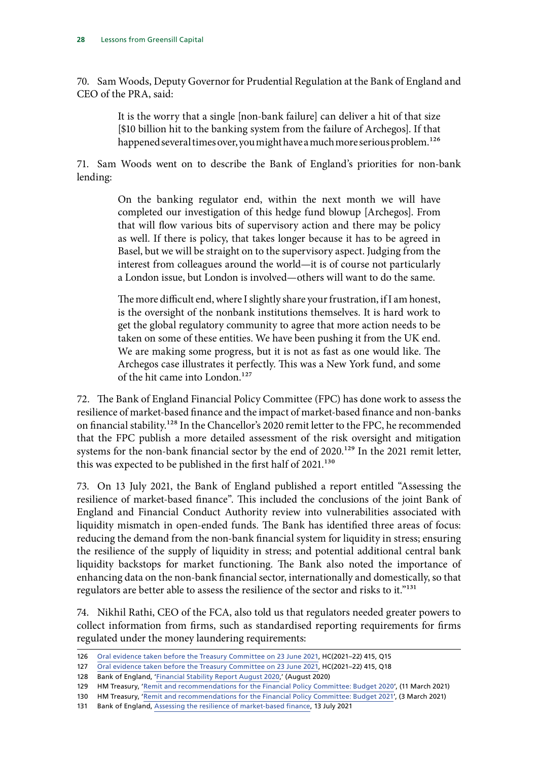70. Sam Woods, Deputy Governor for Prudential Regulation at the Bank of England and CEO of the PRA, said:

> It is the worry that a single [non-bank failure] can deliver a hit of that size [$10 billion hit to the banking system from the failure of Archegos]. If that happened several times over, you might have a much more serious problem.[126]

71. Sam Woods went on to describe the Bank of England's priorities for non-bank lending:

> On the banking regulator end, within the next month we will have completed our investigation of this hedge fund blowup [Archegos]. From that will flow various bits of supervisory action and there may be policy as well. If there is policy, that takes longer because it has to be agreed in Basel, but we will be straight on to the supervisory aspect. Judging from the interest from colleagues around the world—it is of course not particularly a London issue, but London is involved—others will want to do the same.
>
> The more difficult end, where I slightly share your frustration, if I am honest, is the oversight of the nonbank institutions themselves. It is hard work to get the global regulatory community to agree that more action needs to be taken on some of these entities. We have been pushing it from the UK end. We are making some progress, but it is not as fast as one would like. The Archegos case illustrates it perfectly. This was a New York fund, and some of the hit came into London.[127]

72. The Bank of England Financial Policy Committee (FPC) has done work to assess the resilience of market-based finance and the impact of market-based finance and non-banks on financial stability.[128] In the Chancellor's 2020 remit letter to the FPC, he recommended that the FPC publish a more detailed assessment of the risk oversight and mitigation systems for the non-bank financial sector by the end of 2020.[129] In the 2021 remit letter, this was expected to be published in the first half of 2021.[130]

73. On 13 July 2021, the Bank of England published a report entitled "Assessing the resilience of market-based finance". This included the conclusions of the joint Bank of England and Financial Conduct Authority review into vulnerabilities associated with liquidity mismatch in open-ended funds. The Bank has identified three areas of focus: reducing the demand from the non-bank financial system for liquidity in stress; ensuring the resilience of the supply of liquidity in stress; and potential additional central bank liquidity backstops for market functioning. The Bank also noted the importance of enhancing data on the non-bank financial sector, internationally and domestically, so that regulators are better able to assess the resilience of the sector and risks to it."[131]

74. Nikhil Rathi, CEO of the FCA, also told us that regulators needed greater powers to collect information from firms, such as standardised reporting requirements for firms regulated under the money laundering requirements:

---

126 Oral evidence taken before the Treasury Committee on 23 June 2021, HC(2021–22) 415, Q15

127 Oral evidence taken before the Treasury Committee on 23 June 2021, HC(2021–22) 415, Q18

128 Bank of England, 'Financial Stability Report August 2020,' (August 2020)

129 HM Treasury, 'Remit and recommendations for the Financial Policy Committee: Budget 2020', (11 March 2021)

130 HM Treasury, 'Remit and recommendations for the Financial Policy Committee: Budget 2021', (3 March 2021)

131 Bank of England, Assessing the resilience of market-based finance, 13 July 2021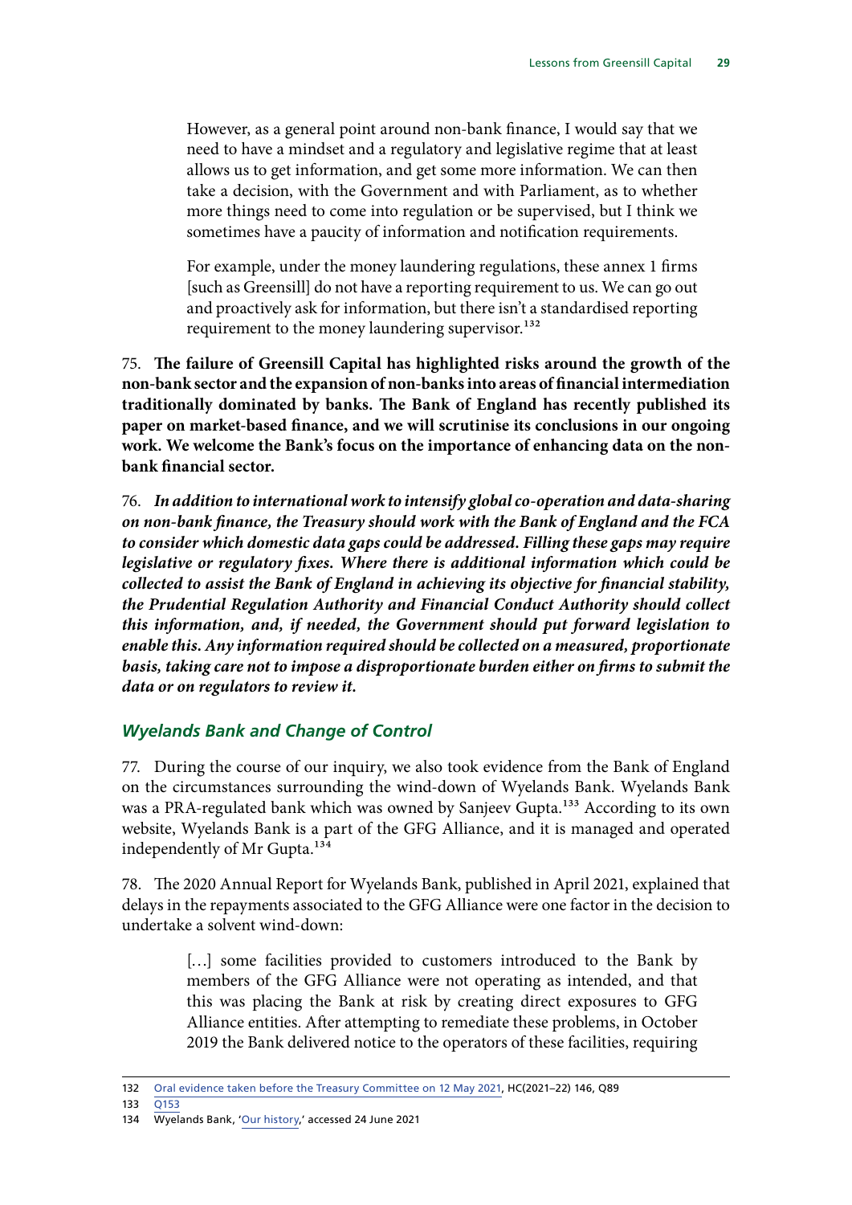> However, as a general point around non-bank finance, I would say that we need to have a mindset and a regulatory and legislative regime that at least allows us to get information, and get some more information. We can then take a decision, with the Government and with Parliament, as to whether more things need to come into regulation or be supervised, but I think we sometimes have a paucity of information and notification requirements.
>
> For example, under the money laundering regulations, these annex 1 firms [such as Greensill] do not have a reporting requirement to us. We can go out and proactively ask for information, but there isn't a standardised reporting requirement to the money laundering supervisor.[132]

75. **The failure of Greensill Capital has highlighted risks around the growth of the non-bank sector and the expansion of non-banks into areas of financial intermediation traditionally dominated by banks. The Bank of England has recently published its paper on market-based finance, and we will scrutinise its conclusions in our ongoing work. We welcome the Bank's focus on the importance of enhancing data on the non-bank financial sector.**

76. ***In addition to international work to intensify global co-operation and data-sharing on non-bank finance, the Treasury should work with the Bank of England and the FCA to consider which domestic data gaps could be addressed. Filling these gaps may require legislative or regulatory fixes. Where there is additional information which could be collected to assist the Bank of England in achieving its objective for financial stability, the Prudential Regulation Authority and Financial Conduct Authority should collect this information, and, if needed, the Government should put forward legislation to enable this. Any information required should be collected on a measured, proportionate basis, taking care not to impose a disproportionate burden either on firms to submit the data or on regulators to review it.***

### *Wyelands Bank and Change of Control*

77. During the course of our inquiry, we also took evidence from the Bank of England on the circumstances surrounding the wind-down of Wyelands Bank. Wyelands Bank was a PRA-regulated bank which was owned by Sanjeev Gupta.[133] According to its own website, Wyelands Bank is a part of the GFG Alliance, and it is managed and operated independently of Mr Gupta.[134]

78. The 2020 Annual Report for Wyelands Bank, published in April 2021, explained that delays in the repayments associated to the GFG Alliance were one factor in the decision to undertake a solvent wind-down:

> [...] some facilities provided to customers introduced to the Bank by members of the GFG Alliance were not operating as intended, and that this was placing the Bank at risk by creating direct exposures to GFG Alliance entities. After attempting to remediate these problems, in October 2019 the Bank delivered notice to the operators of these facilities, requiring

---

132 Oral evidence taken before the Treasury Committee on 12 May 2021, HC(2021–22) 146, Q89

133 Q153

134 Wyelands Bank, 'Our history,' accessed 24 June 2021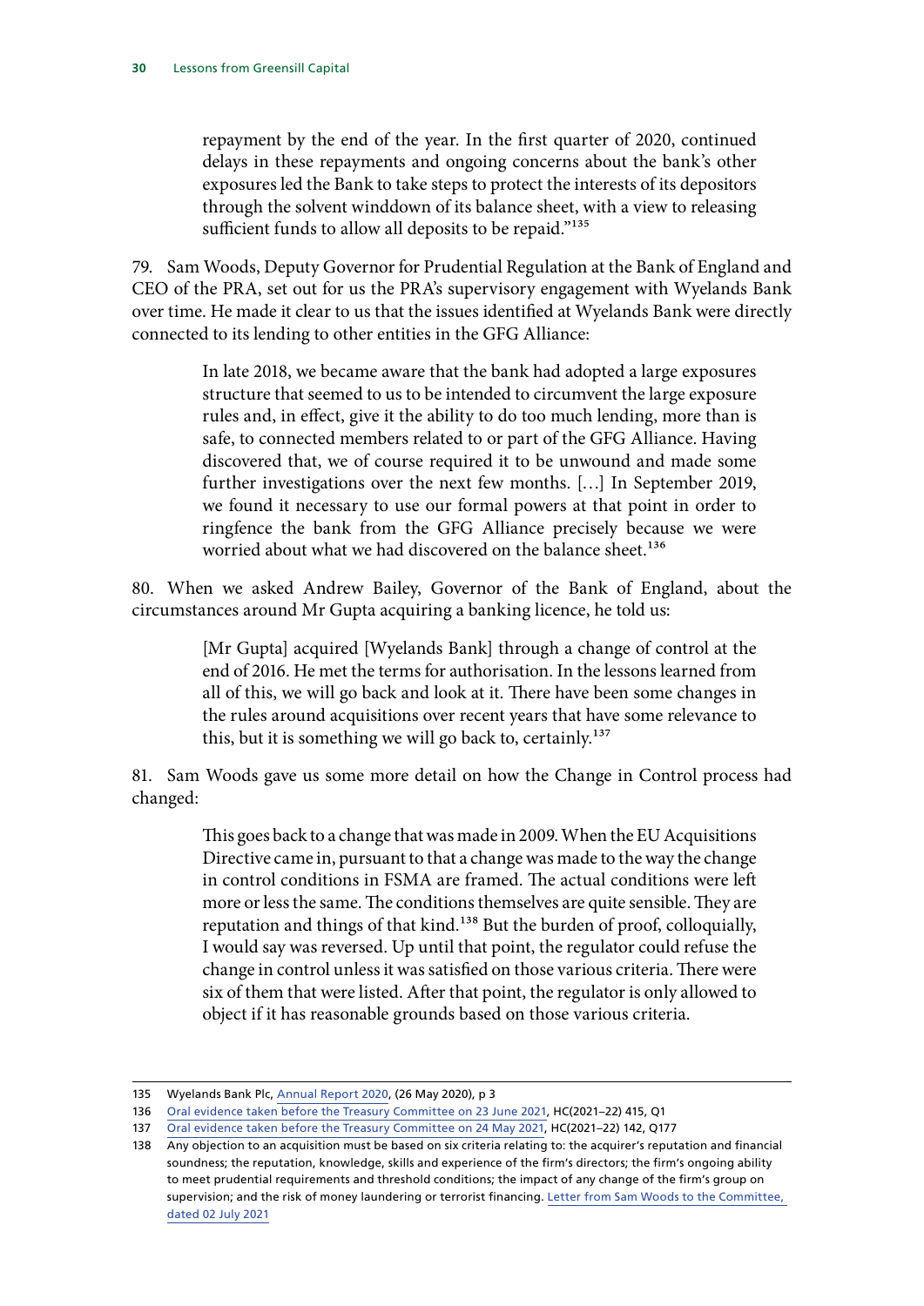> repayment by the end of the year. In the first quarter of 2020, continued delays in these repayments and ongoing concerns about the bank's other exposures led the Bank to take steps to protect the interests of its depositors through the solvent winddown of its balance sheet, with a view to releasing sufficient funds to allow all deposits to be repaid."[135]

79. Sam Woods, Deputy Governor for Prudential Regulation at the Bank of England and CEO of the PRA, set out for us the PRA's supervisory engagement with Wyelands Bank over time. He made it clear to us that the issues identified at Wyelands Bank were directly connected to its lending to other entities in the GFG Alliance:

> In late 2018, we became aware that the bank had adopted a large exposures structure that seemed to us to be intended to circumvent the large exposure rules and, in effect, give it the ability to do too much lending, more than is safe, to connected members related to or part of the GFG Alliance. Having discovered that, we of course required it to be unwound and made some further investigations over the next few months. […] In September 2019, we found it necessary to use our formal powers at that point in order to ringfence the bank from the GFG Alliance precisely because we were worried about what we had discovered on the balance sheet.[136]

80. When we asked Andrew Bailey, Governor of the Bank of England, about the circumstances around Mr Gupta acquiring a banking licence, he told us:

> [Mr Gupta] acquired [Wyelands Bank] through a change of control at the end of 2016. He met the terms for authorisation. In the lessons learned from all of this, we will go back and look at it. There have been some changes in the rules around acquisitions over recent years that have some relevance to this, but it is something we will go back to, certainly.[137]

81. Sam Woods gave us some more detail on how the Change in Control process had changed:

> This goes back to a change that was made in 2009. When the EU Acquisitions Directive came in, pursuant to that a change was made to the way the change in control conditions in FSMA are framed. The actual conditions were left more or less the same. The conditions themselves are quite sensible. They are reputation and things of that kind.[138] But the burden of proof, colloquially, I would say was reversed. Up until that point, the regulator could refuse the change in control unless it was satisfied on those various criteria. There were six of them that were listed. After that point, the regulator is only allowed to object if it has reasonable grounds based on those various criteria.

---

135 Wyelands Bank Plc, Annual Report 2020, (26 May 2020), p 3

136 Oral evidence taken before the Treasury Committee on 23 June 2021, HC(2021–22) 415, Q1

137 Oral evidence taken before the Treasury Committee on 24 May 2021, HC(2021–22) 142, Q177

138 Any objection to an acquisition must be based on six criteria relating to: the acquirer's reputation and financial soundness; the reputation, knowledge, skills and experience of the firm's directors; the firm's ongoing ability to meet prudential requirements and threshold conditions; the impact of any change of the firm's group on supervision; and the risk of money laundering or terrorist financing. Letter from Sam Woods to the Committee, dated 02 July 2021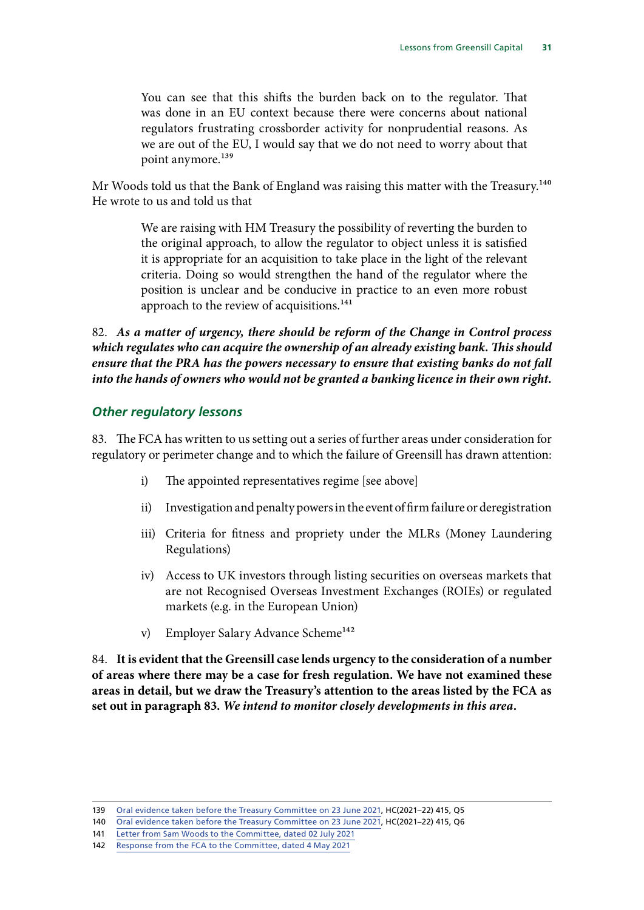> You can see that this shifts the burden back on to the regulator. That was done in an EU context because there were concerns about national regulators frustrating crossborder activity for nonprudential reasons. As we are out of the EU, I would say that we do not need to worry about that point anymore.[139]

Mr Woods told us that the Bank of England was raising this matter with the Treasury.[140] He wrote to us and told us that

> We are raising with HM Treasury the possibility of reverting the burden to the original approach, to allow the regulator to object unless it is satisfied it is appropriate for an acquisition to take place in the light of the relevant criteria. Doing so would strengthen the hand of the regulator where the position is unclear and be conducive in practice to an even more robust approach to the review of acquisitions.[141]

82. ***As a matter of urgency, there should be reform of the Change in Control process which regulates who can acquire the ownership of an already existing bank. This should ensure that the PRA has the powers necessary to ensure that existing banks do not fall into the hands of owners who would not be granted a banking licence in their own right.***

### *Other regulatory lessons*

83. The FCA has written to us setting out a series of further areas under consideration for regulatory or perimeter change and to which the failure of Greensill has drawn attention:

i) The appointed representatives regime [see above]

ii) Investigation and penalty powers in the event of firm failure or deregistration

iii) Criteria for fitness and propriety under the MLRs (Money Laundering Regulations)

iv) Access to UK investors through listing securities on overseas markets that are not Recognised Overseas Investment Exchanges (ROIEs) or regulated markets (e.g. in the European Union)

v) Employer Salary Advance Scheme[142]

84. **It is evident that the Greensill case lends urgency to the consideration of a number of areas where there may be a case for fresh regulation. We have not examined these areas in detail, but we draw the Treasury's attention to the areas listed by the FCA as set out in paragraph 83. *We intend to monitor closely developments in this area.***

---

139 Oral evidence taken before the Treasury Committee on 23 June 2021, HC(2021–22) 415, Q5

140 Oral evidence taken before the Treasury Committee on 23 June 2021, HC(2021–22) 415, Q6

141 Letter from Sam Woods to the Committee, dated 02 July 2021

142 Response from the FCA to the Committee, dated 4 May 2021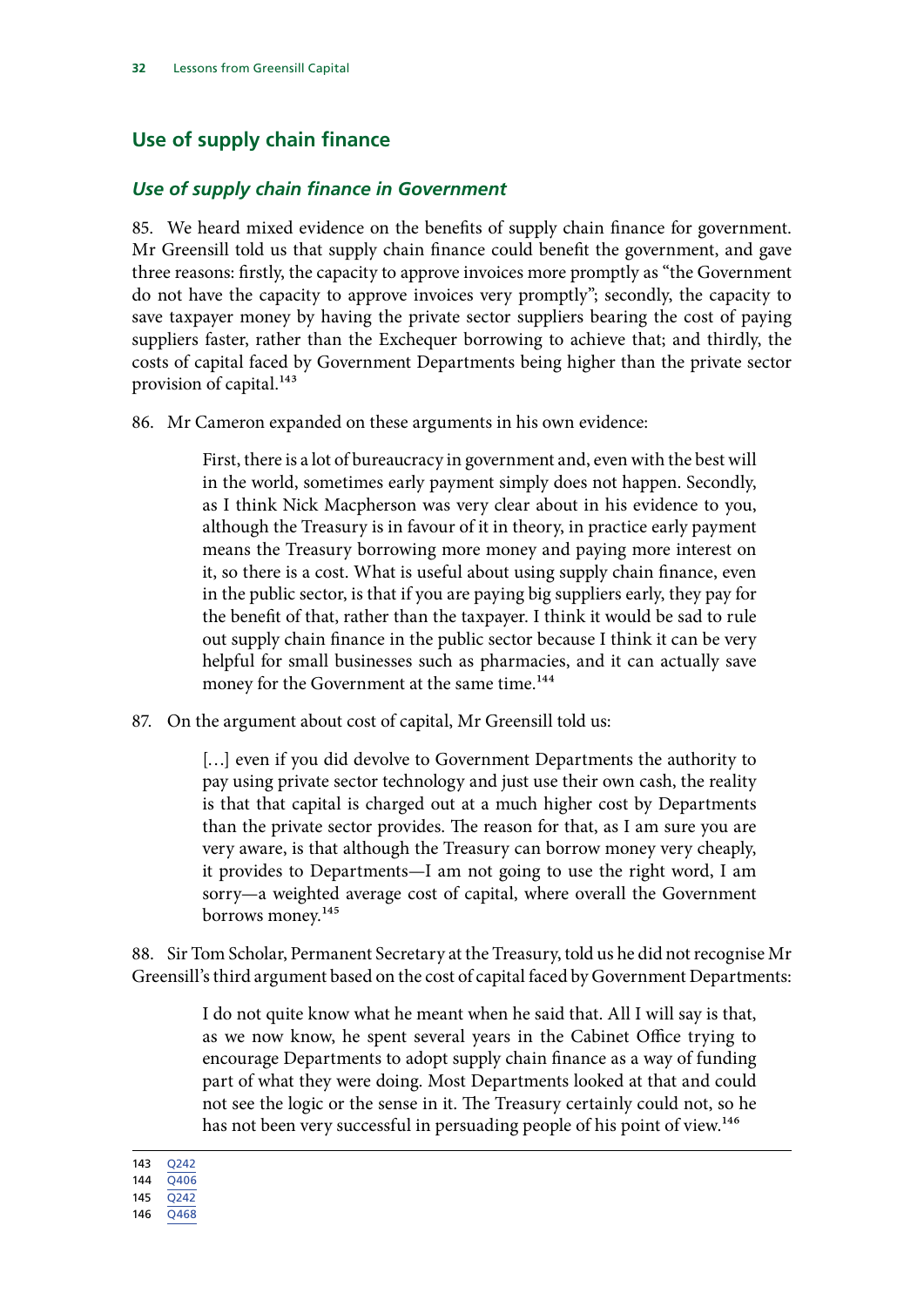## Use of supply chain finance

### *Use of supply chain finance in Government*

85. We heard mixed evidence on the benefits of supply chain finance for government. Mr Greensill told us that supply chain finance could benefit the government, and gave three reasons: firstly, the capacity to approve invoices more promptly as "the Government do not have the capacity to approve invoices very promptly"; secondly, the capacity to save taxpayer money by having the private sector suppliers bearing the cost of paying suppliers faster, rather than the Exchequer borrowing to achieve that; and thirdly, the costs of capital faced by Government Departments being higher than the private sector provision of capital.[143]

86. Mr Cameron expanded on these arguments in his own evidence:

> First, there is a lot of bureaucracy in government and, even with the best will in the world, sometimes early payment simply does not happen. Secondly, as I think Nick Macpherson was very clear about in his evidence to you, although the Treasury is in favour of it in theory, in practice early payment means the Treasury borrowing more money and paying more interest on it, so there is a cost. What is useful about using supply chain finance, even in the public sector, is that if you are paying big suppliers early, they pay for the benefit of that, rather than the taxpayer. I think it would be sad to rule out supply chain finance in the public sector because I think it can be very helpful for small businesses such as pharmacies, and it can actually save money for the Government at the same time.[144]

87. On the argument about cost of capital, Mr Greensill told us:

> […] even if you did devolve to Government Departments the authority to pay using private sector technology and just use their own cash, the reality is that that capital is charged out at a much higher cost by Departments than the private sector provides. The reason for that, as I am sure you are very aware, is that although the Treasury can borrow money very cheaply, it provides to Departments—I am not going to use the right word, I am sorry—a weighted average cost of capital, where overall the Government borrows money.[145]

88. Sir Tom Scholar, Permanent Secretary at the Treasury, told us he did not recognise Mr Greensill's third argument based on the cost of capital faced by Government Departments:

> I do not quite know what he meant when he said that. All I will say is that, as we now know, he spent several years in the Cabinet Office trying to encourage Departments to adopt supply chain finance as a way of funding part of what they were doing. Most Departments looked at that and could not see the logic or the sense in it. The Treasury certainly could not, so he has not been very successful in persuading people of his point of view.[146]

143 Q242
144 Q406
145 Q242
146 Q468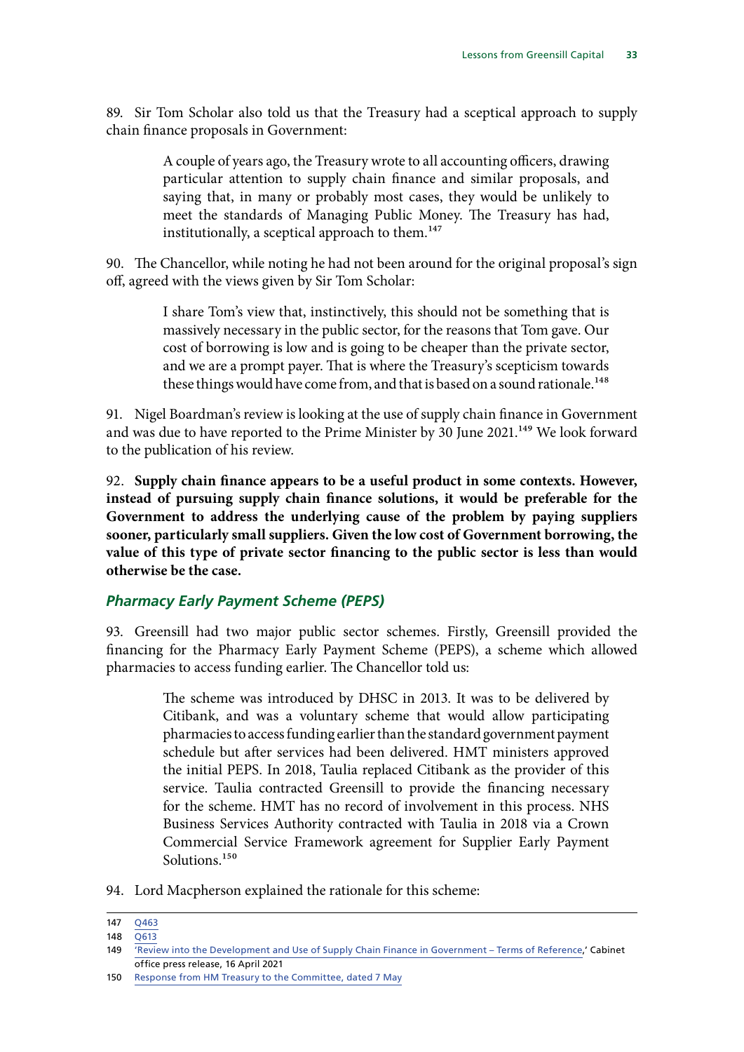89. Sir Tom Scholar also told us that the Treasury had a sceptical approach to supply chain finance proposals in Government:

> A couple of years ago, the Treasury wrote to all accounting officers, drawing particular attention to supply chain finance and similar proposals, and saying that, in many or probably most cases, they would be unlikely to meet the standards of Managing Public Money. The Treasury has had, institutionally, a sceptical approach to them.[147]

90. The Chancellor, while noting he had not been around for the original proposal's sign off, agreed with the views given by Sir Tom Scholar:

> I share Tom's view that, instinctively, this should not be something that is massively necessary in the public sector, for the reasons that Tom gave. Our cost of borrowing is low and is going to be cheaper than the private sector, and we are a prompt payer. That is where the Treasury's scepticism towards these things would have come from, and that is based on a sound rationale.[148]

91. Nigel Boardman's review is looking at the use of supply chain finance in Government and was due to have reported to the Prime Minister by 30 June 2021.[149] We look forward to the publication of his review.

92. **Supply chain finance appears to be a useful product in some contexts. However, instead of pursuing supply chain finance solutions, it would be preferable for the Government to address the underlying cause of the problem by paying suppliers sooner, particularly small suppliers. Given the low cost of Government borrowing, the value of this type of private sector financing to the public sector is less than would otherwise be the case.**

### *Pharmacy Early Payment Scheme (PEPS)*

93. Greensill had two major public sector schemes. Firstly, Greensill provided the financing for the Pharmacy Early Payment Scheme (PEPS), a scheme which allowed pharmacies to access funding earlier. The Chancellor told us:

> The scheme was introduced by DHSC in 2013. It was to be delivered by Citibank, and was a voluntary scheme that would allow participating pharmacies to access funding earlier than the standard government payment schedule but after services had been delivered. HMT ministers approved the initial PEPS. In 2018, Taulia replaced Citibank as the provider of this service. Taulia contracted Greensill to provide the financing necessary for the scheme. HMT has no record of involvement in this process. NHS Business Services Authority contracted with Taulia in 2018 via a Crown Commercial Service Framework agreement for Supplier Early Payment Solutions.[150]

94. Lord Macpherson explained the rationale for this scheme:

---

147 Q463

148 Q613

149 'Review into the Development and Use of Supply Chain Finance in Government – Terms of Reference,' Cabinet office press release, 16 April 2021

150 Response from HM Treasury to the Committee, dated 7 May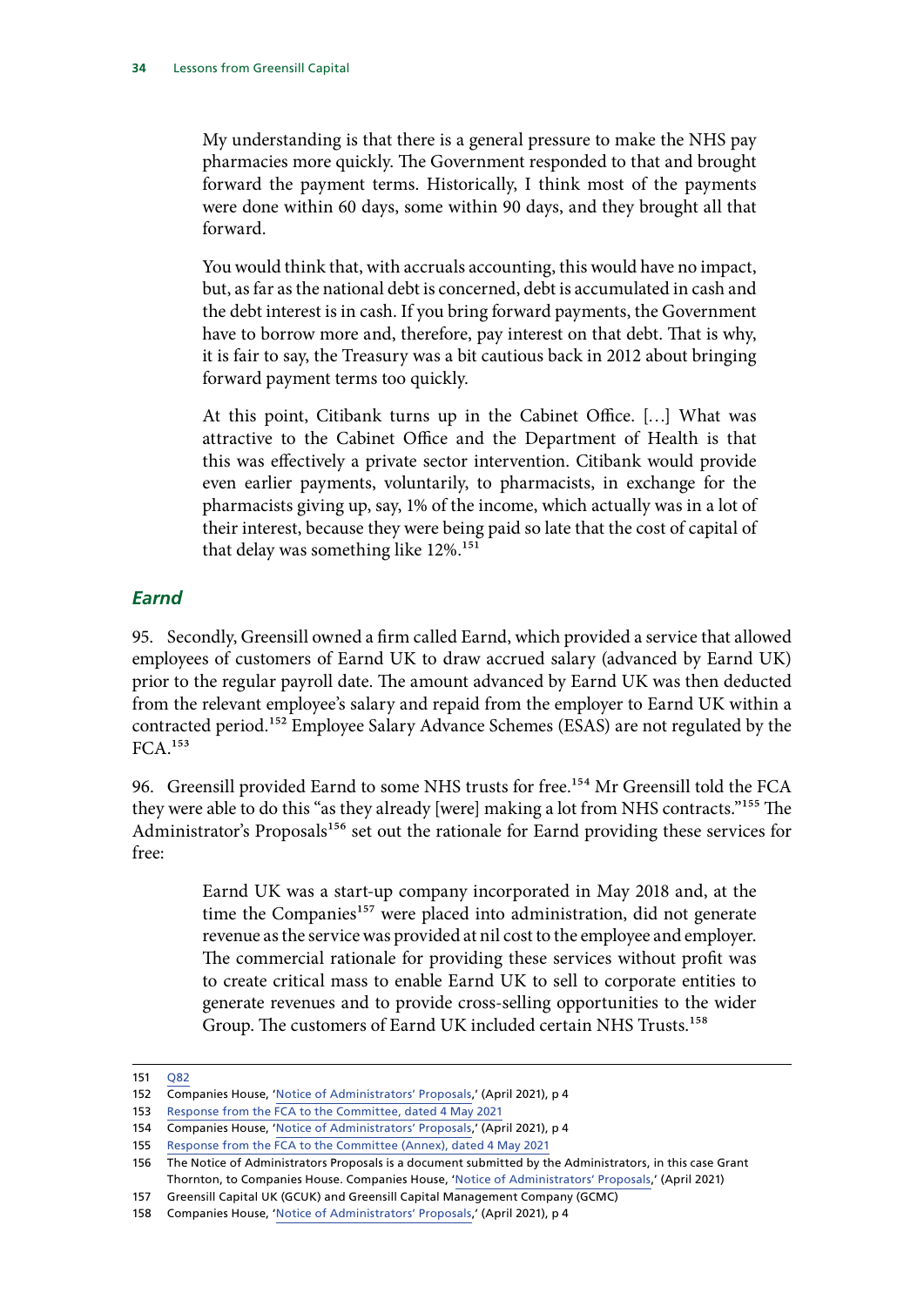> My understanding is that there is a general pressure to make the NHS pay pharmacies more quickly. The Government responded to that and brought forward the payment terms. Historically, I think most of the payments were done within 60 days, some within 90 days, and they brought all that forward.
>
> You would think that, with accruals accounting, this would have no impact, but, as far as the national debt is concerned, debt is accumulated in cash and the debt interest is in cash. If you bring forward payments, the Government have to borrow more and, therefore, pay interest on that debt. That is why, it is fair to say, the Treasury was a bit cautious back in 2012 about bringing forward payment terms too quickly.
>
> At this point, Citibank turns up in the Cabinet Office. […] What was attractive to the Cabinet Office and the Department of Health is that this was effectively a private sector intervention. Citibank would provide even earlier payments, voluntarily, to pharmacists, in exchange for the pharmacists giving up, say, 1% of the income, which actually was in a lot of their interest, because they were being paid so late that the cost of capital of that delay was something like 12%.[151]

### *Earnd*

95. Secondly, Greensill owned a firm called Earnd, which provided a service that allowed employees of customers of Earnd UK to draw accrued salary (advanced by Earnd UK) prior to the regular payroll date. The amount advanced by Earnd UK was then deducted from the relevant employee's salary and repaid from the employer to Earnd UK within a contracted period.[152] Employee Salary Advance Schemes (ESAS) are not regulated by the FCA.[153]

96. Greensill provided Earnd to some NHS trusts for free.[154] Mr Greensill told the FCA they were able to do this "as they already [were] making a lot from NHS contracts."[155] The Administrator's Proposals[156] set out the rationale for Earnd providing these services for free:

> Earnd UK was a start-up company incorporated in May 2018 and, at the time the Companies[157] were placed into administration, did not generate revenue as the service was provided at nil cost to the employee and employer. The commercial rationale for providing these services without profit was to create critical mass to enable Earnd UK to sell to corporate entities to generate revenues and to provide cross-selling opportunities to the wider Group. The customers of Earnd UK included certain NHS Trusts.[158]

---

151 Q82

152 Companies House, 'Notice of Administrators' Proposals,' (April 2021), p 4

153 Response from the FCA to the Committee, dated 4 May 2021

154 Companies House, 'Notice of Administrators' Proposals,' (April 2021), p 4

155 Response from the FCA to the Committee (Annex), dated 4 May 2021

156 The Notice of Administrators Proposals is a document submitted by the Administrators, in this case Grant Thornton, to Companies House. Companies House, 'Notice of Administrators' Proposals,' (April 2021)

157 Greensill Capital UK (GCUK) and Greensill Capital Management Company (GCMC)

158 Companies House, 'Notice of Administrators' Proposals,' (April 2021), p 4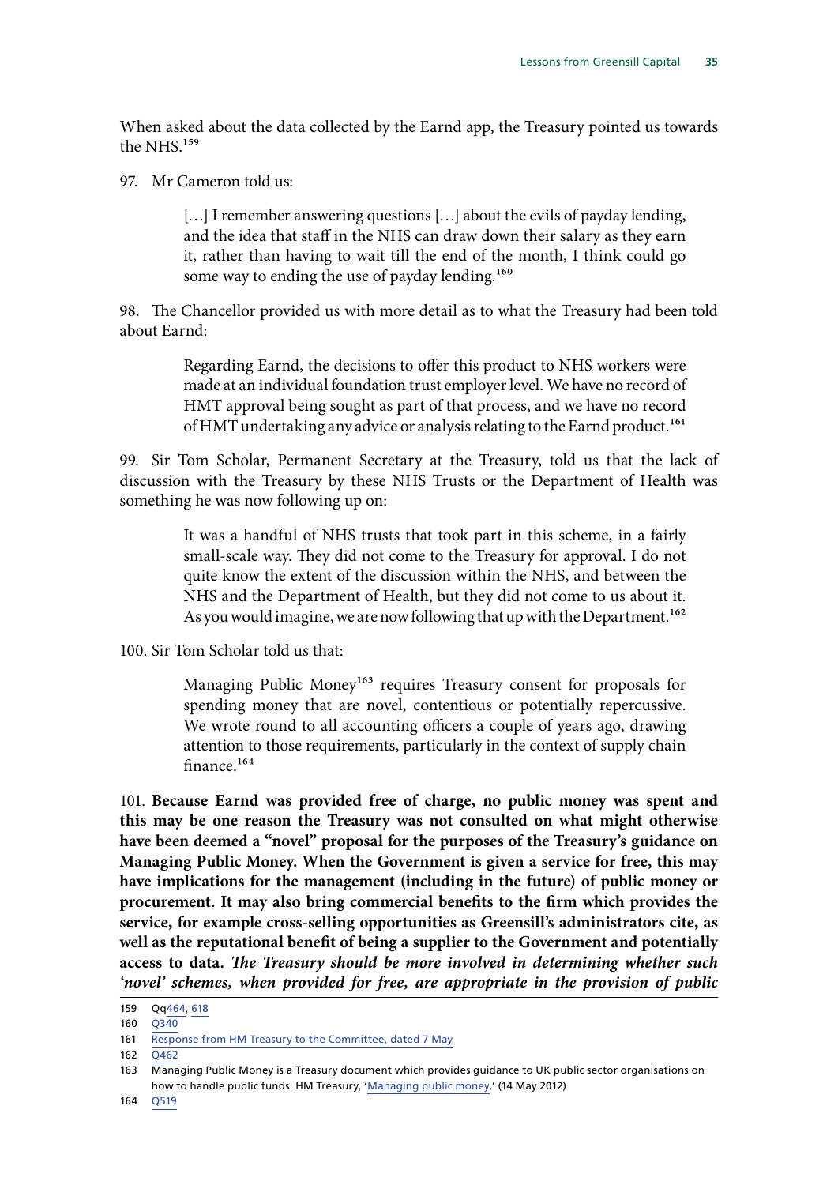When asked about the data collected by the Earnd app, the Treasury pointed us towards the NHS.[159]

97. Mr Cameron told us:

> […] I remember answering questions […] about the evils of payday lending, and the idea that staff in the NHS can draw down their salary as they earn it, rather than having to wait till the end of the month, I think could go some way to ending the use of payday lending.[160]

98. The Chancellor provided us with more detail as to what the Treasury had been told about Earnd:

> Regarding Earnd, the decisions to offer this product to NHS workers were made at an individual foundation trust employer level. We have no record of HMT approval being sought as part of that process, and we have no record of HMT undertaking any advice or analysis relating to the Earnd product.[161]

99. Sir Tom Scholar, Permanent Secretary at the Treasury, told us that the lack of discussion with the Treasury by these NHS Trusts or the Department of Health was something he was now following up on:

> It was a handful of NHS trusts that took part in this scheme, in a fairly small-scale way. They did not come to the Treasury for approval. I do not quite know the extent of the discussion within the NHS, and between the NHS and the Department of Health, but they did not come to us about it. As you would imagine, we are now following that up with the Department.[162]

100. Sir Tom Scholar told us that:

> Managing Public Money[163] requires Treasury consent for proposals for spending money that are novel, contentious or potentially repercussive. We wrote round to all accounting officers a couple of years ago, drawing attention to those requirements, particularly in the context of supply chain finance.[164]

101. **Because Earnd was provided free of charge, no public money was spent and this may be one reason the Treasury was not consulted on what might otherwise have been deemed a "novel" proposal for the purposes of the Treasury's guidance on Managing Public Money. When the Government is given a service for free, this may have implications for the management (including in the future) of public money or procurement. It may also bring commercial benefits to the firm which provides the service, for example cross-selling opportunities as Greensill's administrators cite, as well as the reputational benefit of being a supplier to the Government and potentially access to data.** ***The Treasury should be more involved in determining whether such 'novel' schemes, when provided for free, are appropriate in the provision of public***

---

159 Qq464, 618

160 Q340

161 Response from HM Treasury to the Committee, dated 7 May

162 Q462

163 Managing Public Money is a Treasury document which provides guidance to UK public sector organisations on how to handle public funds. HM Treasury, 'Managing public money,' (14 May 2012)

164 Q519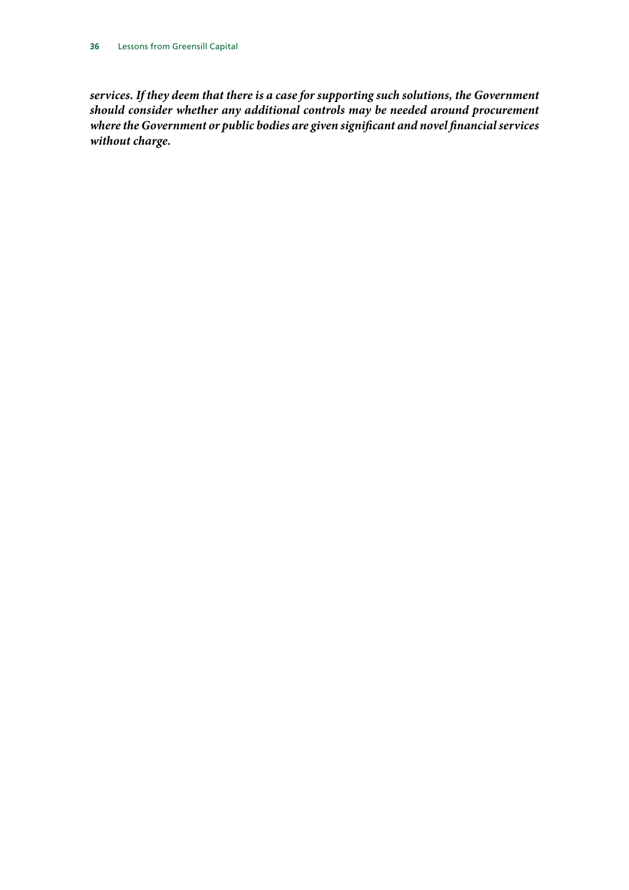***services. If they deem that there is a case for supporting such solutions, the Government should consider whether any additional controls may be needed around procurement where the Government or public bodies are given significant and novel financial services without charge.***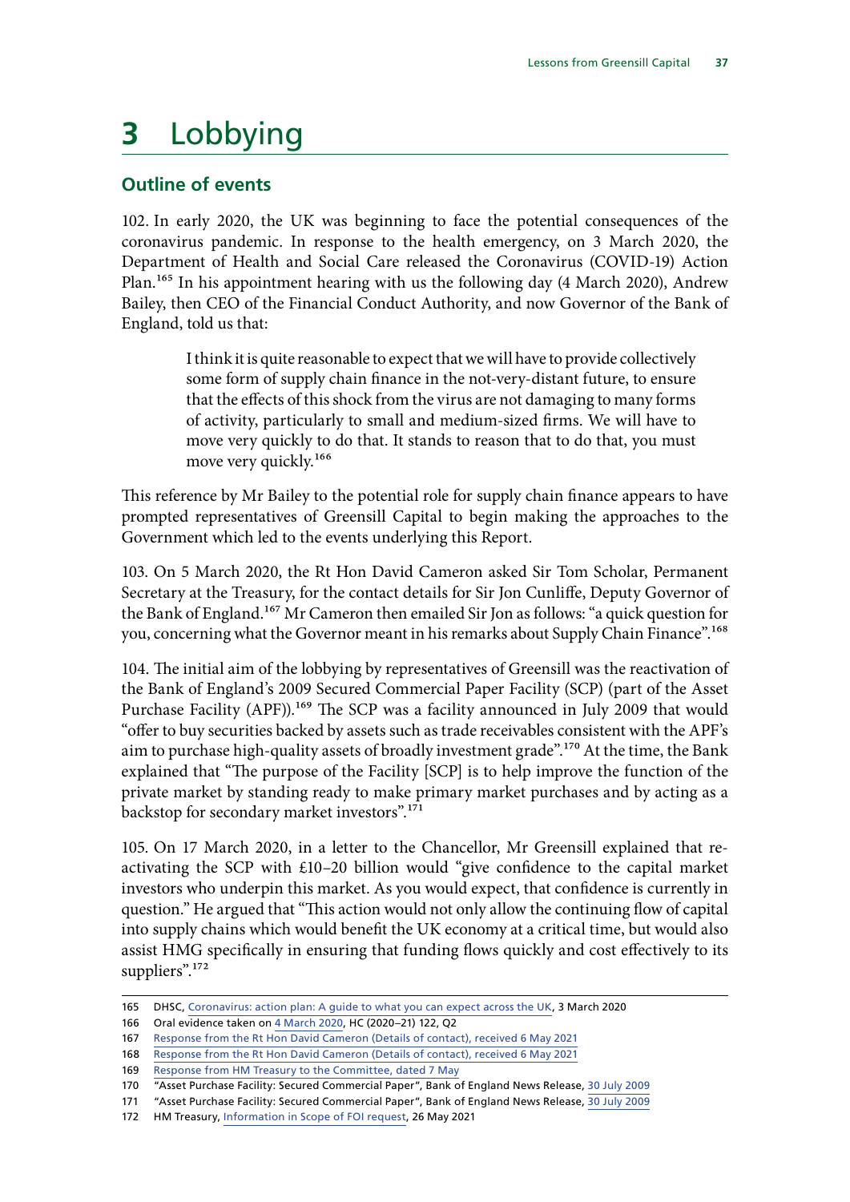# 3 Lobbying

## Outline of events

102. In early 2020, the UK was beginning to face the potential consequences of the coronavirus pandemic. In response to the health emergency, on 3 March 2020, the Department of Health and Social Care released the Coronavirus (COVID-19) Action Plan.[165] In his appointment hearing with us the following day (4 March 2020), Andrew Bailey, then CEO of the Financial Conduct Authority, and now Governor of the Bank of England, told us that:

> I think it is quite reasonable to expect that we will have to provide collectively some form of supply chain finance in the not-very-distant future, to ensure that the effects of this shock from the virus are not damaging to many forms of activity, particularly to small and medium-sized firms. We will have to move very quickly to do that. It stands to reason that to do that, you must move very quickly.[166]

This reference by Mr Bailey to the potential role for supply chain finance appears to have prompted representatives of Greensill Capital to begin making the approaches to the Government which led to the events underlying this Report.

103. On 5 March 2020, the Rt Hon David Cameron asked Sir Tom Scholar, Permanent Secretary at the Treasury, for the contact details for Sir Jon Cunliffe, Deputy Governor of the Bank of England.[167] Mr Cameron then emailed Sir Jon as follows: "a quick question for you, concerning what the Governor meant in his remarks about Supply Chain Finance".[168]

104. The initial aim of the lobbying by representatives of Greensill was the reactivation of the Bank of England's 2009 Secured Commercial Paper Facility (SCP) (part of the Asset Purchase Facility (APF)).[169] The SCP was a facility announced in July 2009 that would "offer to buy securities backed by assets such as trade receivables consistent with the APF's aim to purchase high-quality assets of broadly investment grade".[170] At the time, the Bank explained that "The purpose of the Facility [SCP] is to help improve the function of the private market by standing ready to make primary market purchases and by acting as a backstop for secondary market investors".[171]

105. On 17 March 2020, in a letter to the Chancellor, Mr Greensill explained that re-activating the SCP with £10–20 billion would "give confidence to the capital market investors who underpin this market. As you would expect, that confidence is currently in question." He argued that "This action would not only allow the continuing flow of capital into supply chains which would benefit the UK economy at a critical time, but would also assist HMG specifically in ensuring that funding flows quickly and cost effectively to its suppliers".[172]

---

165 DHSC, Coronavirus: action plan: A guide to what you can expect across the UK, 3 March 2020

166 Oral evidence taken on 4 March 2020, HC (2020–21) 122, Q2

167 Response from the Rt Hon David Cameron (Details of contact), received 6 May 2021

168 Response from the Rt Hon David Cameron (Details of contact), received 6 May 2021

169 Response from HM Treasury to the Committee, dated 7 May

170 "Asset Purchase Facility: Secured Commercial Paper", Bank of England News Release, 30 July 2009

171 "Asset Purchase Facility: Secured Commercial Paper", Bank of England News Release, 30 July 2009

172 HM Treasury, Information in Scope of FOI request, 26 May 2021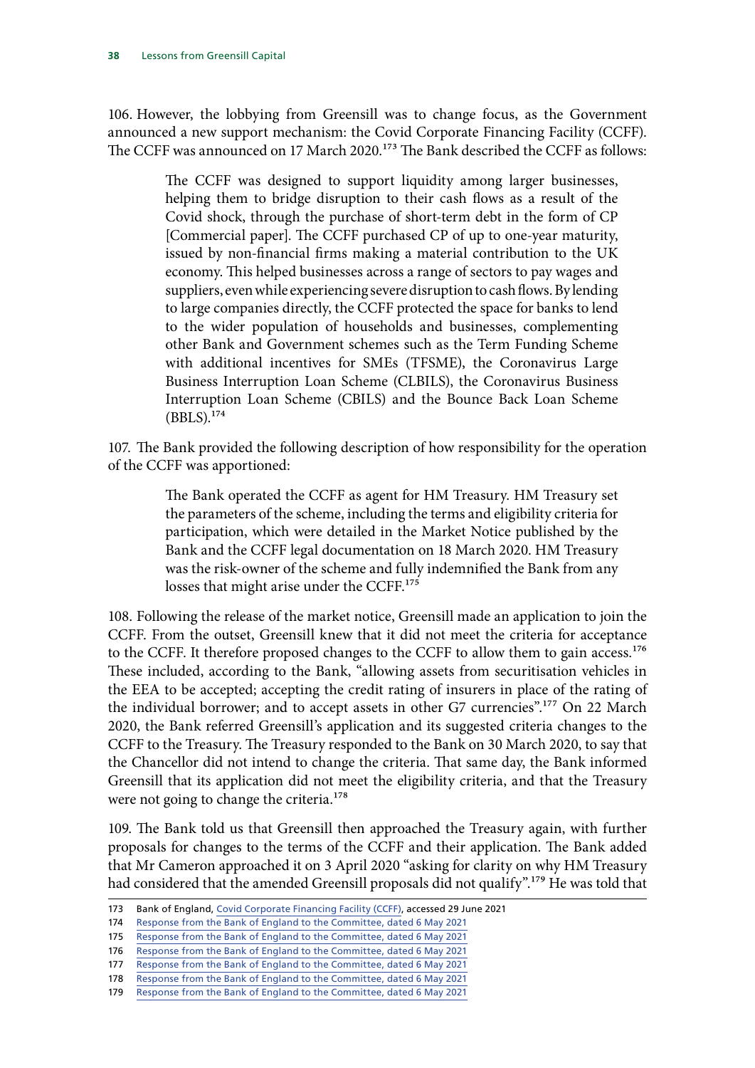106. However, the lobbying from Greensill was to change focus, as the Government announced a new support mechanism: the Covid Corporate Financing Facility (CCFF). The CCFF was announced on 17 March 2020.[173] The Bank described the CCFF as follows:

> The CCFF was designed to support liquidity among larger businesses, helping them to bridge disruption to their cash flows as a result of the Covid shock, through the purchase of short-term debt in the form of CP [Commercial paper]. The CCFF purchased CP of up to one-year maturity, issued by non-financial firms making a material contribution to the UK economy. This helped businesses across a range of sectors to pay wages and suppliers, even while experiencing severe disruption to cash flows. By lending to large companies directly, the CCFF protected the space for banks to lend to the wider population of households and businesses, complementing other Bank and Government schemes such as the Term Funding Scheme with additional incentives for SMEs (TFSME), the Coronavirus Large Business Interruption Loan Scheme (CLBILS), the Coronavirus Business Interruption Loan Scheme (CBILS) and the Bounce Back Loan Scheme (BBLS).[174]

107. The Bank provided the following description of how responsibility for the operation of the CCFF was apportioned:

> The Bank operated the CCFF as agent for HM Treasury. HM Treasury set the parameters of the scheme, including the terms and eligibility criteria for participation, which were detailed in the Market Notice published by the Bank and the CCFF legal documentation on 18 March 2020. HM Treasury was the risk-owner of the scheme and fully indemnified the Bank from any losses that might arise under the CCFF.[175]

108. Following the release of the market notice, Greensill made an application to join the CCFF. From the outset, Greensill knew that it did not meet the criteria for acceptance to the CCFF. It therefore proposed changes to the CCFF to allow them to gain access.[176] These included, according to the Bank, "allowing assets from securitisation vehicles in the EEA to be accepted; accepting the credit rating of insurers in place of the rating of the individual borrower; and to accept assets in other G7 currencies".[177] On 22 March 2020, the Bank referred Greensill's application and its suggested criteria changes to the CCFF to the Treasury. The Treasury responded to the Bank on 30 March 2020, to say that the Chancellor did not intend to change the criteria. That same day, the Bank informed Greensill that its application did not meet the eligibility criteria, and that the Treasury were not going to change the criteria.[178]

109. The Bank told us that Greensill then approached the Treasury again, with further proposals for changes to the terms of the CCFF and their application. The Bank added that Mr Cameron approached it on 3 April 2020 "asking for clarity on why HM Treasury had considered that the amended Greensill proposals did not qualify".[179] He was told that

---

173 Bank of England, Covid Corporate Financing Facility (CCFF), accessed 29 June 2021
174 Response from the Bank of England to the Committee, dated 6 May 2021
175 Response from the Bank of England to the Committee, dated 6 May 2021
176 Response from the Bank of England to the Committee, dated 6 May 2021
177 Response from the Bank of England to the Committee, dated 6 May 2021
178 Response from the Bank of England to the Committee, dated 6 May 2021
179 Response from the Bank of England to the Committee, dated 6 May 2021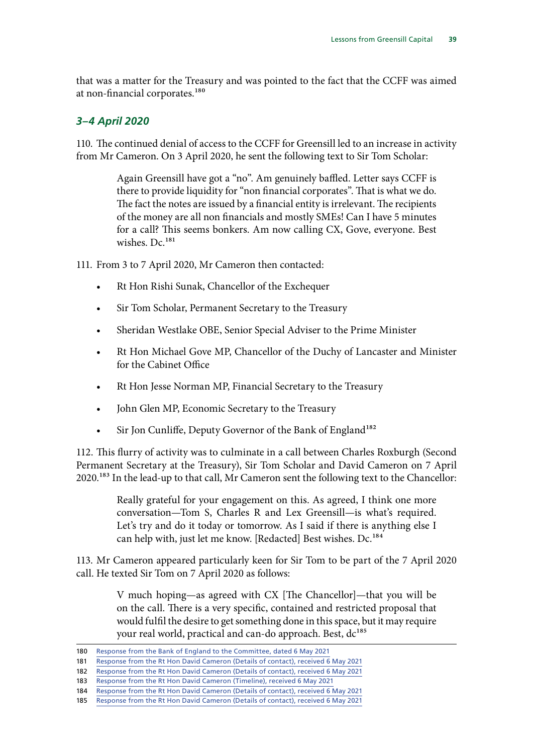that was a matter for the Treasury and was pointed to the fact that the CCFF was aimed at non-financial corporates.[180]

### *3–4 April 2020*

110. The continued denial of access to the CCFF for Greensill led to an increase in activity from Mr Cameron. On 3 April 2020, he sent the following text to Sir Tom Scholar:

> Again Greensill have got a "no". Am genuinely baffled. Letter says CCFF is there to provide liquidity for "non financial corporates". That is what we do. The fact the notes are issued by a financial entity is irrelevant. The recipients of the money are all non financials and mostly SMEs! Can I have 5 minutes for a call? This seems bonkers. Am now calling CX, Gove, everyone. Best wishes. Dc.[181]

111. From 3 to 7 April 2020, Mr Cameron then contacted:

- Rt Hon Rishi Sunak, Chancellor of the Exchequer
- Sir Tom Scholar, Permanent Secretary to the Treasury
- Sheridan Westlake OBE, Senior Special Adviser to the Prime Minister
- Rt Hon Michael Gove MP, Chancellor of the Duchy of Lancaster and Minister for the Cabinet Office
- Rt Hon Jesse Norman MP, Financial Secretary to the Treasury
- John Glen MP, Economic Secretary to the Treasury
- Sir Jon Cunliffe, Deputy Governor of the Bank of England[182]

112. This flurry of activity was to culminate in a call between Charles Roxburgh (Second Permanent Secretary at the Treasury), Sir Tom Scholar and David Cameron on 7 April 2020.[183] In the lead-up to that call, Mr Cameron sent the following text to the Chancellor:

> Really grateful for your engagement on this. As agreed, I think one more conversation—Tom S, Charles R and Lex Greensill—is what's required. Let's try and do it today or tomorrow. As I said if there is anything else I can help with, just let me know. [Redacted] Best wishes. Dc.[184]

113. Mr Cameron appeared particularly keen for Sir Tom to be part of the 7 April 2020 call. He texted Sir Tom on 7 April 2020 as follows:

> V much hoping—as agreed with CX [The Chancellor]—that you will be on the call. There is a very specific, contained and restricted proposal that would fulfil the desire to get something done in this space, but it may require your real world, practical and can-do approach. Best, dc[185]

---

180 Response from the Bank of England to the Committee, dated 6 May 2021
181 Response from the Rt Hon David Cameron (Details of contact), received 6 May 2021
182 Response from the Rt Hon David Cameron (Details of contact), received 6 May 2021
183 Response from the Rt Hon David Cameron (Timeline), received 6 May 2021
184 Response from the Rt Hon David Cameron (Details of contact), received 6 May 2021
185 Response from the Rt Hon David Cameron (Details of contact), received 6 May 2021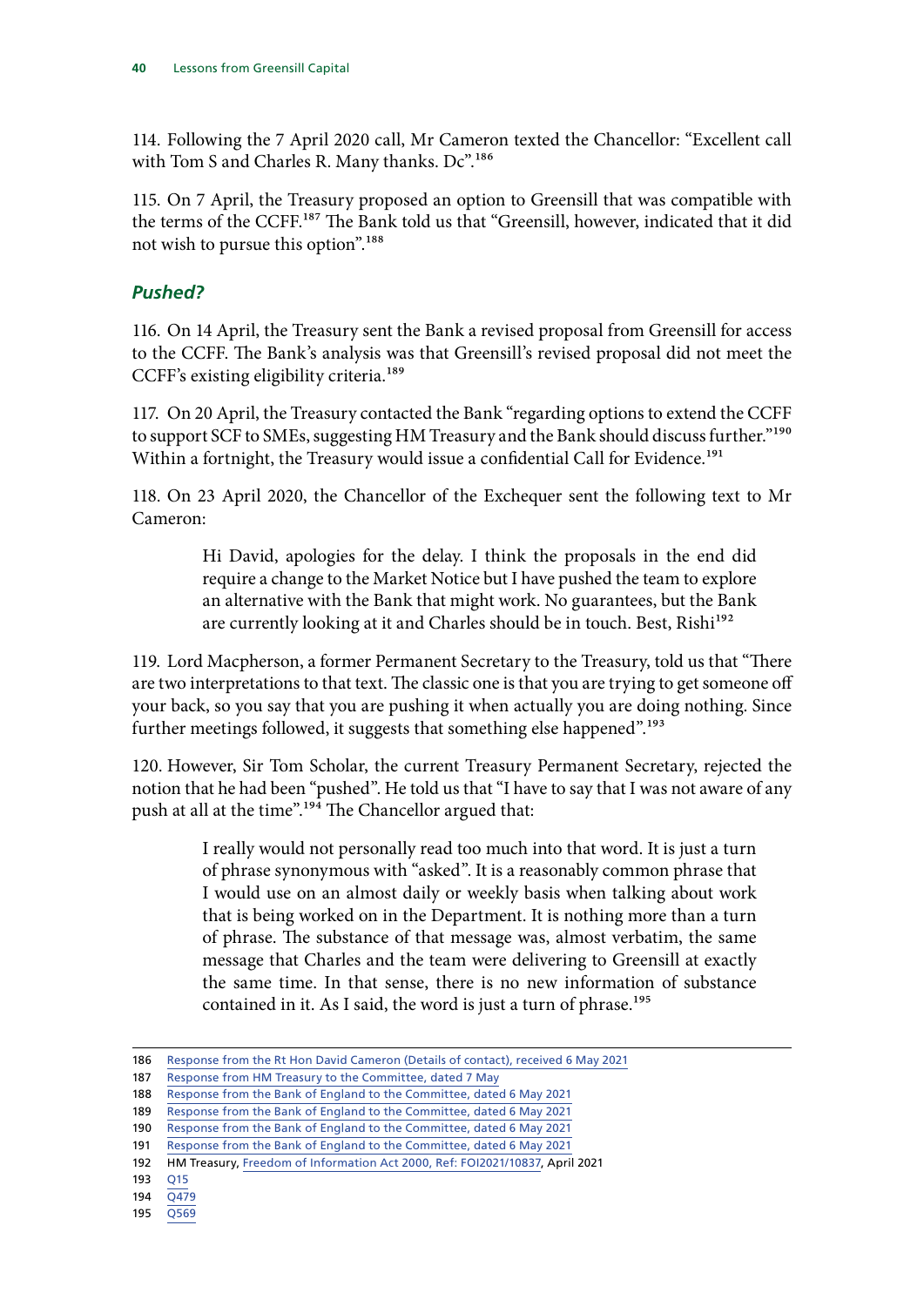114. Following the 7 April 2020 call, Mr Cameron texted the Chancellor: "Excellent call with Tom S and Charles R. Many thanks. Dc".[186]

115. On 7 April, the Treasury proposed an option to Greensill that was compatible with the terms of the CCFF.[187] The Bank told us that "Greensill, however, indicated that it did not wish to pursue this option".[188]

### *Pushed?*

116. On 14 April, the Treasury sent the Bank a revised proposal from Greensill for access to the CCFF. The Bank's analysis was that Greensill's revised proposal did not meet the CCFF's existing eligibility criteria.[189]

117. On 20 April, the Treasury contacted the Bank "regarding options to extend the CCFF to support SCF to SMEs, suggesting HM Treasury and the Bank should discuss further."[190] Within a fortnight, the Treasury would issue a confidential Call for Evidence.[191]

118. On 23 April 2020, the Chancellor of the Exchequer sent the following text to Mr Cameron:

> Hi David, apologies for the delay. I think the proposals in the end did require a change to the Market Notice but I have pushed the team to explore an alternative with the Bank that might work. No guarantees, but the Bank are currently looking at it and Charles should be in touch. Best, Rishi[192]

119. Lord Macpherson, a former Permanent Secretary to the Treasury, told us that "There are two interpretations to that text. The classic one is that you are trying to get someone off your back, so you say that you are pushing it when actually you are doing nothing. Since further meetings followed, it suggests that something else happened".[193]

120. However, Sir Tom Scholar, the current Treasury Permanent Secretary, rejected the notion that he had been "pushed". He told us that "I have to say that I was not aware of any push at all at the time".[194] The Chancellor argued that:

> I really would not personally read too much into that word. It is just a turn of phrase synonymous with "asked". It is a reasonably common phrase that I would use on an almost daily or weekly basis when talking about work that is being worked on in the Department. It is nothing more than a turn of phrase. The substance of that message was, almost verbatim, the same message that Charles and the team were delivering to Greensill at exactly the same time. In that sense, there is no new information of substance contained in it. As I said, the word is just a turn of phrase.[195]

---

186 Response from the Rt Hon David Cameron (Details of contact), received 6 May 2021
187 Response from HM Treasury to the Committee, dated 7 May
188 Response from the Bank of England to the Committee, dated 6 May 2021
189 Response from the Bank of England to the Committee, dated 6 May 2021
190 Response from the Bank of England to the Committee, dated 6 May 2021
191 Response from the Bank of England to the Committee, dated 6 May 2021
192 HM Treasury, Freedom of Information Act 2000, Ref: FOI2021/10837, April 2021
193 Q15
194 Q479
195 Q569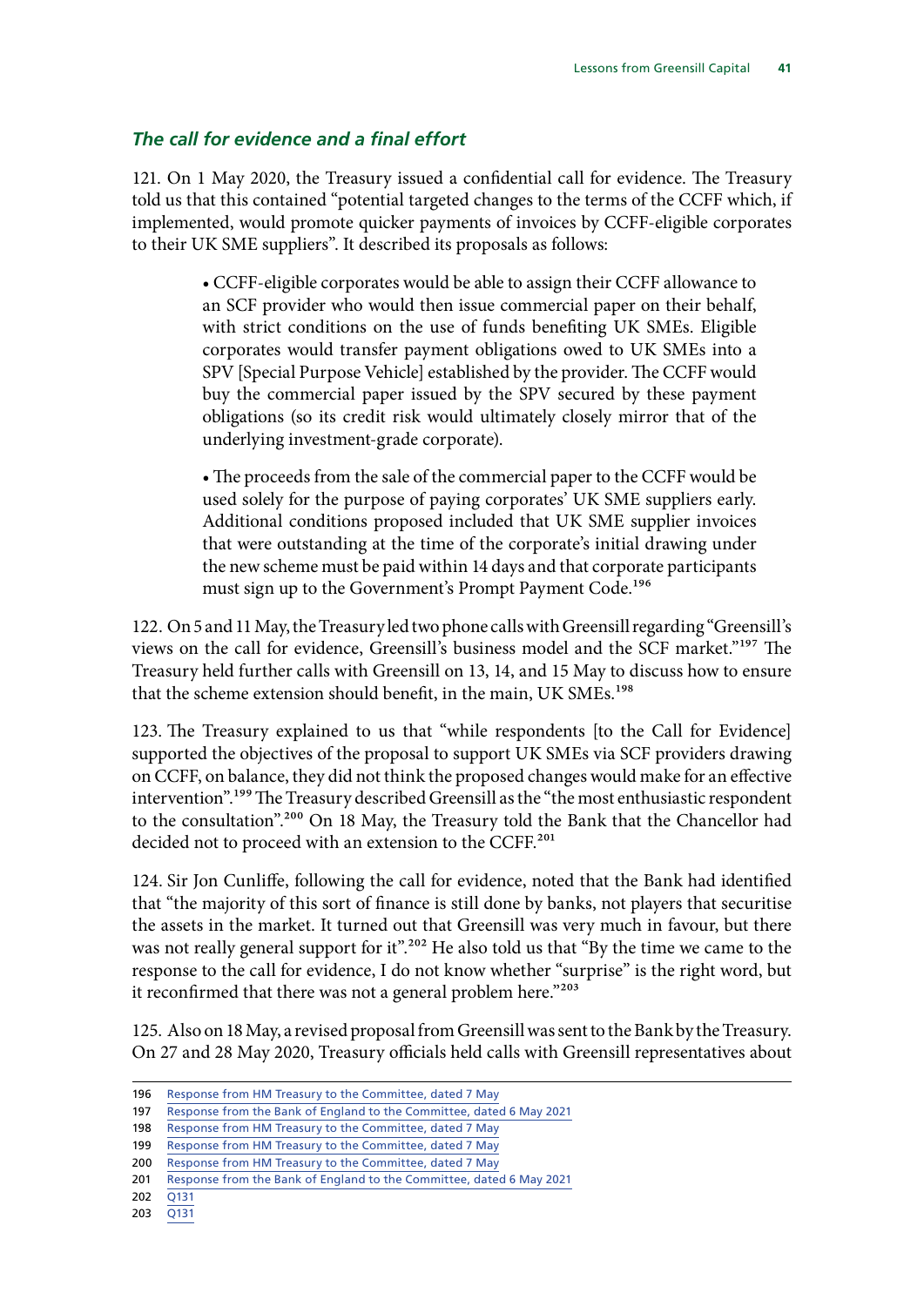### *The call for evidence and a final effort*

121. On 1 May 2020, the Treasury issued a confidential call for evidence. The Treasury told us that this contained "potential targeted changes to the terms of the CCFF which, if implemented, would promote quicker payments of invoices by CCFF-eligible corporates to their UK SME suppliers". It described its proposals as follows:

> • CCFF-eligible corporates would be able to assign their CCFF allowance to an SCF provider who would then issue commercial paper on their behalf, with strict conditions on the use of funds benefiting UK SMEs. Eligible corporates would transfer payment obligations owed to UK SMEs into a SPV [Special Purpose Vehicle] established by the provider. The CCFF would buy the commercial paper issued by the SPV secured by these payment obligations (so its credit risk would ultimately closely mirror that of the underlying investment-grade corporate).
>
> • The proceeds from the sale of the commercial paper to the CCFF would be used solely for the purpose of paying corporates' UK SME suppliers early. Additional conditions proposed included that UK SME supplier invoices that were outstanding at the time of the corporate's initial drawing under the new scheme must be paid within 14 days and that corporate participants must sign up to the Government's Prompt Payment Code.[196]

122. On 5 and 11 May, the Treasury led two phone calls with Greensill regarding "Greensill's views on the call for evidence, Greensill's business model and the SCF market."[197] The Treasury held further calls with Greensill on 13, 14, and 15 May to discuss how to ensure that the scheme extension should benefit, in the main, UK SMEs.[198]

123. The Treasury explained to us that "while respondents [to the Call for Evidence] supported the objectives of the proposal to support UK SMEs via SCF providers drawing on CCFF, on balance, they did not think the proposed changes would make for an effective intervention".[199] The Treasury described Greensill as the "the most enthusiastic respondent to the consultation".[200] On 18 May, the Treasury told the Bank that the Chancellor had decided not to proceed with an extension to the CCFF.[201]

124. Sir Jon Cunliffe, following the call for evidence, noted that the Bank had identified that "the majority of this sort of finance is still done by banks, not players that securitise the assets in the market. It turned out that Greensill was very much in favour, but there was not really general support for it".[202] He also told us that "By the time we came to the response to the call for evidence, I do not know whether "surprise" is the right word, but it reconfirmed that there was not a general problem here."[203]

125. Also on 18 May, a revised proposal from Greensill was sent to the Bank by the Treasury. On 27 and 28 May 2020, Treasury officials held calls with Greensill representatives about

---

196 Response from HM Treasury to the Committee, dated 7 May
197 Response from the Bank of England to the Committee, dated 6 May 2021
198 Response from HM Treasury to the Committee, dated 7 May
199 Response from HM Treasury to the Committee, dated 7 May
200 Response from HM Treasury to the Committee, dated 7 May
201 Response from the Bank of England to the Committee, dated 6 May 2021
202 Q131
203 Q131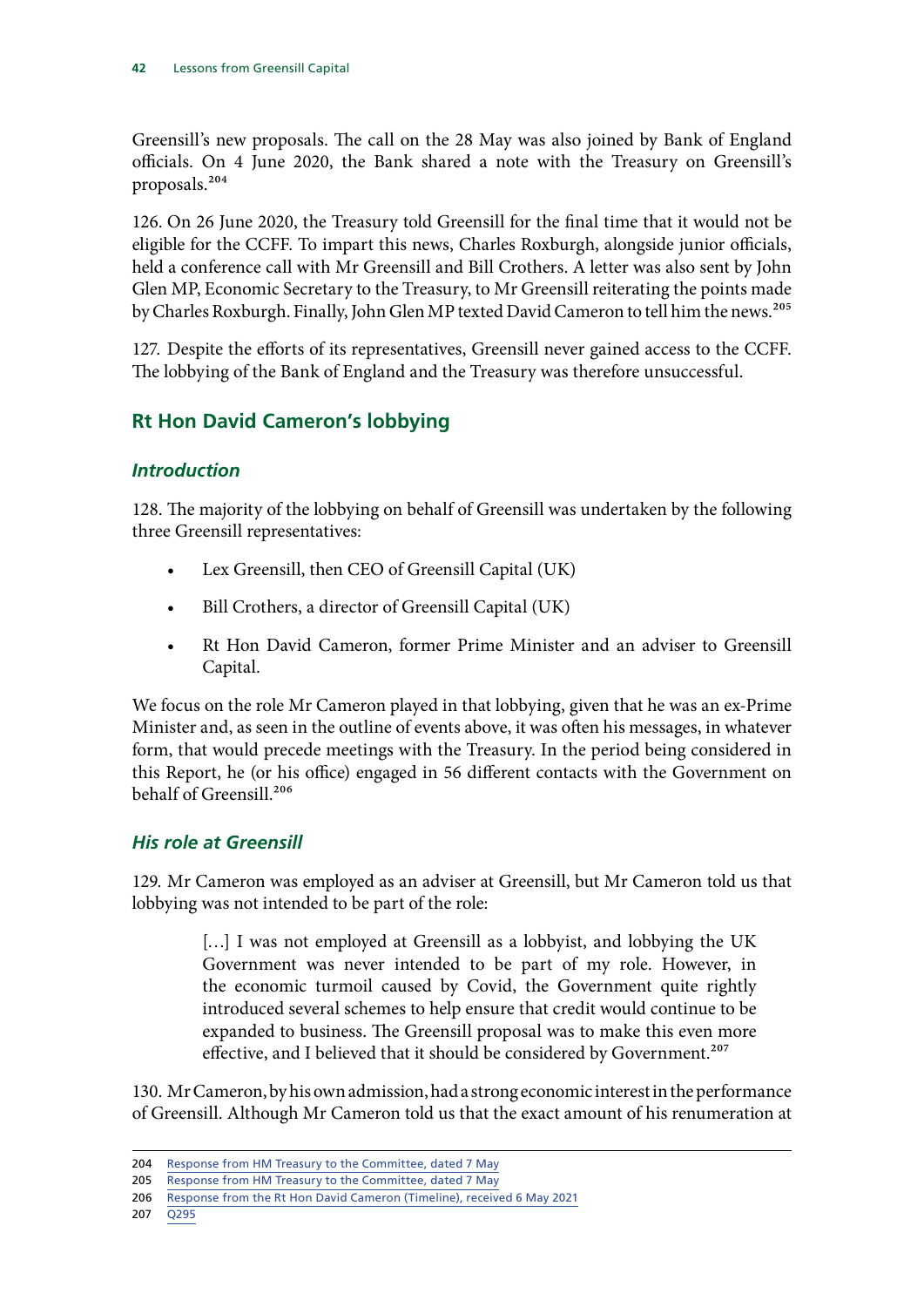Greensill's new proposals. The call on the 28 May was also joined by Bank of England officials. On 4 June 2020, the Bank shared a note with the Treasury on Greensill's proposals.[204]

126. On 26 June 2020, the Treasury told Greensill for the final time that it would not be eligible for the CCFF. To impart this news, Charles Roxburgh, alongside junior officials, held a conference call with Mr Greensill and Bill Crothers. A letter was also sent by John Glen MP, Economic Secretary to the Treasury, to Mr Greensill reiterating the points made by Charles Roxburgh. Finally, John Glen MP texted David Cameron to tell him the news.[205]

127. Despite the efforts of its representatives, Greensill never gained access to the CCFF. The lobbying of the Bank of England and the Treasury was therefore unsuccessful.

## Rt Hon David Cameron's lobbying

### *Introduction*

128. The majority of the lobbying on behalf of Greensill was undertaken by the following three Greensill representatives:

- Lex Greensill, then CEO of Greensill Capital (UK)
- Bill Crothers, a director of Greensill Capital (UK)
- Rt Hon David Cameron, former Prime Minister and an adviser to Greensill Capital.

We focus on the role Mr Cameron played in that lobbying, given that he was an ex-Prime Minister and, as seen in the outline of events above, it was often his messages, in whatever form, that would precede meetings with the Treasury. In the period being considered in this Report, he (or his office) engaged in 56 different contacts with the Government on behalf of Greensill.[206]

### *His role at Greensill*

129. Mr Cameron was employed as an adviser at Greensill, but Mr Cameron told us that lobbying was not intended to be part of the role:

> […] I was not employed at Greensill as a lobbyist, and lobbying the UK Government was never intended to be part of my role. However, in the economic turmoil caused by Covid, the Government quite rightly introduced several schemes to help ensure that credit would continue to be expanded to business. The Greensill proposal was to make this even more effective, and I believed that it should be considered by Government.[207]

130. Mr Cameron, by his own admission, had a strong economic interest in the performance of Greensill. Although Mr Cameron told us that the exact amount of his renumeration at

---

204 Response from HM Treasury to the Committee, dated 7 May

205 Response from HM Treasury to the Committee, dated 7 May

206 Response from the Rt Hon David Cameron (Timeline), received 6 May 2021

207 Q295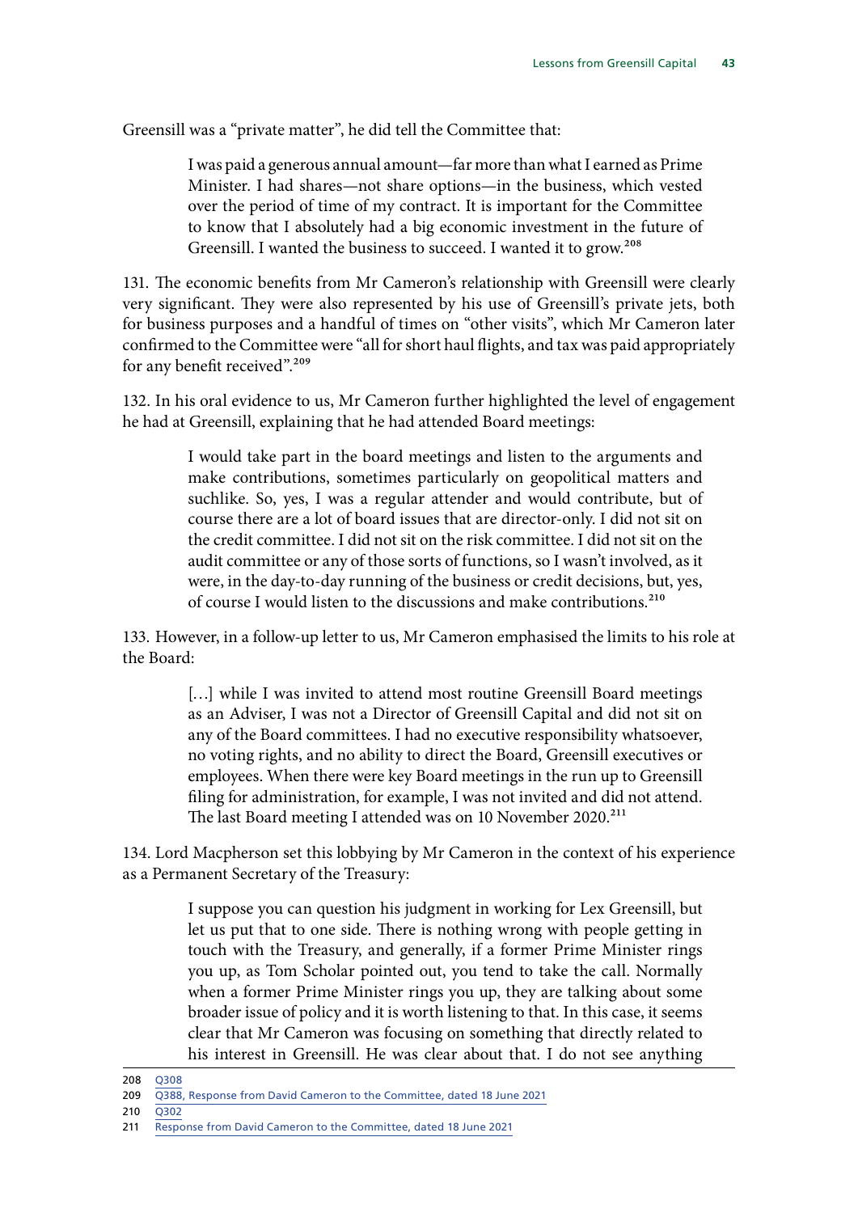Greensill was a "private matter", he did tell the Committee that:

> I was paid a generous annual amount—far more than what I earned as Prime Minister. I had shares—not share options—in the business, which vested over the period of time of my contract. It is important for the Committee to know that I absolutely had a big economic investment in the future of Greensill. I wanted the business to succeed. I wanted it to grow.[208]

131. The economic benefits from Mr Cameron's relationship with Greensill were clearly very significant. They were also represented by his use of Greensill's private jets, both for business purposes and a handful of times on "other visits", which Mr Cameron later confirmed to the Committee were "all for short haul flights, and tax was paid appropriately for any benefit received".[209]

132. In his oral evidence to us, Mr Cameron further highlighted the level of engagement he had at Greensill, explaining that he had attended Board meetings:

> I would take part in the board meetings and listen to the arguments and make contributions, sometimes particularly on geopolitical matters and suchlike. So, yes, I was a regular attender and would contribute, but of course there are a lot of board issues that are director-only. I did not sit on the credit committee. I did not sit on the risk committee. I did not sit on the audit committee or any of those sorts of functions, so I wasn't involved, as it were, in the day-to-day running of the business or credit decisions, but, yes, of course I would listen to the discussions and make contributions.[210]

133. However, in a follow-up letter to us, Mr Cameron emphasised the limits to his role at the Board:

> […] while I was invited to attend most routine Greensill Board meetings as an Adviser, I was not a Director of Greensill Capital and did not sit on any of the Board committees. I had no executive responsibility whatsoever, no voting rights, and no ability to direct the Board, Greensill executives or employees. When there were key Board meetings in the run up to Greensill filing for administration, for example, I was not invited and did not attend. The last Board meeting I attended was on 10 November 2020.[211]

134. Lord Macpherson set this lobbying by Mr Cameron in the context of his experience as a Permanent Secretary of the Treasury:

> I suppose you can question his judgment in working for Lex Greensill, but let us put that to one side. There is nothing wrong with people getting in touch with the Treasury, and generally, if a former Prime Minister rings you up, as Tom Scholar pointed out, you tend to take the call. Normally when a former Prime Minister rings you up, they are talking about some broader issue of policy and it is worth listening to that. In this case, it seems clear that Mr Cameron was focusing on something that directly related to his interest in Greensill. He was clear about that. I do not see anything

208 Q308

209 Q388, Response from David Cameron to the Committee, dated 18 June 2021

210 Q302

211 Response from David Cameron to the Committee, dated 18 June 2021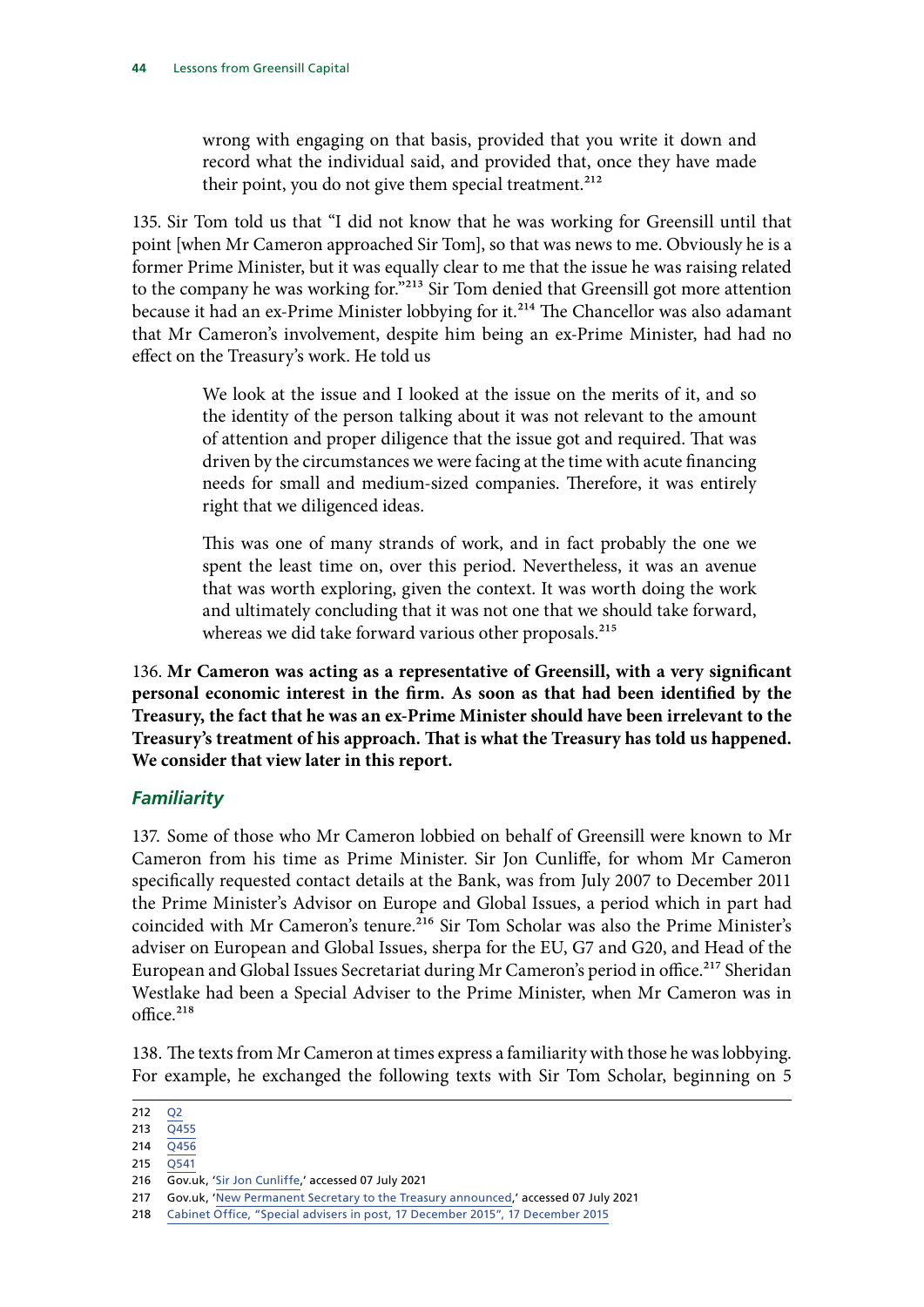> wrong with engaging on that basis, provided that you write it down and record what the individual said, and provided that, once they have made their point, you do not give them special treatment.[212]

135. Sir Tom told us that "I did not know that he was working for Greensill until that point [when Mr Cameron approached Sir Tom], so that was news to me. Obviously he is a former Prime Minister, but it was equally clear to me that the issue he was raising related to the company he was working for."[213] Sir Tom denied that Greensill got more attention because it had an ex-Prime Minister lobbying for it.[214] The Chancellor was also adamant that Mr Cameron's involvement, despite him being an ex-Prime Minister, had had no effect on the Treasury's work. He told us

> We look at the issue and I looked at the issue on the merits of it, and so the identity of the person talking about it was not relevant to the amount of attention and proper diligence that the issue got and required. That was driven by the circumstances we were facing at the time with acute financing needs for small and medium-sized companies. Therefore, it was entirely right that we diligenced ideas.
>
> This was one of many strands of work, and in fact probably the one we spent the least time on, over this period. Nevertheless, it was an avenue that was worth exploring, given the context. It was worth doing the work and ultimately concluding that it was not one that we should take forward, whereas we did take forward various other proposals.[215]

136. **Mr Cameron was acting as a representative of Greensill, with a very significant personal economic interest in the firm. As soon as that had been identified by the Treasury, the fact that he was an ex-Prime Minister should have been irrelevant to the Treasury's treatment of his approach. That is what the Treasury has told us happened. We consider that view later in this report.**

### *Familiarity*

137. Some of those who Mr Cameron lobbied on behalf of Greensill were known to Mr Cameron from his time as Prime Minister. Sir Jon Cunliffe, for whom Mr Cameron specifically requested contact details at the Bank, was from July 2007 to December 2011 the Prime Minister's Advisor on Europe and Global Issues, a period which in part had coincided with Mr Cameron's tenure.[216] Sir Tom Scholar was also the Prime Minister's adviser on European and Global Issues, sherpa for the EU, G7 and G20, and Head of the European and Global Issues Secretariat during Mr Cameron's period in office.[217] Sheridan Westlake had been a Special Adviser to the Prime Minister, when Mr Cameron was in office.[218]

138. The texts from Mr Cameron at times express a familiarity with those he was lobbying. For example, he exchanged the following texts with Sir Tom Scholar, beginning on 5

---

212 Q2
213 Q455
214 Q456
215 Q541
216 Gov.uk, 'Sir Jon Cunliffe,' accessed 07 July 2021
217 Gov.uk, 'New Permanent Secretary to the Treasury announced,' accessed 07 July 2021
218 Cabinet Office, "Special advisers in post, 17 December 2015", 17 December 2015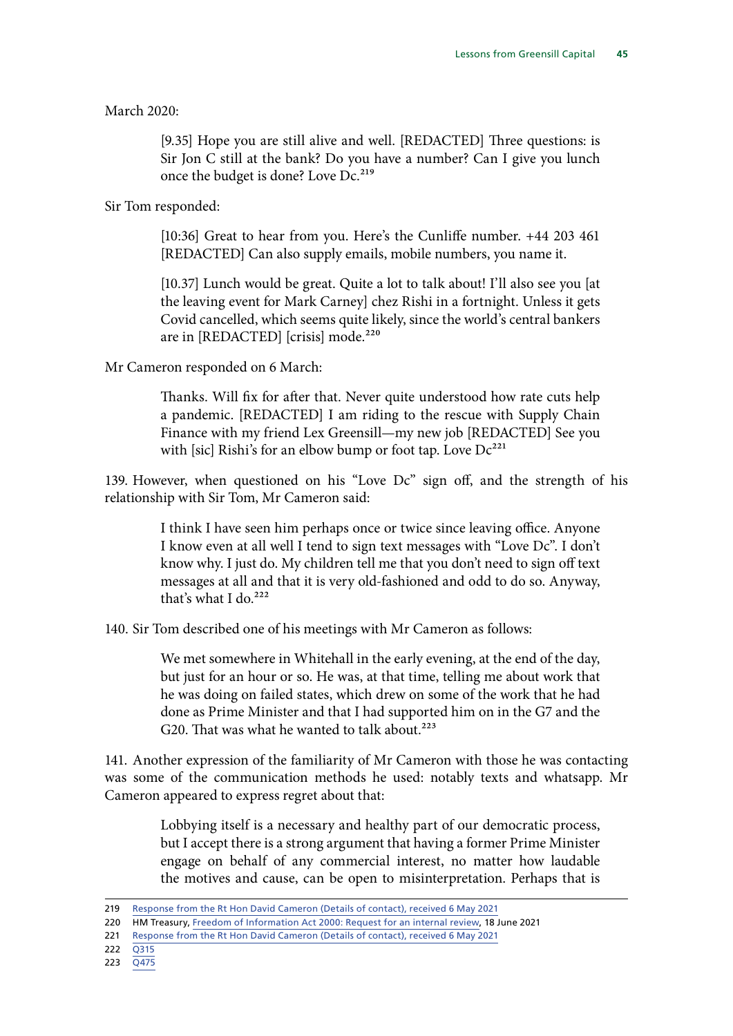March 2020:

> [9.35] Hope you are still alive and well. [REDACTED] Three questions: is Sir Jon C still at the bank? Do you have a number? Can I give you lunch once the budget is done? Love Dc.[219]

Sir Tom responded:

> [10:36] Great to hear from you. Here's the Cunliffe number. +44 203 461 [REDACTED] Can also supply emails, mobile numbers, you name it.
>
> [10.37] Lunch would be great. Quite a lot to talk about! I'll also see you [at the leaving event for Mark Carney] chez Rishi in a fortnight. Unless it gets Covid cancelled, which seems quite likely, since the world's central bankers are in [REDACTED] [crisis] mode.[220]

Mr Cameron responded on 6 March:

> Thanks. Will fix for after that. Never quite understood how rate cuts help a pandemic. [REDACTED] I am riding to the rescue with Supply Chain Finance with my friend Lex Greensill—my new job [REDACTED] See you with [sic] Rishi's for an elbow bump or foot tap. Love Dc[221]

139. However, when questioned on his "Love Dc" sign off, and the strength of his relationship with Sir Tom, Mr Cameron said:

> I think I have seen him perhaps once or twice since leaving office. Anyone I know even at all well I tend to sign text messages with "Love Dc". I don't know why. I just do. My children tell me that you don't need to sign off text messages at all and that it is very old-fashioned and odd to do so. Anyway, that's what I do.[222]

140. Sir Tom described one of his meetings with Mr Cameron as follows:

> We met somewhere in Whitehall in the early evening, at the end of the day, but just for an hour or so. He was, at that time, telling me about work that he was doing on failed states, which drew on some of the work that he had done as Prime Minister and that I had supported him on in the G7 and the G20. That was what he wanted to talk about.[223]

141. Another expression of the familiarity of Mr Cameron with those he was contacting was some of the communication methods he used: notably texts and whatsapp. Mr Cameron appeared to express regret about that:

> Lobbying itself is a necessary and healthy part of our democratic process, but I accept there is a strong argument that having a former Prime Minister engage on behalf of any commercial interest, no matter how laudable the motives and cause, can be open to misinterpretation. Perhaps that is

---

219 Response from the Rt Hon David Cameron (Details of contact), received 6 May 2021

220 HM Treasury, Freedom of Information Act 2000: Request for an internal review, 18 June 2021

221 Response from the Rt Hon David Cameron (Details of contact), received 6 May 2021

222 Q315

223 Q475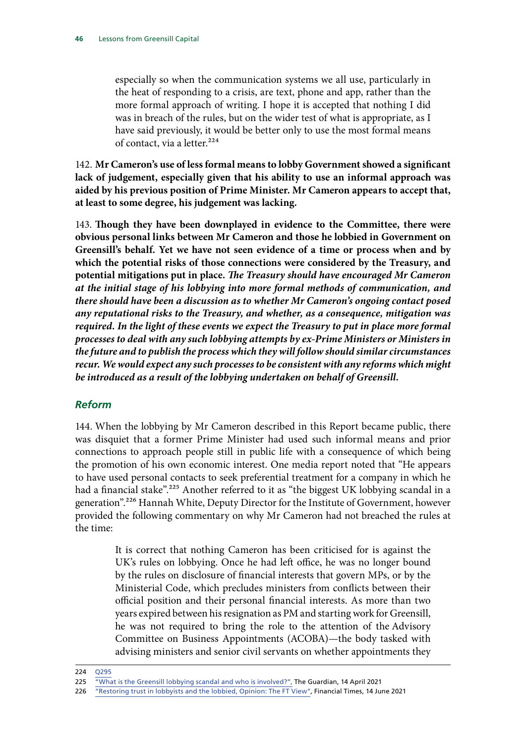> especially so when the communication systems we all use, particularly in the heat of responding to a crisis, are text, phone and app, rather than the more formal approach of writing. I hope it is accepted that nothing I did was in breach of the rules, but on the wider test of what is appropriate, as I have said previously, it would be better only to use the most formal means of contact, via a letter.[224]

142. **Mr Cameron's use of less formal means to lobby Government showed a significant lack of judgement, especially given that his ability to use an informal approach was aided by his previous position of Prime Minister. Mr Cameron appears to accept that, at least to some degree, his judgement was lacking.**

143. **Though they have been downplayed in evidence to the Committee, there were obvious personal links between Mr Cameron and those he lobbied in Government on Greensill's behalf. Yet we have not seen evidence of a time or process when and by which the potential risks of those connections were considered by the Treasury, and potential mitigations put in place.** ***The Treasury should have encouraged Mr Cameron at the initial stage of his lobbying into more formal methods of communication, and there should have been a discussion as to whether Mr Cameron's ongoing contact posed any reputational risks to the Treasury, and whether, as a consequence, mitigation was required. In the light of these events we expect the Treasury to put in place more formal processes to deal with any such lobbying attempts by ex-Prime Ministers or Ministers in the future and to publish the process which they will follow should similar circumstances recur. We would expect any such processes to be consistent with any reforms which might be introduced as a result of the lobbying undertaken on behalf of Greensill.***

## *Reform*

144. When the lobbying by Mr Cameron described in this Report became public, there was disquiet that a former Prime Minister had used such informal means and prior connections to approach people still in public life with a consequence of which being the promotion of his own economic interest. One media report noted that "He appears to have used personal contacts to seek preferential treatment for a company in which he had a financial stake".[225] Another referred to it as "the biggest UK lobbying scandal in a generation".[226] Hannah White, Deputy Director for the Institute of Government, however provided the following commentary on why Mr Cameron had not breached the rules at the time:

> It is correct that nothing Cameron has been criticised for is against the UK's rules on lobbying. Once he had left office, he was no longer bound by the rules on disclosure of financial interests that govern MPs, or by the Ministerial Code, which precludes ministers from conflicts between their official position and their personal financial interests. As more than two years expired between his resignation as PM and starting work for Greensill, he was not required to bring the role to the attention of the Advisory Committee on Business Appointments (ACOBA)—the body tasked with advising ministers and senior civil servants on whether appointments they

---

224 Q295

225 "What is the Greensill lobbying scandal and who is involved?", The Guardian, 14 April 2021

226 "Restoring trust in lobbyists and the lobbied, Opinion: The FT View", Financial Times, 14 June 2021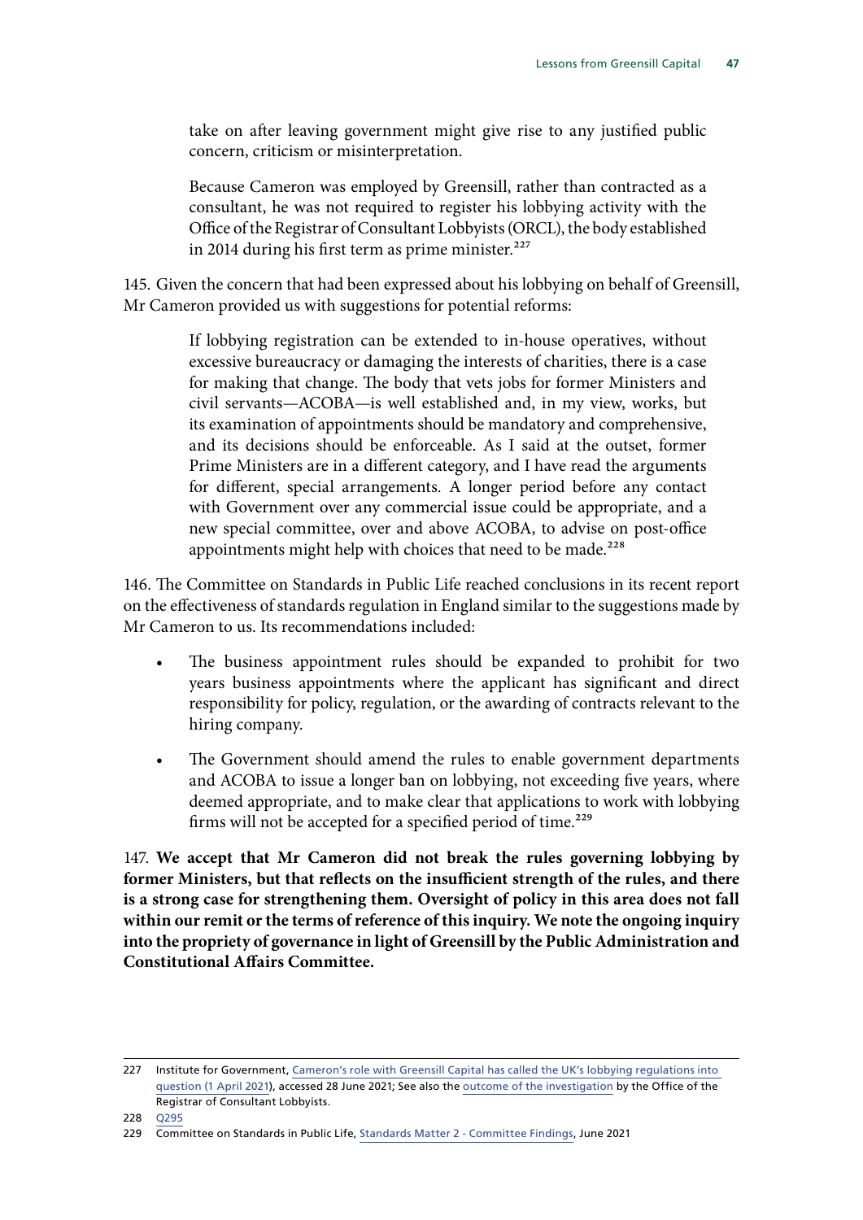> take on after leaving government might give rise to any justified public concern, criticism or misinterpretation.
>
> Because Cameron was employed by Greensill, rather than contracted as a consultant, he was not required to register his lobbying activity with the Office of the Registrar of Consultant Lobbyists (ORCL), the body established in 2014 during his first term as prime minister.[227]

145. Given the concern that had been expressed about his lobbying on behalf of Greensill, Mr Cameron provided us with suggestions for potential reforms:

> If lobbying registration can be extended to in-house operatives, without excessive bureaucracy or damaging the interests of charities, there is a case for making that change. The body that vets jobs for former Ministers and civil servants—ACOBA—is well established and, in my view, works, but its examination of appointments should be mandatory and comprehensive, and its decisions should be enforceable. As I said at the outset, former Prime Ministers are in a different category, and I have read the arguments for different, special arrangements. A longer period before any contact with Government over any commercial issue could be appropriate, and a new special committee, over and above ACOBA, to advise on post-office appointments might help with choices that need to be made.[228]

146. The Committee on Standards in Public Life reached conclusions in its recent report on the effectiveness of standards regulation in England similar to the suggestions made by Mr Cameron to us. Its recommendations included:

- The business appointment rules should be expanded to prohibit for two years business appointments where the applicant has significant and direct responsibility for policy, regulation, or the awarding of contracts relevant to the hiring company.
- The Government should amend the rules to enable government departments and ACOBA to issue a longer ban on lobbying, not exceeding five years, where deemed appropriate, and to make clear that applications to work with lobbying firms will not be accepted for a specified period of time.[229]

147. **We accept that Mr Cameron did not break the rules governing lobbying by former Ministers, but that reflects on the insufficient strength of the rules, and there is a strong case for strengthening them. Oversight of policy in this area does not fall within our remit or the terms of reference of this inquiry. We note the ongoing inquiry into the propriety of governance in light of Greensill by the Public Administration and Constitutional Affairs Committee.**

---

227 Institute for Government, Cameron's role with Greensill Capital has called the UK's lobbying regulations into question (1 April 2021), accessed 28 June 2021; See also the outcome of the investigation by the Office of the Registrar of Consultant Lobbyists.

228 Q295

229 Committee on Standards in Public Life, Standards Matter 2 - Committee Findings, June 2021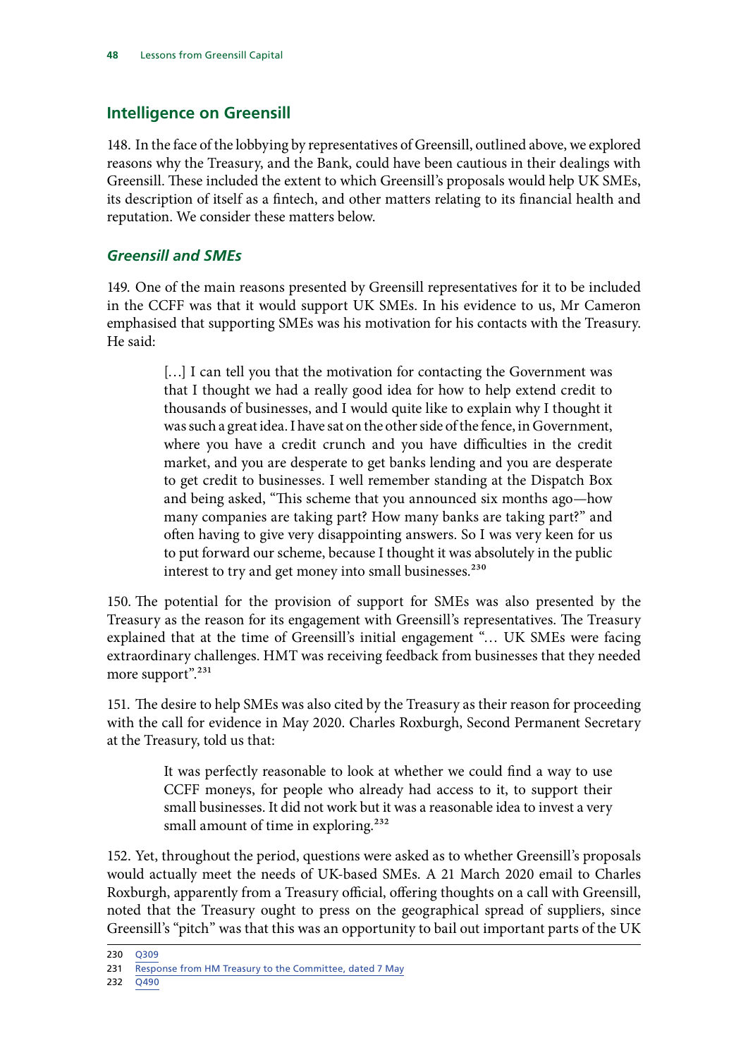## Intelligence on Greensill

148. In the face of the lobbying by representatives of Greensill, outlined above, we explored reasons why the Treasury, and the Bank, could have been cautious in their dealings with Greensill. These included the extent to which Greensill's proposals would help UK SMEs, its description of itself as a fintech, and other matters relating to its financial health and reputation. We consider these matters below.

### *Greensill and SMEs*

149. One of the main reasons presented by Greensill representatives for it to be included in the CCFF was that it would support UK SMEs. In his evidence to us, Mr Cameron emphasised that supporting SMEs was his motivation for his contacts with the Treasury. He said:

> […] I can tell you that the motivation for contacting the Government was that I thought we had a really good idea for how to help extend credit to thousands of businesses, and I would quite like to explain why I thought it was such a great idea. I have sat on the other side of the fence, in Government, where you have a credit crunch and you have difficulties in the credit market, and you are desperate to get banks lending and you are desperate to get credit to businesses. I well remember standing at the Dispatch Box and being asked, "This scheme that you announced six months ago—how many companies are taking part? How many banks are taking part?" and often having to give very disappointing answers. So I was very keen for us to put forward our scheme, because I thought it was absolutely in the public interest to try and get money into small businesses.[230]

150. The potential for the provision of support for SMEs was also presented by the Treasury as the reason for its engagement with Greensill's representatives. The Treasury explained that at the time of Greensill's initial engagement "… UK SMEs were facing extraordinary challenges. HMT was receiving feedback from businesses that they needed more support".[231]

151. The desire to help SMEs was also cited by the Treasury as their reason for proceeding with the call for evidence in May 2020. Charles Roxburgh, Second Permanent Secretary at the Treasury, told us that:

> It was perfectly reasonable to look at whether we could find a way to use CCFF moneys, for people who already had access to it, to support their small businesses. It did not work but it was a reasonable idea to invest a very small amount of time in exploring.[232]

152. Yet, throughout the period, questions were asked as to whether Greensill's proposals would actually meet the needs of UK-based SMEs. A 21 March 2020 email to Charles Roxburgh, apparently from a Treasury official, offering thoughts on a call with Greensill, noted that the Treasury ought to press on the geographical spread of suppliers, since Greensill's "pitch" was that this was an opportunity to bail out important parts of the UK

230 Q309

231 Response from HM Treasury to the Committee, dated 7 May

232 Q490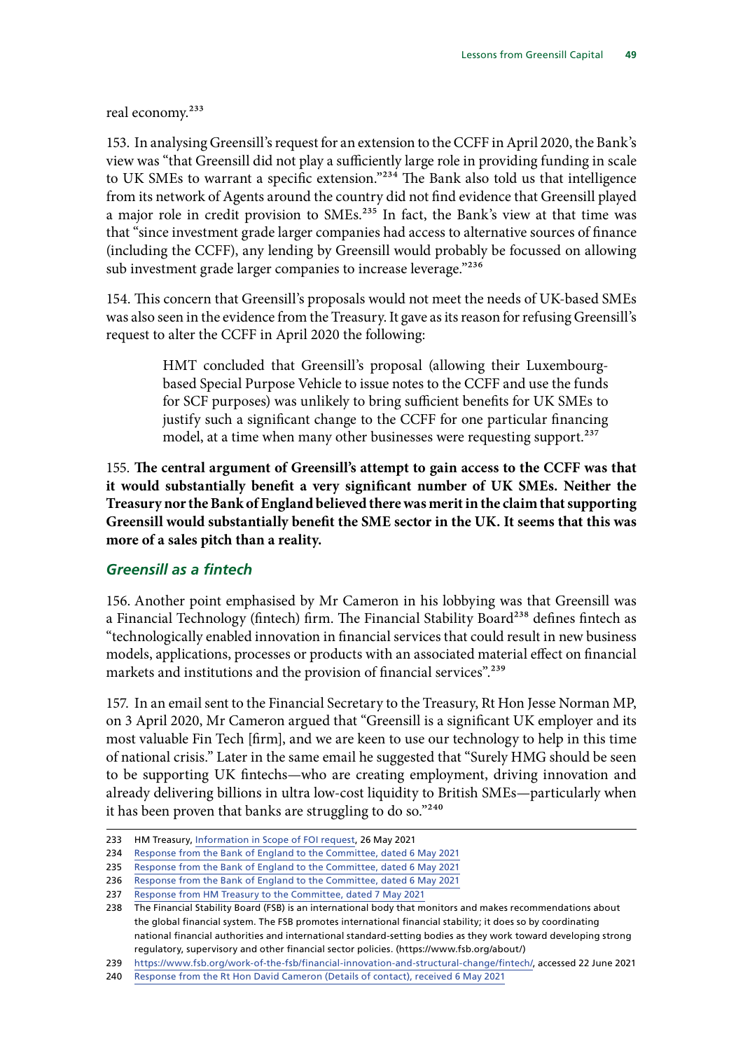real economy.[233]

153. In analysing Greensill's request for an extension to the CCFF in April 2020, the Bank's view was "that Greensill did not play a sufficiently large role in providing funding in scale to UK SMEs to warrant a specific extension."[234] The Bank also told us that intelligence from its network of Agents around the country did not find evidence that Greensill played a major role in credit provision to SMEs.[235] In fact, the Bank's view at that time was that "since investment grade larger companies had access to alternative sources of finance (including the CCFF), any lending by Greensill would probably be focussed on allowing sub investment grade larger companies to increase leverage."[236]

154. This concern that Greensill's proposals would not meet the needs of UK-based SMEs was also seen in the evidence from the Treasury. It gave as its reason for refusing Greensill's request to alter the CCFF in April 2020 the following:

> HMT concluded that Greensill's proposal (allowing their Luxembourg-based Special Purpose Vehicle to issue notes to the CCFF and use the funds for SCF purposes) was unlikely to bring sufficient benefits for UK SMEs to justify such a significant change to the CCFF for one particular financing model, at a time when many other businesses were requesting support.[237]

155. **The central argument of Greensill's attempt to gain access to the CCFF was that it would substantially benefit a very significant number of UK SMEs. Neither the Treasury nor the Bank of England believed there was merit in the claim that supporting Greensill would substantially benefit the SME sector in the UK. It seems that this was more of a sales pitch than a reality.**

### *Greensill as a fintech*

156. Another point emphasised by Mr Cameron in his lobbying was that Greensill was a Financial Technology (fintech) firm. The Financial Stability Board[238] defines fintech as "technologically enabled innovation in financial services that could result in new business models, applications, processes or products with an associated material effect on financial markets and institutions and the provision of financial services".[239]

157. In an email sent to the Financial Secretary to the Treasury, Rt Hon Jesse Norman MP, on 3 April 2020, Mr Cameron argued that "Greensill is a significant UK employer and its most valuable Fin Tech [firm], and we are keen to use our technology to help in this time of national crisis." Later in the same email he suggested that "Surely HMG should be seen to be supporting UK fintechs—who are creating employment, driving innovation and already delivering billions in ultra low-cost liquidity to British SMEs—particularly when it has been proven that banks are struggling to do so."[240]

---

233 HM Treasury, Information in Scope of FOI request, 26 May 2021

234 Response from the Bank of England to the Committee, dated 6 May 2021

235 Response from the Bank of England to the Committee, dated 6 May 2021

236 Response from the Bank of England to the Committee, dated 6 May 2021

237 Response from HM Treasury to the Committee, dated 7 May 2021

238 The Financial Stability Board (FSB) is an international body that monitors and makes recommendations about the global financial system. The FSB promotes international financial stability; it does so by coordinating national financial authorities and international standard-setting bodies as they work toward developing strong regulatory, supervisory and other financial sector policies. (https://www.fsb.org/about/)

239 https://www.fsb.org/work-of-the-fsb/financial-innovation-and-structural-change/fintech/, accessed 22 June 2021

240 Response from the Rt Hon David Cameron (Details of contact), received 6 May 2021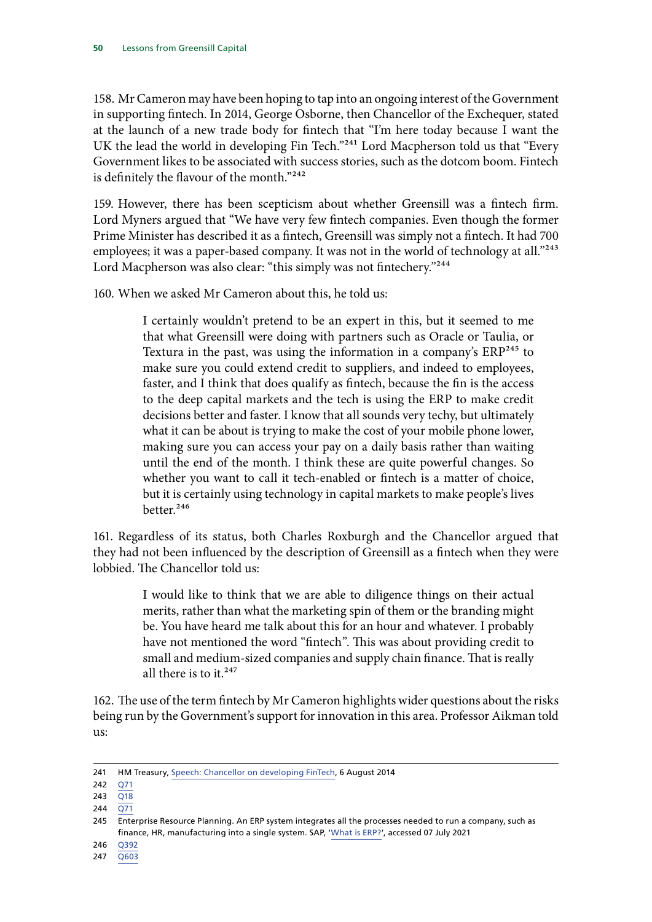158. Mr Cameron may have been hoping to tap into an ongoing interest of the Government in supporting fintech. In 2014, George Osborne, then Chancellor of the Exchequer, stated at the launch of a new trade body for fintech that "I'm here today because I want the UK the lead the world in developing Fin Tech."[241] Lord Macpherson told us that "Every Government likes to be associated with success stories, such as the dotcom boom. Fintech is definitely the flavour of the month."[242]

159. However, there has been scepticism about whether Greensill was a fintech firm. Lord Myners argued that "We have very few fintech companies. Even though the former Prime Minister has described it as a fintech, Greensill was simply not a fintech. It had 700 employees; it was a paper-based company. It was not in the world of technology at all."[243] Lord Macpherson was also clear: "this simply was not fintechery."[244]

160. When we asked Mr Cameron about this, he told us:

> I certainly wouldn't pretend to be an expert in this, but it seemed to me that what Greensill were doing with partners such as Oracle or Taulia, or Textura in the past, was using the information in a company's ERP[245] to make sure you could extend credit to suppliers, and indeed to employees, faster, and I think that does qualify as fintech, because the fin is the access to the deep capital markets and the tech is using the ERP to make credit decisions better and faster. I know that all sounds very techy, but ultimately what it can be about is trying to make the cost of your mobile phone lower, making sure you can access your pay on a daily basis rather than waiting until the end of the month. I think these are quite powerful changes. So whether you want to call it tech-enabled or fintech is a matter of choice, but it is certainly using technology in capital markets to make people's lives better.[246]

161. Regardless of its status, both Charles Roxburgh and the Chancellor argued that they had not been influenced by the description of Greensill as a fintech when they were lobbied. The Chancellor told us:

> I would like to think that we are able to diligence things on their actual merits, rather than what the marketing spin of them or the branding might be. You have heard me talk about this for an hour and whatever. I probably have not mentioned the word "fintech". This was about providing credit to small and medium-sized companies and supply chain finance. That is really all there is to it.[247]

162. The use of the term fintech by Mr Cameron highlights wider questions about the risks being run by the Government's support for innovation in this area. Professor Aikman told us:

---

241 HM Treasury, Speech: Chancellor on developing FinTech, 6 August 2014

242 Q71

243 Q18

244 Q71

245 Enterprise Resource Planning. An ERP system integrates all the processes needed to run a company, such as finance, HR, manufacturing into a single system. SAP, 'What is ERP?', accessed 07 July 2021

246 Q392

247 Q603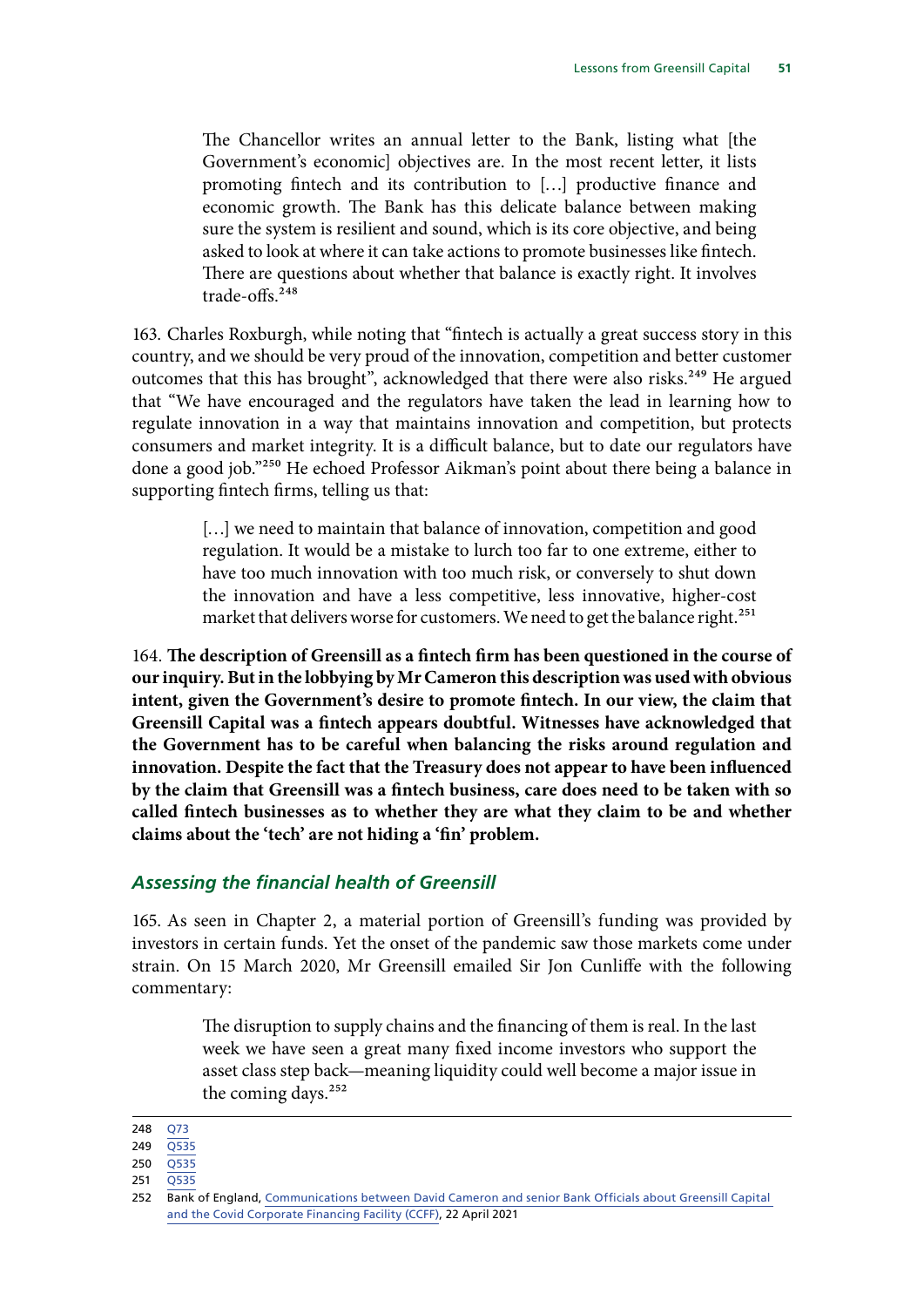> The Chancellor writes an annual letter to the Bank, listing what [the Government's economic] objectives are. In the most recent letter, it lists promoting fintech and its contribution to […] productive finance and economic growth. The Bank has this delicate balance between making sure the system is resilient and sound, which is its core objective, and being asked to look at where it can take actions to promote businesses like fintech. There are questions about whether that balance is exactly right. It involves trade-offs.[248]

163. Charles Roxburgh, while noting that "fintech is actually a great success story in this country, and we should be very proud of the innovation, competition and better customer outcomes that this has brought", acknowledged that there were also risks.[249] He argued that "We have encouraged and the regulators have taken the lead in learning how to regulate innovation in a way that maintains innovation and competition, but protects consumers and market integrity. It is a difficult balance, but to date our regulators have done a good job."[250] He echoed Professor Aikman's point about there being a balance in supporting fintech firms, telling us that:

> […] we need to maintain that balance of innovation, competition and good regulation. It would be a mistake to lurch too far to one extreme, either to have too much innovation with too much risk, or conversely to shut down the innovation and have a less competitive, less innovative, higher-cost market that delivers worse for customers. We need to get the balance right.[251]

164. **The description of Greensill as a fintech firm has been questioned in the course of our inquiry. But in the lobbying by Mr Cameron this description was used with obvious intent, given the Government's desire to promote fintech. In our view, the claim that Greensill Capital was a fintech appears doubtful. Witnesses have acknowledged that the Government has to be careful when balancing the risks around regulation and innovation. Despite the fact that the Treasury does not appear to have been influenced by the claim that Greensill was a fintech business, care does need to be taken with so called fintech businesses as to whether they are what they claim to be and whether claims about the 'tech' are not hiding a 'fin' problem.**

### *Assessing the financial health of Greensill*

165. As seen in Chapter 2, a material portion of Greensill's funding was provided by investors in certain funds. Yet the onset of the pandemic saw those markets come under strain. On 15 March 2020, Mr Greensill emailed Sir Jon Cunliffe with the following commentary:

> The disruption to supply chains and the financing of them is real. In the last week we have seen a great many fixed income investors who support the asset class step back—meaning liquidity could well become a major issue in the coming days.[252]

---

248 Q73

249 Q535

250 Q535

251 Q535

252 Bank of England, Communications between David Cameron and senior Bank Officials about Greensill Capital and the Covid Corporate Financing Facility (CCFF), 22 April 2021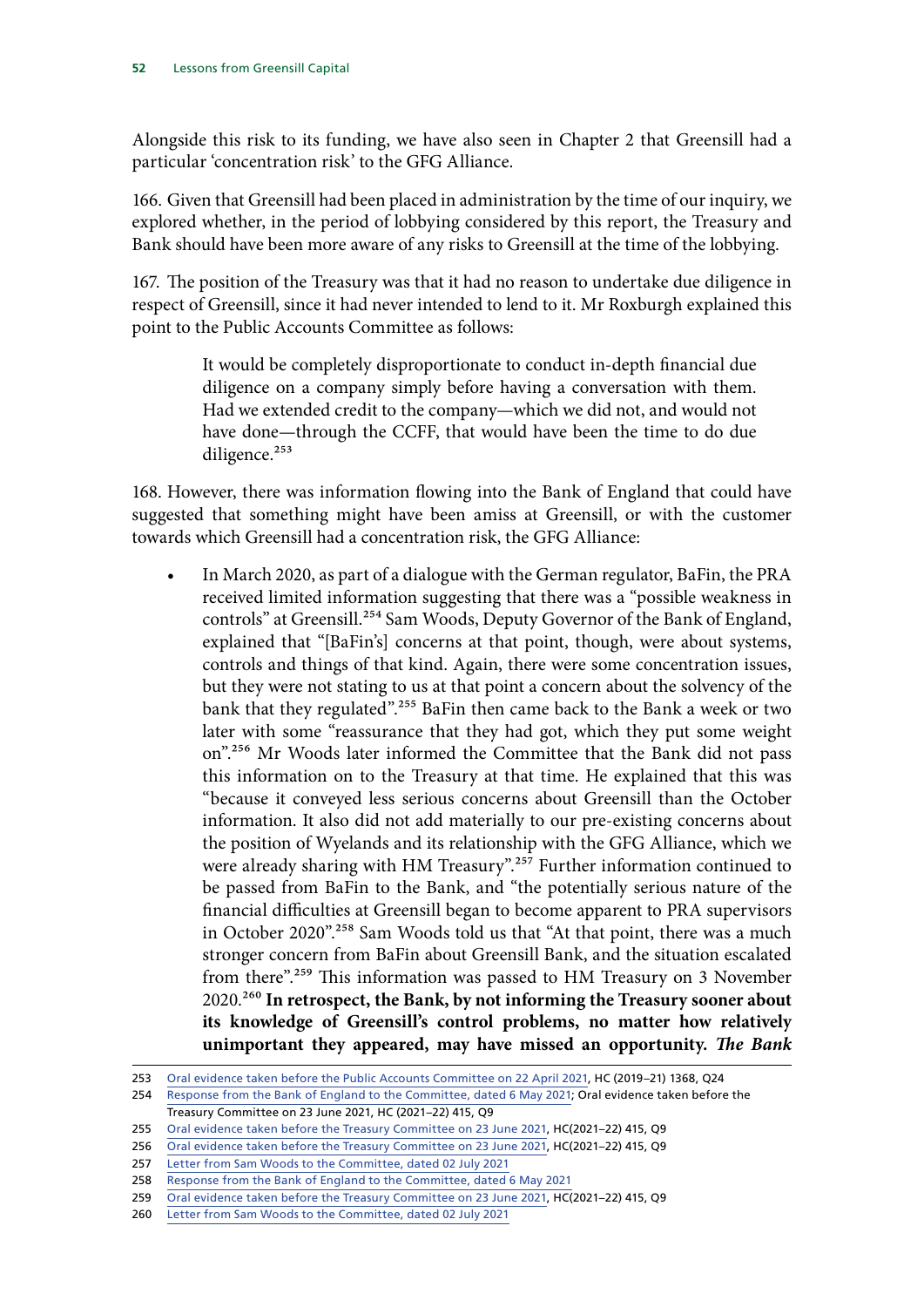Alongside this risk to its funding, we have also seen in Chapter 2 that Greensill had a particular 'concentration risk' to the GFG Alliance.

166. Given that Greensill had been placed in administration by the time of our inquiry, we explored whether, in the period of lobbying considered by this report, the Treasury and Bank should have been more aware of any risks to Greensill at the time of the lobbying.

167. The position of the Treasury was that it had no reason to undertake due diligence in respect of Greensill, since it had never intended to lend to it. Mr Roxburgh explained this point to the Public Accounts Committee as follows:

> It would be completely disproportionate to conduct in-depth financial due diligence on a company simply before having a conversation with them. Had we extended credit to the company—which we did not, and would not have done—through the CCFF, that would have been the time to do due diligence.[253]

168. However, there was information flowing into the Bank of England that could have suggested that something might have been amiss at Greensill, or with the customer towards which Greensill had a concentration risk, the GFG Alliance:

- In March 2020, as part of a dialogue with the German regulator, BaFin, the PRA received limited information suggesting that there was a "possible weakness in controls" at Greensill.[254] Sam Woods, Deputy Governor of the Bank of England, explained that "[BaFin's] concerns at that point, though, were about systems, controls and things of that kind. Again, there were some concentration issues, but they were not stating to us at that point a concern about the solvency of the bank that they regulated".[255] BaFin then came back to the Bank a week or two later with some "reassurance that they had got, which they put some weight on".[256] Mr Woods later informed the Committee that the Bank did not pass this information on to the Treasury at that time. He explained that this was "because it conveyed less serious concerns about Greensill than the October information. It also did not add materially to our pre-existing concerns about the position of Wyelands and its relationship with the GFG Alliance, which we were already sharing with HM Treasury".[257] Further information continued to be passed from BaFin to the Bank, and "the potentially serious nature of the financial difficulties at Greensill began to become apparent to PRA supervisors in October 2020".[258] Sam Woods told us that "At that point, there was a much stronger concern from BaFin about Greensill Bank, and the situation escalated from there".[259] This information was passed to HM Treasury on 3 November 2020.[260] **In retrospect, the Bank, by not informing the Treasury sooner about its knowledge of Greensill's control problems, no matter how relatively unimportant they appeared, may have missed an opportunity.** ***The Bank***

253 Oral evidence taken before the Public Accounts Committee on 22 April 2021, HC (2019–21) 1368, Q24

254 Response from the Bank of England to the Committee, dated 6 May 2021; Oral evidence taken before the Treasury Committee on 23 June 2021, HC (2021–22) 415, Q9

255 Oral evidence taken before the Treasury Committee on 23 June 2021, HC(2021–22) 415, Q9

256 Oral evidence taken before the Treasury Committee on 23 June 2021, HC(2021–22) 415, Q9

257 Letter from Sam Woods to the Committee, dated 02 July 2021

258 Response from the Bank of England to the Committee, dated 6 May 2021

259 Oral evidence taken before the Treasury Committee on 23 June 2021, HC(2021–22) 415, Q9

260 Letter from Sam Woods to the Committee, dated 02 July 2021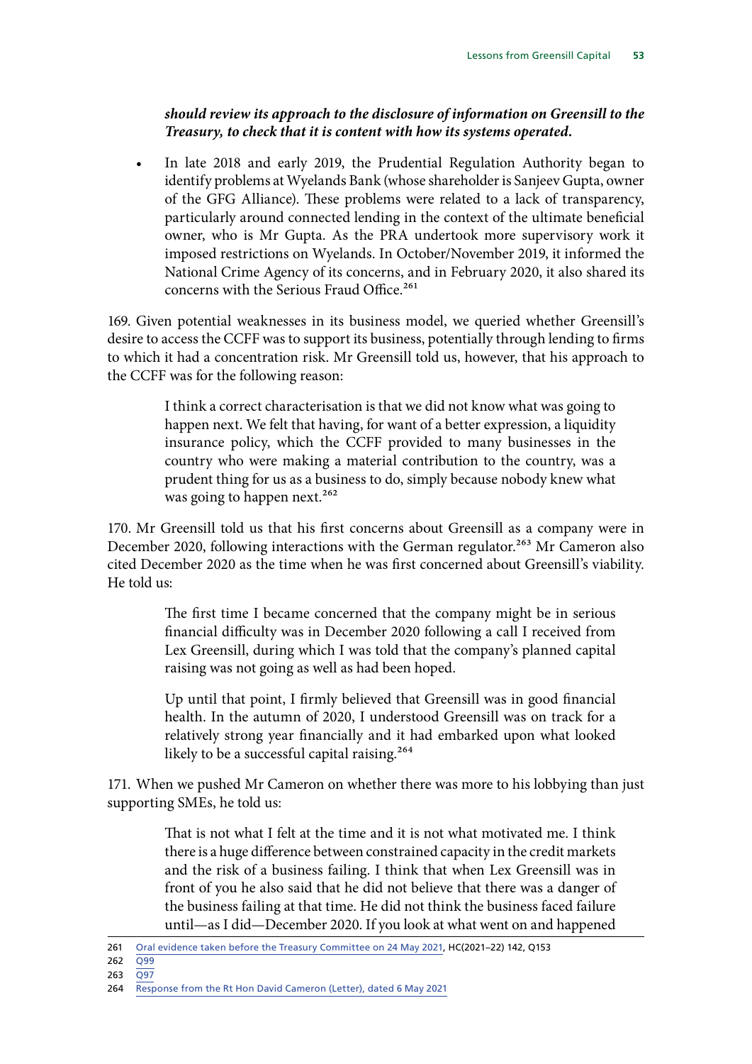***should review its approach to the disclosure of information on Greensill to the Treasury, to check that it is content with how its systems operated.***

- In late 2018 and early 2019, the Prudential Regulation Authority began to identify problems at Wyelands Bank (whose shareholder is Sanjeev Gupta, owner of the GFG Alliance). These problems were related to a lack of transparency, particularly around connected lending in the context of the ultimate beneficial owner, who is Mr Gupta. As the PRA undertook more supervisory work it imposed restrictions on Wyelands. In October/November 2019, it informed the National Crime Agency of its concerns, and in February 2020, it also shared its concerns with the Serious Fraud Office.[261]

169. Given potential weaknesses in its business model, we queried whether Greensill's desire to access the CCFF was to support its business, potentially through lending to firms to which it had a concentration risk. Mr Greensill told us, however, that his approach to the CCFF was for the following reason:

> I think a correct characterisation is that we did not know what was going to happen next. We felt that having, for want of a better expression, a liquidity insurance policy, which the CCFF provided to many businesses in the country who were making a material contribution to the country, was a prudent thing for us as a business to do, simply because nobody knew what was going to happen next.[262]

170. Mr Greensill told us that his first concerns about Greensill as a company were in December 2020, following interactions with the German regulator.[263] Mr Cameron also cited December 2020 as the time when he was first concerned about Greensill's viability. He told us:

> The first time I became concerned that the company might be in serious financial difficulty was in December 2020 following a call I received from Lex Greensill, during which I was told that the company's planned capital raising was not going as well as had been hoped.
>
> Up until that point, I firmly believed that Greensill was in good financial health. In the autumn of 2020, I understood Greensill was on track for a relatively strong year financially and it had embarked upon what looked likely to be a successful capital raising.[264]

171. When we pushed Mr Cameron on whether there was more to his lobbying than just supporting SMEs, he told us:

> That is not what I felt at the time and it is not what motivated me. I think there is a huge difference between constrained capacity in the credit markets and the risk of a business failing. I think that when Lex Greensill was in front of you he also said that he did not believe that there was a danger of the business failing at that time. He did not think the business faced failure until—as I did—December 2020. If you look at what went on and happened

---

261 Oral evidence taken before the Treasury Committee on 24 May 2021, HC(2021–22) 142, Q153

262 Q99

263 Q97

264 Response from the Rt Hon David Cameron (Letter), dated 6 May 2021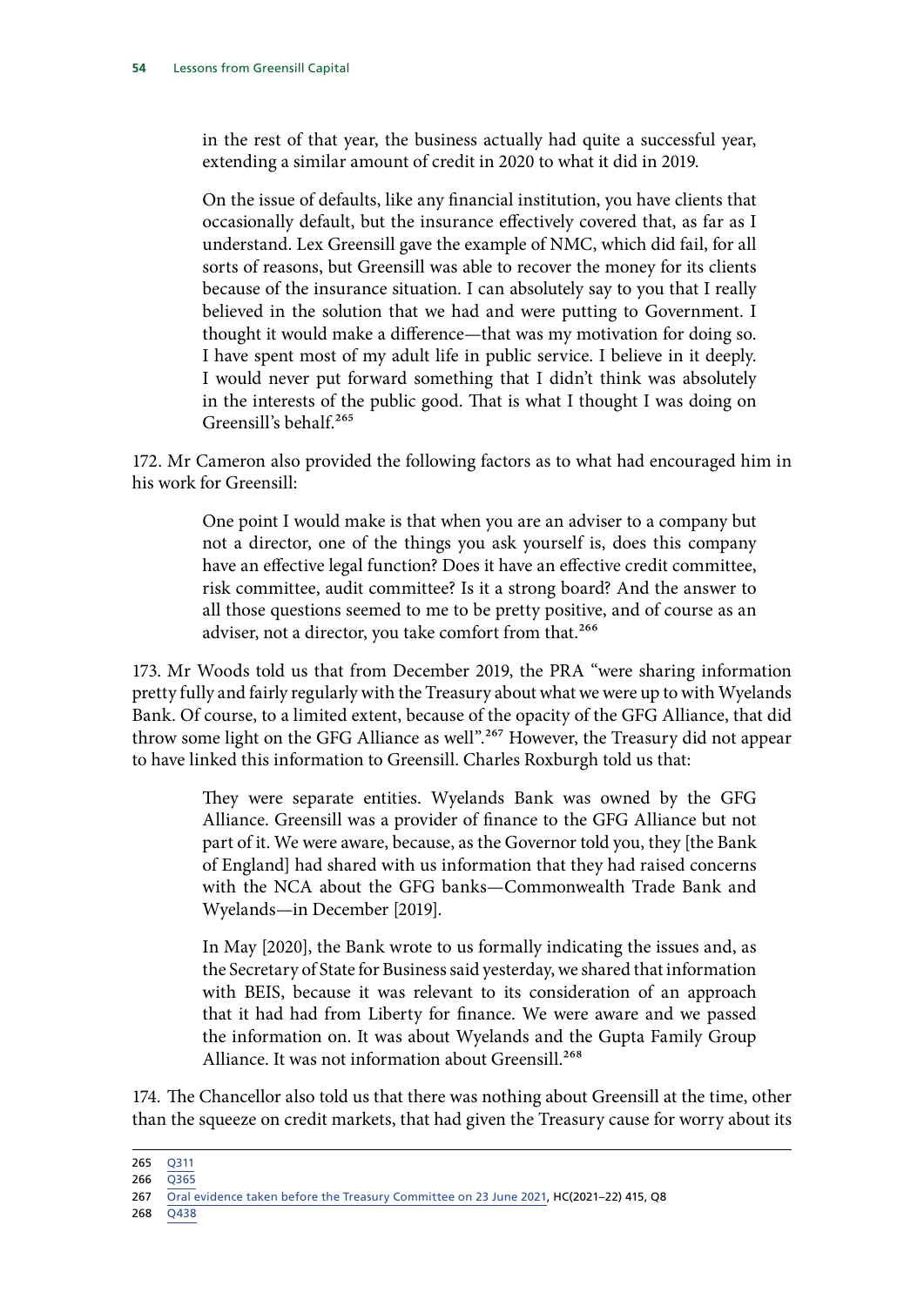> in the rest of that year, the business actually had quite a successful year, extending a similar amount of credit in 2020 to what it did in 2019.
>
> On the issue of defaults, like any financial institution, you have clients that occasionally default, but the insurance effectively covered that, as far as I understand. Lex Greensill gave the example of NMC, which did fail, for all sorts of reasons, but Greensill was able to recover the money for its clients because of the insurance situation. I can absolutely say to you that I really believed in the solution that we had and were putting to Government. I thought it would make a difference—that was my motivation for doing so. I have spent most of my adult life in public service. I believe in it deeply. I would never put forward something that I didn't think was absolutely in the interests of the public good. That is what I thought I was doing on Greensill's behalf.[265]

172. Mr Cameron also provided the following factors as to what had encouraged him in his work for Greensill:

> One point I would make is that when you are an adviser to a company but not a director, one of the things you ask yourself is, does this company have an effective legal function? Does it have an effective credit committee, risk committee, audit committee? Is it a strong board? And the answer to all those questions seemed to me to be pretty positive, and of course as an adviser, not a director, you take comfort from that.[266]

173. Mr Woods told us that from December 2019, the PRA "were sharing information pretty fully and fairly regularly with the Treasury about what we were up to with Wyelands Bank. Of course, to a limited extent, because of the opacity of the GFG Alliance, that did throw some light on the GFG Alliance as well".[267] However, the Treasury did not appear to have linked this information to Greensill. Charles Roxburgh told us that:

> They were separate entities. Wyelands Bank was owned by the GFG Alliance. Greensill was a provider of finance to the GFG Alliance but not part of it. We were aware, because, as the Governor told you, they [the Bank of England] had shared with us information that they had raised concerns with the NCA about the GFG banks—Commonwealth Trade Bank and Wyelands—in December [2019].
>
> In May [2020], the Bank wrote to us formally indicating the issues and, as the Secretary of State for Business said yesterday, we shared that information with BEIS, because it was relevant to its consideration of an approach that it had had from Liberty for finance. We were aware and we passed the information on. It was about Wyelands and the Gupta Family Group Alliance. It was not information about Greensill.[268]

174. The Chancellor also told us that there was nothing about Greensill at the time, other than the squeeze on credit markets, that had given the Treasury cause for worry about its

---

265 Q311

266 Q365

267 Oral evidence taken before the Treasury Committee on 23 June 2021, HC(2021–22) 415, Q8

268 Q438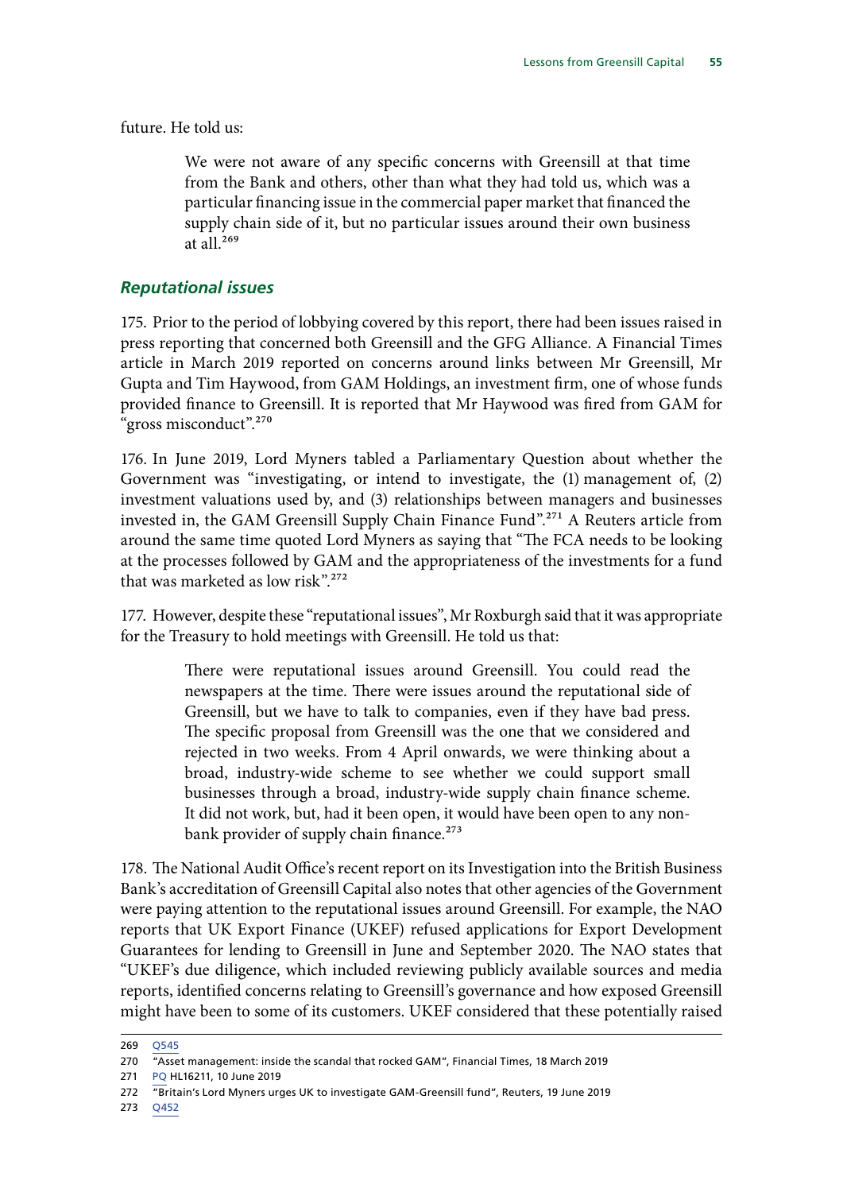future. He told us:

> We were not aware of any specific concerns with Greensill at that time from the Bank and others, other than what they had told us, which was a particular financing issue in the commercial paper market that financed the supply chain side of it, but no particular issues around their own business at all.[269]

### *Reputational issues*

175. Prior to the period of lobbying covered by this report, there had been issues raised in press reporting that concerned both Greensill and the GFG Alliance. A Financial Times article in March 2019 reported on concerns around links between Mr Greensill, Mr Gupta and Tim Haywood, from GAM Holdings, an investment firm, one of whose funds provided finance to Greensill. It is reported that Mr Haywood was fired from GAM for "gross misconduct".[270]

176. In June 2019, Lord Myners tabled a Parliamentary Question about whether the Government was "investigating, or intend to investigate, the (1) management of, (2) investment valuations used by, and (3) relationships between managers and businesses invested in, the GAM Greensill Supply Chain Finance Fund".[271] A Reuters article from around the same time quoted Lord Myners as saying that "The FCA needs to be looking at the processes followed by GAM and the appropriateness of the investments for a fund that was marketed as low risk".[272]

177. However, despite these "reputational issues", Mr Roxburgh said that it was appropriate for the Treasury to hold meetings with Greensill. He told us that:

> There were reputational issues around Greensill. You could read the newspapers at the time. There were issues around the reputational side of Greensill, but we have to talk to companies, even if they have bad press. The specific proposal from Greensill was the one that we considered and rejected in two weeks. From 4 April onwards, we were thinking about a broad, industry-wide scheme to see whether we could support small businesses through a broad, industry-wide supply chain finance scheme. It did not work, but, had it been open, it would have been open to any non-bank provider of supply chain finance.[273]

178. The National Audit Office's recent report on its Investigation into the British Business Bank's accreditation of Greensill Capital also notes that other agencies of the Government were paying attention to the reputational issues around Greensill. For example, the NAO reports that UK Export Finance (UKEF) refused applications for Export Development Guarantees for lending to Greensill in June and September 2020. The NAO states that "UKEF's due diligence, which included reviewing publicly available sources and media reports, identified concerns relating to Greensill's governance and how exposed Greensill might have been to some of its customers. UKEF considered that these potentially raised

---

269 Q545

270 "Asset management: inside the scandal that rocked GAM", Financial Times, 18 March 2019

271 PQ HL16211, 10 June 2019

272 "Britain's Lord Myners urges UK to investigate GAM-Greensill fund", Reuters, 19 June 2019

273 Q452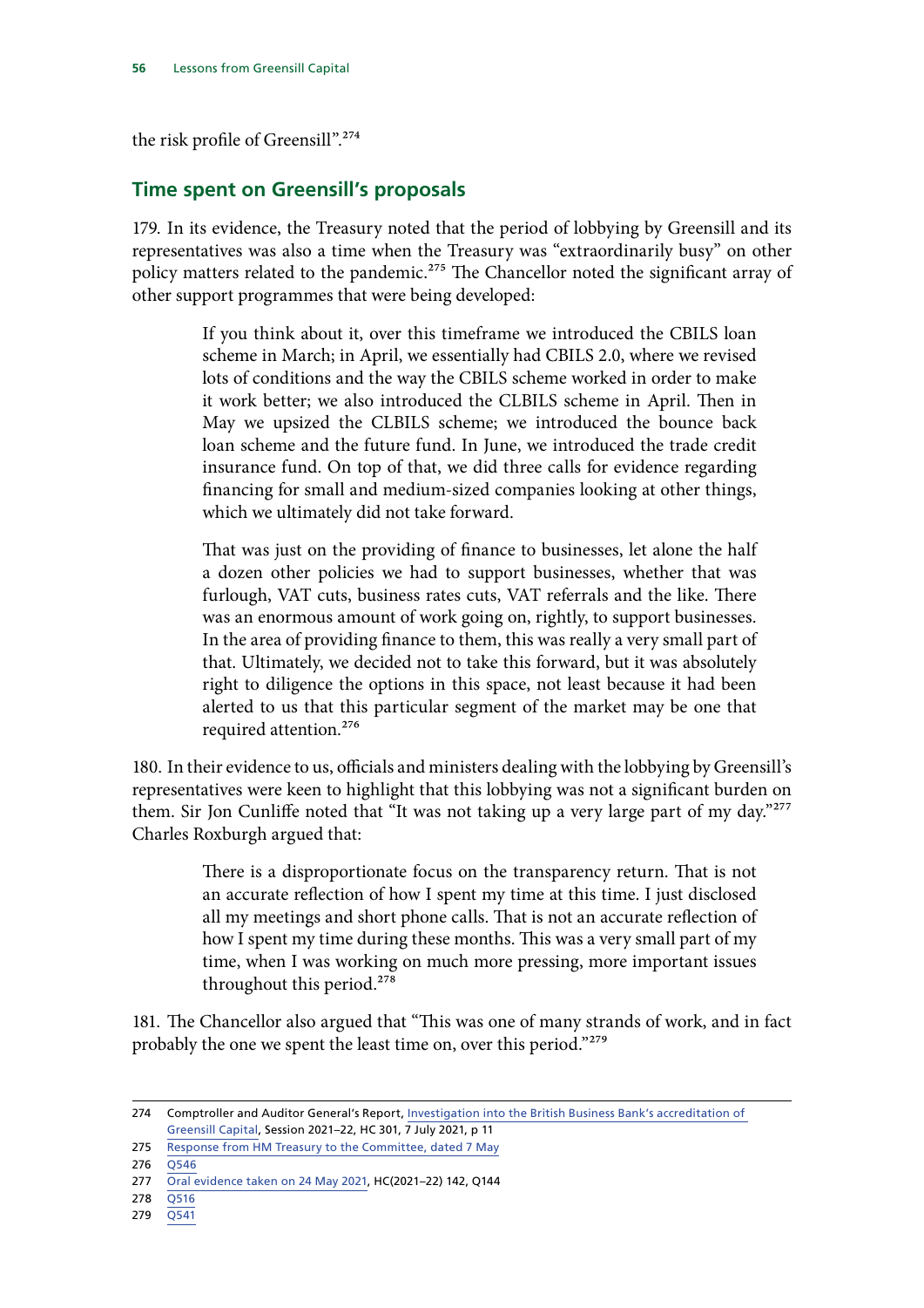the risk profile of Greensill".[274]

## Time spent on Greensill's proposals

179. In its evidence, the Treasury noted that the period of lobbying by Greensill and its representatives was also a time when the Treasury was "extraordinarily busy" on other policy matters related to the pandemic.[275] The Chancellor noted the significant array of other support programmes that were being developed:

> If you think about it, over this timeframe we introduced the CBILS loan scheme in March; in April, we essentially had CBILS 2.0, where we revised lots of conditions and the way the CBILS scheme worked in order to make it work better; we also introduced the CLBILS scheme in April. Then in May we upsized the CLBILS scheme; we introduced the bounce back loan scheme and the future fund. In June, we introduced the trade credit insurance fund. On top of that, we did three calls for evidence regarding financing for small and medium-sized companies looking at other things, which we ultimately did not take forward.
>
> That was just on the providing of finance to businesses, let alone the half a dozen other policies we had to support businesses, whether that was furlough, VAT cuts, business rates cuts, VAT referrals and the like. There was an enormous amount of work going on, rightly, to support businesses. In the area of providing finance to them, this was really a very small part of that. Ultimately, we decided not to take this forward, but it was absolutely right to diligence the options in this space, not least because it had been alerted to us that this particular segment of the market may be one that required attention.[276]

180. In their evidence to us, officials and ministers dealing with the lobbying by Greensill's representatives were keen to highlight that this lobbying was not a significant burden on them. Sir Jon Cunliffe noted that "It was not taking up a very large part of my day."[277] Charles Roxburgh argued that:

> There is a disproportionate focus on the transparency return. That is not an accurate reflection of how I spent my time at this time. I just disclosed all my meetings and short phone calls. That is not an accurate reflection of how I spent my time during these months. This was a very small part of my time, when I was working on much more pressing, more important issues throughout this period.[278]

181. The Chancellor also argued that "This was one of many strands of work, and in fact probably the one we spent the least time on, over this period."[279]

---

274 Comptroller and Auditor General's Report, Investigation into the British Business Bank's accreditation of Greensill Capital, Session 2021–22, HC 301, 7 July 2021, p 11

275 Response from HM Treasury to the Committee, dated 7 May

276 Q546

277 Oral evidence taken on 24 May 2021, HC(2021–22) 142, Q144

278 Q516

279 Q541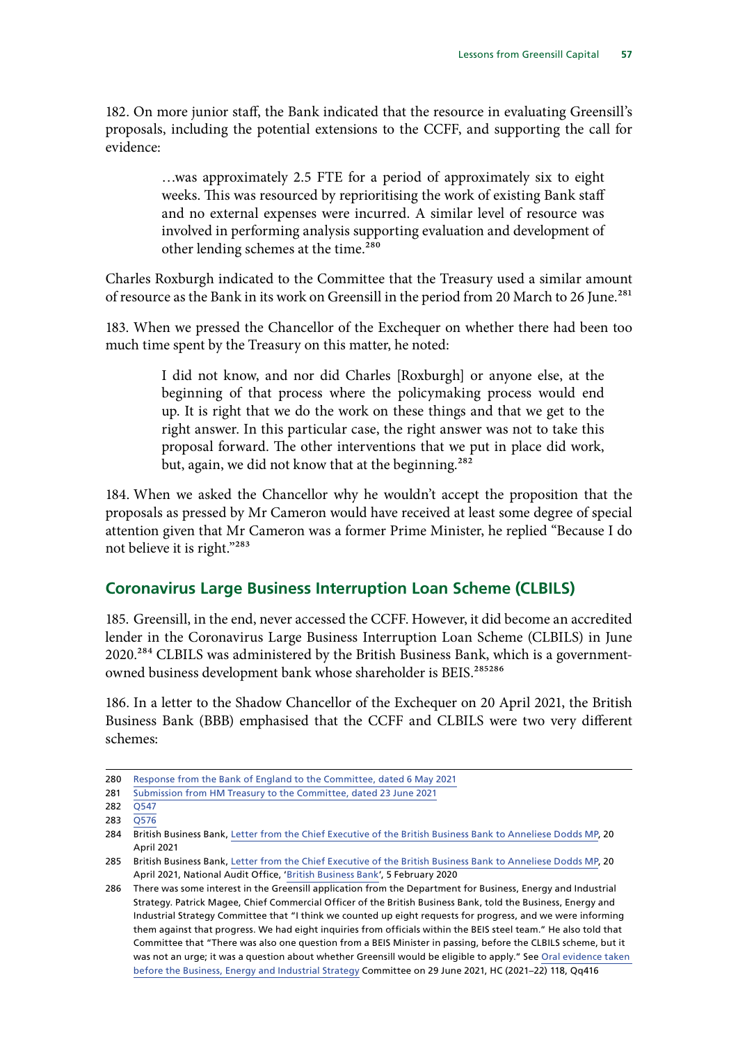182. On more junior staff, the Bank indicated that the resource in evaluating Greensill's proposals, including the potential extensions to the CCFF, and supporting the call for evidence:

> …was approximately 2.5 FTE for a period of approximately six to eight weeks. This was resourced by reprioritising the work of existing Bank staff and no external expenses were incurred. A similar level of resource was involved in performing analysis supporting evaluation and development of other lending schemes at the time.[280]

Charles Roxburgh indicated to the Committee that the Treasury used a similar amount of resource as the Bank in its work on Greensill in the period from 20 March to 26 June.[281]

183. When we pressed the Chancellor of the Exchequer on whether there had been too much time spent by the Treasury on this matter, he noted:

> I did not know, and nor did Charles [Roxburgh] or anyone else, at the beginning of that process where the policymaking process would end up. It is right that we do the work on these things and that we get to the right answer. In this particular case, the right answer was not to take this proposal forward. The other interventions that we put in place did work, but, again, we did not know that at the beginning.[282]

184. When we asked the Chancellor why he wouldn't accept the proposition that the proposals as pressed by Mr Cameron would have received at least some degree of special attention given that Mr Cameron was a former Prime Minister, he replied "Because I do not believe it is right."[283]

## Coronavirus Large Business Interruption Loan Scheme (CLBILS)

185. Greensill, in the end, never accessed the CCFF. However, it did become an accredited lender in the Coronavirus Large Business Interruption Loan Scheme (CLBILS) in June 2020.[284] CLBILS was administered by the British Business Bank, which is a government-owned business development bank whose shareholder is BEIS.[285][286]

186. In a letter to the Shadow Chancellor of the Exchequer on 20 April 2021, the British Business Bank (BBB) emphasised that the CCFF and CLBILS were two very different schemes:

---

280 Response from the Bank of England to the Committee, dated 6 May 2021

281 Submission from HM Treasury to the Committee, dated 23 June 2021

282 Q547

283 Q576

284 British Business Bank, Letter from the Chief Executive of the British Business Bank to Anneliese Dodds MP, 20 April 2021

285 British Business Bank, Letter from the Chief Executive of the British Business Bank to Anneliese Dodds MP, 20 April 2021, National Audit Office, 'British Business Bank', 5 February 2020

286 There was some interest in the Greensill application from the Department for Business, Energy and Industrial Strategy. Patrick Magee, Chief Commercial Officer of the British Business Bank, told the Business, Energy and Industrial Strategy Committee that "I think we counted up eight requests for progress, and we were informing them against that progress. We had eight inquiries from officials within the BEIS steel team." He also told that Committee that "There was also one question from a BEIS Minister in passing, before the CLBILS scheme, but it was not an urge; it was a question about whether Greensill would be eligible to apply." See Oral evidence taken before the Business, Energy and Industrial Strategy Committee on 29 June 2021, HC (2021–22) 118, Qq416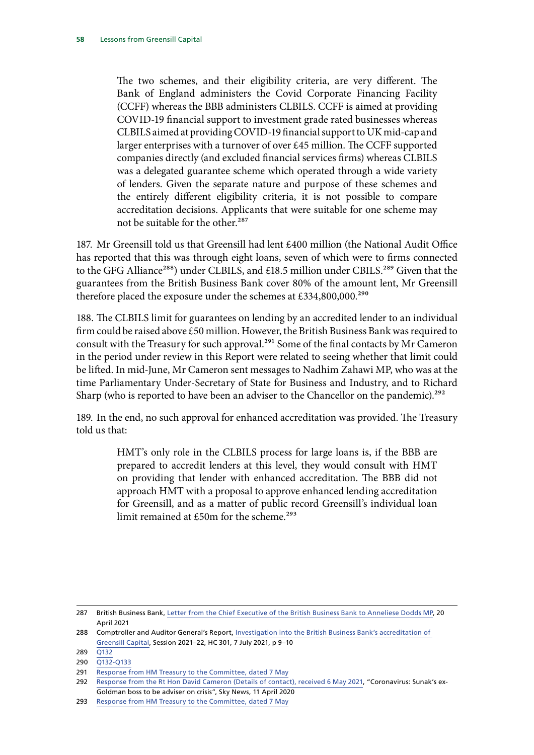> The two schemes, and their eligibility criteria, are very different. The Bank of England administers the Covid Corporate Financing Facility (CCFF) whereas the BBB administers CLBILS. CCFF is aimed at providing COVID-19 financial support to investment grade rated businesses whereas CLBILS aimed at providing COVID-19 financial support to UK mid-cap and larger enterprises with a turnover of over £45 million. The CCFF supported companies directly (and excluded financial services firms) whereas CLBILS was a delegated guarantee scheme which operated through a wide variety of lenders. Given the separate nature and purpose of these schemes and the entirely different eligibility criteria, it is not possible to compare accreditation decisions. Applicants that were suitable for one scheme may not be suitable for the other.[287]

187. Mr Greensill told us that Greensill had lent £400 million (the National Audit Office has reported that this was through eight loans, seven of which were to firms connected to the GFG Alliance[288]) under CLBILS, and £18.5 million under CBILS.[289] Given that the guarantees from the British Business Bank cover 80% of the amount lent, Mr Greensill therefore placed the exposure under the schemes at £334,800,000.[290]

188. The CLBILS limit for guarantees on lending by an accredited lender to an individual firm could be raised above £50 million. However, the British Business Bank was required to consult with the Treasury for such approval.[291] Some of the final contacts by Mr Cameron in the period under review in this Report were related to seeing whether that limit could be lifted. In mid-June, Mr Cameron sent messages to Nadhim Zahawi MP, who was at the time Parliamentary Under-Secretary of State for Business and Industry, and to Richard Sharp (who is reported to have been an adviser to the Chancellor on the pandemic).[292]

189. In the end, no such approval for enhanced accreditation was provided. The Treasury told us that:

> HMT's only role in the CLBILS process for large loans is, if the BBB are prepared to accredit lenders at this level, they would consult with HMT on providing that lender with enhanced accreditation. The BBB did not approach HMT with a proposal to approve enhanced lending accreditation for Greensill, and as a matter of public record Greensill's individual loan limit remained at £50m for the scheme.[293]

---

287 British Business Bank, Letter from the Chief Executive of the British Business Bank to Anneliese Dodds MP, 20 April 2021

288 Comptroller and Auditor General's Report, Investigation into the British Business Bank's accreditation of Greensill Capital, Session 2021–22, HC 301, 7 July 2021, p 9–10

289 Q132

290 Q132-Q133

291 Response from HM Treasury to the Committee, dated 7 May

292 Response from the Rt Hon David Cameron (Details of contact), received 6 May 2021, "Coronavirus: Sunak's ex-Goldman boss to be adviser on crisis", Sky News, 11 April 2020

293 Response from HM Treasury to the Committee, dated 7 May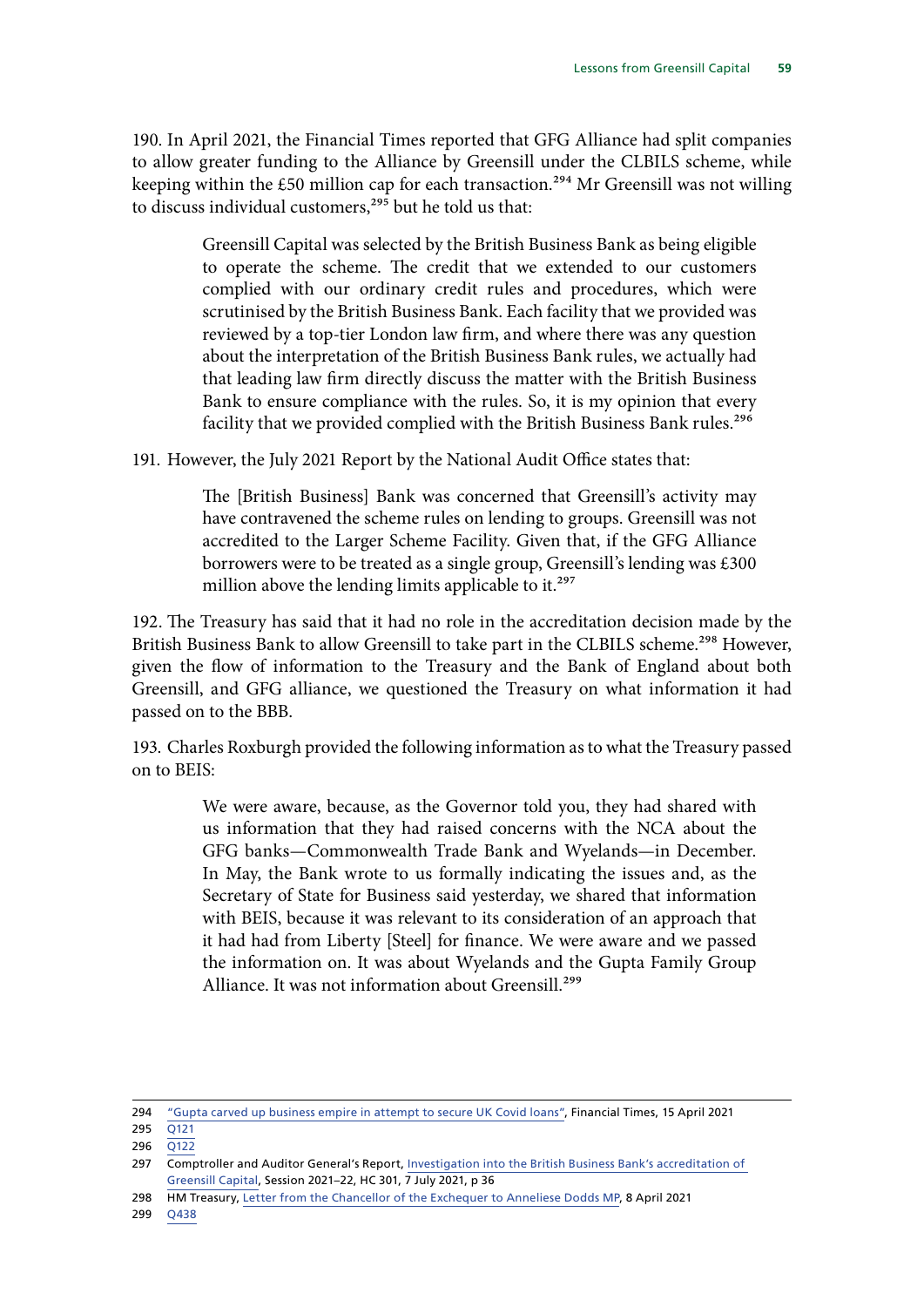190. In April 2021, the Financial Times reported that GFG Alliance had split companies to allow greater funding to the Alliance by Greensill under the CLBILS scheme, while keeping within the £50 million cap for each transaction.[294] Mr Greensill was not willing to discuss individual customers,[295] but he told us that:

> Greensill Capital was selected by the British Business Bank as being eligible to operate the scheme. The credit that we extended to our customers complied with our ordinary credit rules and procedures, which were scrutinised by the British Business Bank. Each facility that we provided was reviewed by a top-tier London law firm, and where there was any question about the interpretation of the British Business Bank rules, we actually had that leading law firm directly discuss the matter with the British Business Bank to ensure compliance with the rules. So, it is my opinion that every facility that we provided complied with the British Business Bank rules.[296]

191. However, the July 2021 Report by the National Audit Office states that:

> The [British Business] Bank was concerned that Greensill's activity may have contravened the scheme rules on lending to groups. Greensill was not accredited to the Larger Scheme Facility. Given that, if the GFG Alliance borrowers were to be treated as a single group, Greensill's lending was £300 million above the lending limits applicable to it.[297]

192. The Treasury has said that it had no role in the accreditation decision made by the British Business Bank to allow Greensill to take part in the CLBILS scheme.[298] However, given the flow of information to the Treasury and the Bank of England about both Greensill, and GFG alliance, we questioned the Treasury on what information it had passed on to the BBB.

193. Charles Roxburgh provided the following information as to what the Treasury passed on to BEIS:

> We were aware, because, as the Governor told you, they had shared with us information that they had raised concerns with the NCA about the GFG banks—Commonwealth Trade Bank and Wyelands—in December. In May, the Bank wrote to us formally indicating the issues and, as the Secretary of State for Business said yesterday, we shared that information with BEIS, because it was relevant to its consideration of an approach that it had had from Liberty [Steel] for finance. We were aware and we passed the information on. It was about Wyelands and the Gupta Family Group Alliance. It was not information about Greensill.[299]

---

294 "Gupta carved up business empire in attempt to secure UK Covid loans", Financial Times, 15 April 2021

295 Q121

296 Q122

297 Comptroller and Auditor General's Report, Investigation into the British Business Bank's accreditation of Greensill Capital, Session 2021–22, HC 301, 7 July 2021, p 36

298 HM Treasury, Letter from the Chancellor of the Exchequer to Anneliese Dodds MP, 8 April 2021

299 Q438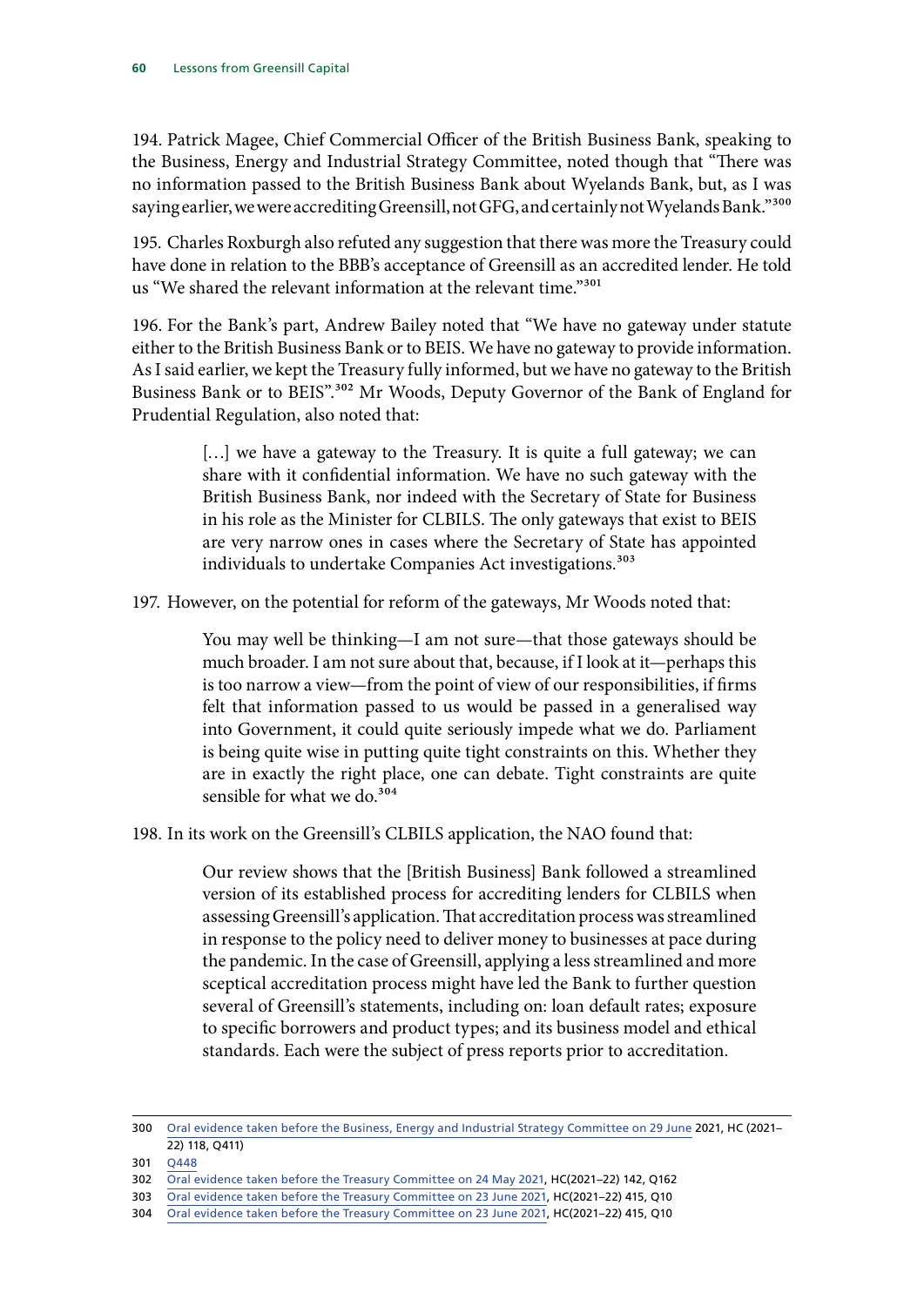194. Patrick Magee, Chief Commercial Officer of the British Business Bank, speaking to the Business, Energy and Industrial Strategy Committee, noted though that "There was no information passed to the British Business Bank about Wyelands Bank, but, as I was saying earlier, we were accrediting Greensill, not GFG, and certainly not Wyelands Bank."[300]

195. Charles Roxburgh also refuted any suggestion that there was more the Treasury could have done in relation to the BBB's acceptance of Greensill as an accredited lender. He told us "We shared the relevant information at the relevant time."[301]

196. For the Bank's part, Andrew Bailey noted that "We have no gateway under statute either to the British Business Bank or to BEIS. We have no gateway to provide information. As I said earlier, we kept the Treasury fully informed, but we have no gateway to the British Business Bank or to BEIS".[302] Mr Woods, Deputy Governor of the Bank of England for Prudential Regulation, also noted that:

> […] we have a gateway to the Treasury. It is quite a full gateway; we can share with it confidential information. We have no such gateway with the British Business Bank, nor indeed with the Secretary of State for Business in his role as the Minister for CLBILS. The only gateways that exist to BEIS are very narrow ones in cases where the Secretary of State has appointed individuals to undertake Companies Act investigations.[303]

197. However, on the potential for reform of the gateways, Mr Woods noted that:

> You may well be thinking—I am not sure—that those gateways should be much broader. I am not sure about that, because, if I look at it—perhaps this is too narrow a view—from the point of view of our responsibilities, if firms felt that information passed to us would be passed in a generalised way into Government, it could quite seriously impede what we do. Parliament is being quite wise in putting quite tight constraints on this. Whether they are in exactly the right place, one can debate. Tight constraints are quite sensible for what we do.[304]

198. In its work on the Greensill's CLBILS application, the NAO found that:

> Our review shows that the [British Business] Bank followed a streamlined version of its established process for accrediting lenders for CLBILS when assessing Greensill's application. That accreditation process was streamlined in response to the policy need to deliver money to businesses at pace during the pandemic. In the case of Greensill, applying a less streamlined and more sceptical accreditation process might have led the Bank to further question several of Greensill's statements, including on: loan default rates; exposure to specific borrowers and product types; and its business model and ethical standards. Each were the subject of press reports prior to accreditation.

---

300 Oral evidence taken before the Business, Energy and Industrial Strategy Committee on 29 June 2021, HC (2021–22) 118, Q411)

301 Q448

302 Oral evidence taken before the Treasury Committee on 24 May 2021, HC(2021–22) 142, Q162

303 Oral evidence taken before the Treasury Committee on 23 June 2021, HC(2021–22) 415, Q10

304 Oral evidence taken before the Treasury Committee on 23 June 2021, HC(2021–22) 415, Q10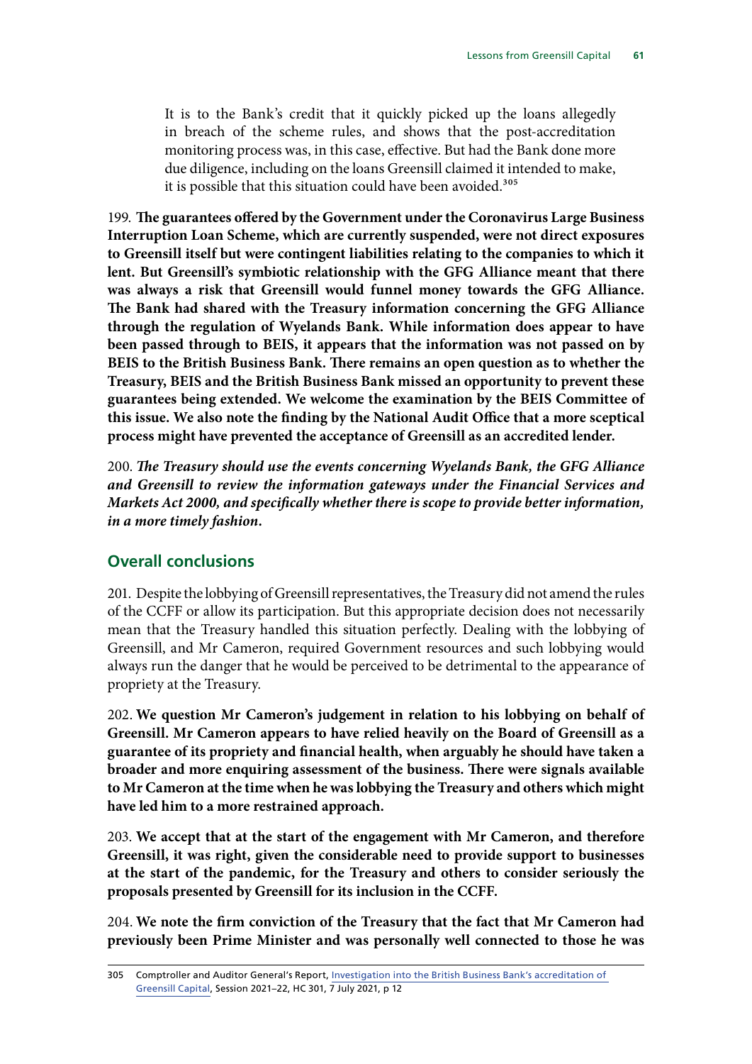> It is to the Bank's credit that it quickly picked up the loans allegedly in breach of the scheme rules, and shows that the post-accreditation monitoring process was, in this case, effective. But had the Bank done more due diligence, including on the loans Greensill claimed it intended to make, it is possible that this situation could have been avoided.[305]

199. **The guarantees offered by the Government under the Coronavirus Large Business Interruption Loan Scheme, which are currently suspended, were not direct exposures to Greensill itself but were contingent liabilities relating to the companies to which it lent. But Greensill's symbiotic relationship with the GFG Alliance meant that there was always a risk that Greensill would funnel money towards the GFG Alliance. The Bank had shared with the Treasury information concerning the GFG Alliance through the regulation of Wyelands Bank. While information does appear to have been passed through to BEIS, it appears that the information was not passed on by BEIS to the British Business Bank. There remains an open question as to whether the Treasury, BEIS and the British Business Bank missed an opportunity to prevent these guarantees being extended. We welcome the examination by the BEIS Committee of this issue. We also note the finding by the National Audit Office that a more sceptical process might have prevented the acceptance of Greensill as an accredited lender.**

200. ***The Treasury should use the events concerning Wyelands Bank, the GFG Alliance and Greensill to review the information gateways under the Financial Services and Markets Act 2000, and specifically whether there is scope to provide better information, in a more timely fashion.***

## Overall conclusions

201. Despite the lobbying of Greensill representatives, the Treasury did not amend the rules of the CCFF or allow its participation. But this appropriate decision does not necessarily mean that the Treasury handled this situation perfectly. Dealing with the lobbying of Greensill, and Mr Cameron, required Government resources and such lobbying would always run the danger that he would be perceived to be detrimental to the appearance of propriety at the Treasury.

202. **We question Mr Cameron's judgement in relation to his lobbying on behalf of Greensill. Mr Cameron appears to have relied heavily on the Board of Greensill as a guarantee of its propriety and financial health, when arguably he should have taken a broader and more enquiring assessment of the business. There were signals available to Mr Cameron at the time when he was lobbying the Treasury and others which might have led him to a more restrained approach.**

203. **We accept that at the start of the engagement with Mr Cameron, and therefore Greensill, it was right, given the considerable need to provide support to businesses at the start of the pandemic, for the Treasury and others to consider seriously the proposals presented by Greensill for its inclusion in the CCFF.**

204. **We note the firm conviction of the Treasury that the fact that Mr Cameron had previously been Prime Minister and was personally well connected to those he was**

305 Comptroller and Auditor General's Report, Investigation into the British Business Bank's accreditation of Greensill Capital, Session 2021–22, HC 301, 7 July 2021, p 12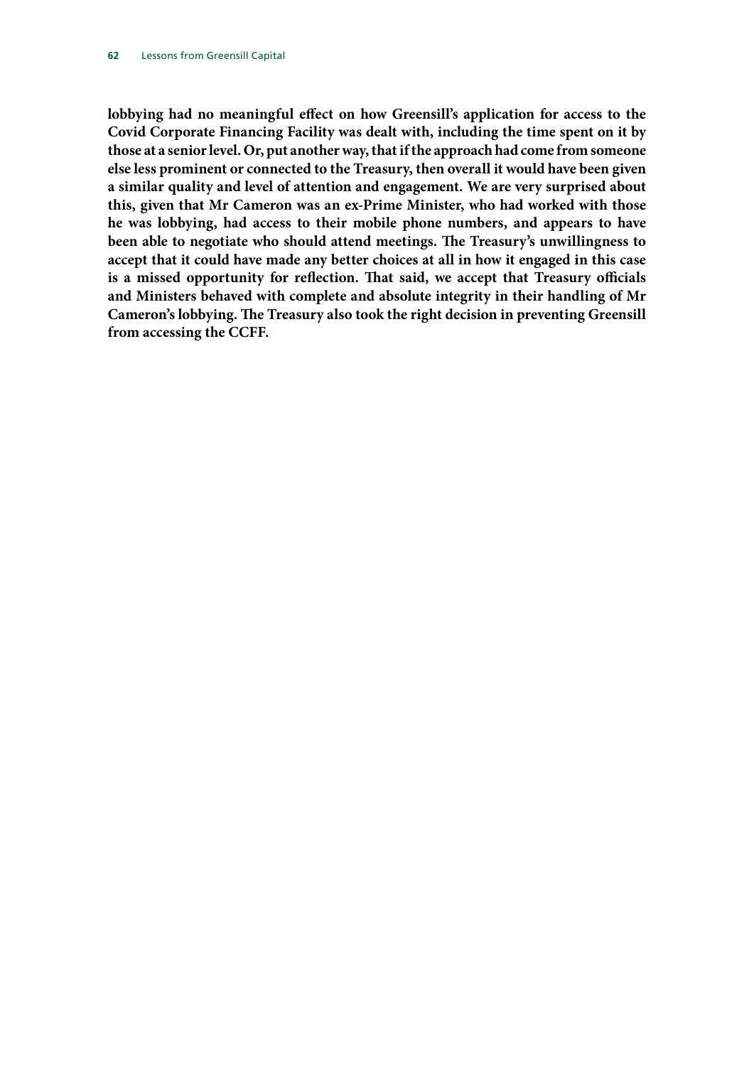**lobbying had no meaningful effect on how Greensill's application for access to the Covid Corporate Financing Facility was dealt with, including the time spent on it by those at a senior level. Or, put another way, that if the approach had come from someone else less prominent or connected to the Treasury, then overall it would have been given a similar quality and level of attention and engagement. We are very surprised about this, given that Mr Cameron was an ex-Prime Minister, who had worked with those he was lobbying, had access to their mobile phone numbers, and appears to have been able to negotiate who should attend meetings. The Treasury's unwillingness to accept that it could have made any better choices at all in how it engaged in this case is a missed opportunity for reflection. That said, we accept that Treasury officials and Ministers behaved with complete and absolute integrity in their handling of Mr Cameron's lobbying. The Treasury also took the right decision in preventing Greensill from accessing the CCFF.**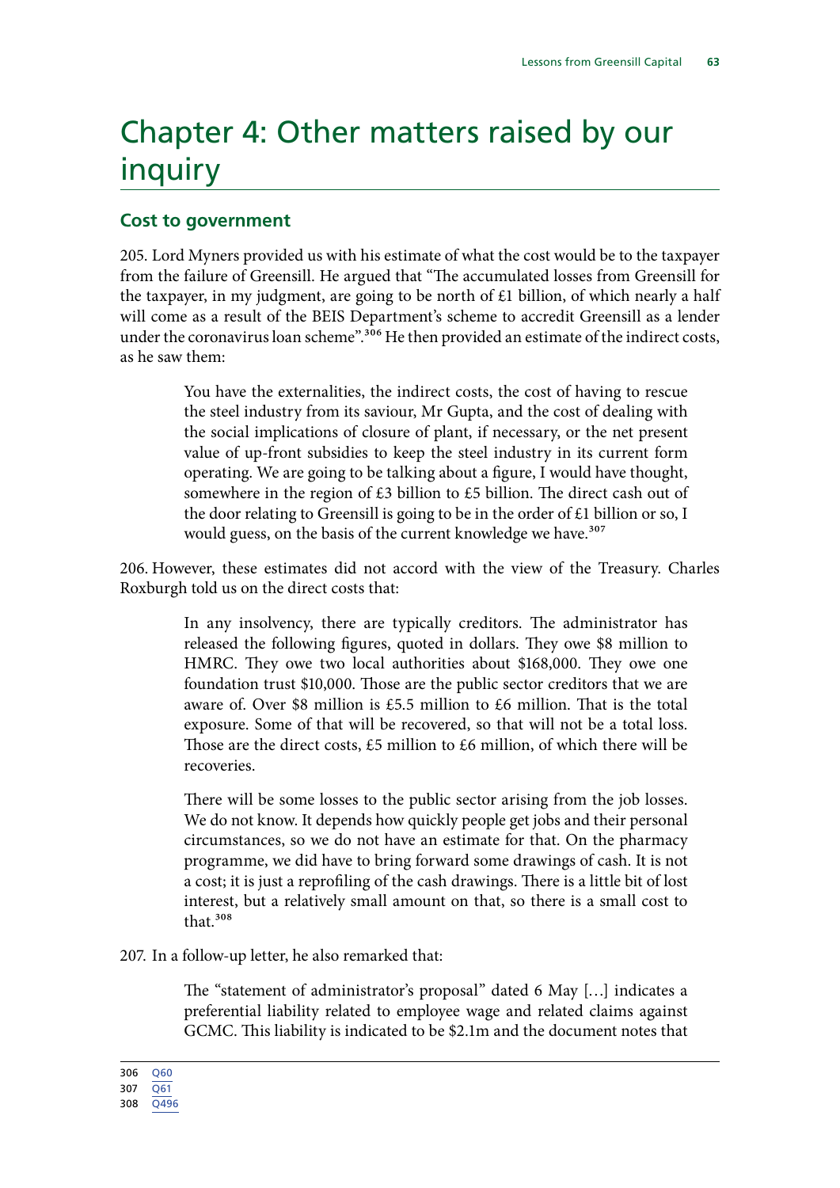# Chapter 4: Other matters raised by our inquiry

## Cost to government

205. Lord Myners provided us with his estimate of what the cost would be to the taxpayer from the failure of Greensill. He argued that "The accumulated losses from Greensill for the taxpayer, in my judgment, are going to be north of £1 billion, of which nearly a half will come as a result of the BEIS Department's scheme to accredit Greensill as a lender under the coronavirus loan scheme".[306] He then provided an estimate of the indirect costs, as he saw them:

> You have the externalities, the indirect costs, the cost of having to rescue the steel industry from its saviour, Mr Gupta, and the cost of dealing with the social implications of closure of plant, if necessary, or the net present value of up-front subsidies to keep the steel industry in its current form operating. We are going to be talking about a figure, I would have thought, somewhere in the region of £3 billion to £5 billion. The direct cash out of the door relating to Greensill is going to be in the order of £1 billion or so, I would guess, on the basis of the current knowledge we have.[307]

206. However, these estimates did not accord with the view of the Treasury. Charles Roxburgh told us on the direct costs that:

> In any insolvency, there are typically creditors. The administrator has released the following figures, quoted in dollars. They owe $8 million to HMRC. They owe two local authorities about $168,000. They owe one foundation trust $10,000. Those are the public sector creditors that we are aware of. Over $8 million is £5.5 million to £6 million. That is the total exposure. Some of that will be recovered, so that will not be a total loss. Those are the direct costs, £5 million to £6 million, of which there will be recoveries.
>
> There will be some losses to the public sector arising from the job losses. We do not know. It depends how quickly people get jobs and their personal circumstances, so we do not have an estimate for that. On the pharmacy programme, we did have to bring forward some drawings of cash. It is not a cost; it is just a reprofiling of the cash drawings. There is a little bit of lost interest, but a relatively small amount on that, so there is a small cost to that.[308]

207. In a follow-up letter, he also remarked that:

> The "statement of administrator's proposal" dated 6 May […] indicates a preferential liability related to employee wage and related claims against GCMC. This liability is indicated to be $2.1m and the document notes that

306 Q60
307 Q61
308 Q496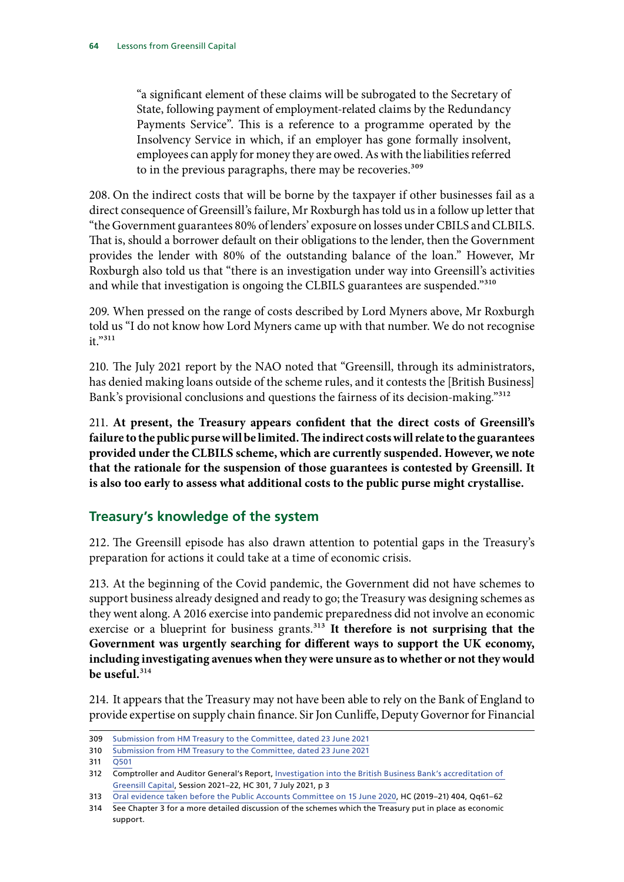"a significant element of these claims will be subrogated to the Secretary of State, following payment of employment-related claims by the Redundancy Payments Service". This is a reference to a programme operated by the Insolvency Service in which, if an employer has gone formally insolvent, employees can apply for money they are owed. As with the liabilities referred to in the previous paragraphs, there may be recoveries.[309]

208. On the indirect costs that will be borne by the taxpayer if other businesses fail as a direct consequence of Greensill's failure, Mr Roxburgh has told us in a follow up letter that "the Government guarantees 80% of lenders' exposure on losses under CBILS and CLBILS. That is, should a borrower default on their obligations to the lender, then the Government provides the lender with 80% of the outstanding balance of the loan." However, Mr Roxburgh also told us that "there is an investigation under way into Greensill's activities and while that investigation is ongoing the CLBILS guarantees are suspended."[310]

209. When pressed on the range of costs described by Lord Myners above, Mr Roxburgh told us "I do not know how Lord Myners came up with that number. We do not recognise it."[311]

210. The July 2021 report by the NAO noted that "Greensill, through its administrators, has denied making loans outside of the scheme rules, and it contests the [British Business] Bank's provisional conclusions and questions the fairness of its decision-making."[312]

211. **At present, the Treasury appears confident that the direct costs of Greensill's failure to the public purse will be limited. The indirect costs will relate to the guarantees provided under the CLBILS scheme, which are currently suspended. However, we note that the rationale for the suspension of those guarantees is contested by Greensill. It is also too early to assess what additional costs to the public purse might crystallise.**

## Treasury's knowledge of the system

212. The Greensill episode has also drawn attention to potential gaps in the Treasury's preparation for actions it could take at a time of economic crisis.

213. At the beginning of the Covid pandemic, the Government did not have schemes to support business already designed and ready to go; the Treasury was designing schemes as they went along. A 2016 exercise into pandemic preparedness did not involve an economic exercise or a blueprint for business grants.[313] **It therefore is not surprising that the Government was urgently searching for different ways to support the UK economy, including investigating avenues when they were unsure as to whether or not they would be useful.**[314]

214. It appears that the Treasury may not have been able to rely on the Bank of England to provide expertise on supply chain finance. Sir Jon Cunliffe, Deputy Governor for Financial

---

309 Submission from HM Treasury to the Committee, dated 23 June 2021

310 Submission from HM Treasury to the Committee, dated 23 June 2021

311 Q501

312 Comptroller and Auditor General's Report, Investigation into the British Business Bank's accreditation of Greensill Capital, Session 2021–22, HC 301, 7 July 2021, p 3

313 Oral evidence taken before the Public Accounts Committee on 15 June 2020, HC (2019–21) 404, Qq61–62

314 See Chapter 3 for a more detailed discussion of the schemes which the Treasury put in place as economic support.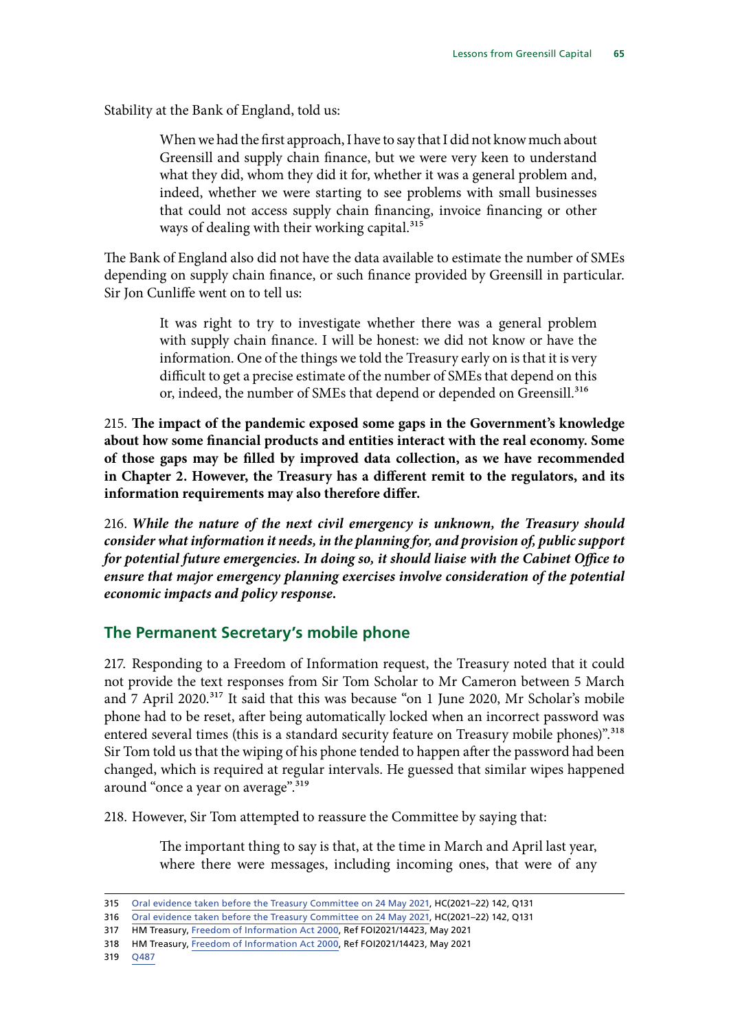Stability at the Bank of England, told us:

> When we had the first approach, I have to say that I did not know much about Greensill and supply chain finance, but we were very keen to understand what they did, whom they did it for, whether it was a general problem and, indeed, whether we were starting to see problems with small businesses that could not access supply chain financing, invoice financing or other ways of dealing with their working capital.[315]

The Bank of England also did not have the data available to estimate the number of SMEs depending on supply chain finance, or such finance provided by Greensill in particular. Sir Jon Cunliffe went on to tell us:

> It was right to try to investigate whether there was a general problem with supply chain finance. I will be honest: we did not know or have the information. One of the things we told the Treasury early on is that it is very difficult to get a precise estimate of the number of SMEs that depend on this or, indeed, the number of SMEs that depend or depended on Greensill.[316]

215. **The impact of the pandemic exposed some gaps in the Government's knowledge about how some financial products and entities interact with the real economy. Some of those gaps may be filled by improved data collection, as we have recommended in Chapter 2. However, the Treasury has a different remit to the regulators, and its information requirements may also therefore differ.**

216. ***While the nature of the next civil emergency is unknown, the Treasury should consider what information it needs, in the planning for, and provision of, public support for potential future emergencies. In doing so, it should liaise with the Cabinet Office to ensure that major emergency planning exercises involve consideration of the potential economic impacts and policy response.***

## The Permanent Secretary's mobile phone

217. Responding to a Freedom of Information request, the Treasury noted that it could not provide the text responses from Sir Tom Scholar to Mr Cameron between 5 March and 7 April 2020.[317] It said that this was because "on 1 June 2020, Mr Scholar's mobile phone had to be reset, after being automatically locked when an incorrect password was entered several times (this is a standard security feature on Treasury mobile phones)".[318] Sir Tom told us that the wiping of his phone tended to happen after the password had been changed, which is required at regular intervals. He guessed that similar wipes happened around "once a year on average".[319]

218. However, Sir Tom attempted to reassure the Committee by saying that:

> The important thing to say is that, at the time in March and April last year, where there were messages, including incoming ones, that were of any

---

315 Oral evidence taken before the Treasury Committee on 24 May 2021, HC(2021–22) 142, Q131

316 Oral evidence taken before the Treasury Committee on 24 May 2021, HC(2021–22) 142, Q131

317 HM Treasury, Freedom of Information Act 2000, Ref FOI2021/14423, May 2021

318 HM Treasury, Freedom of Information Act 2000, Ref FOI2021/14423, May 2021

319 Q487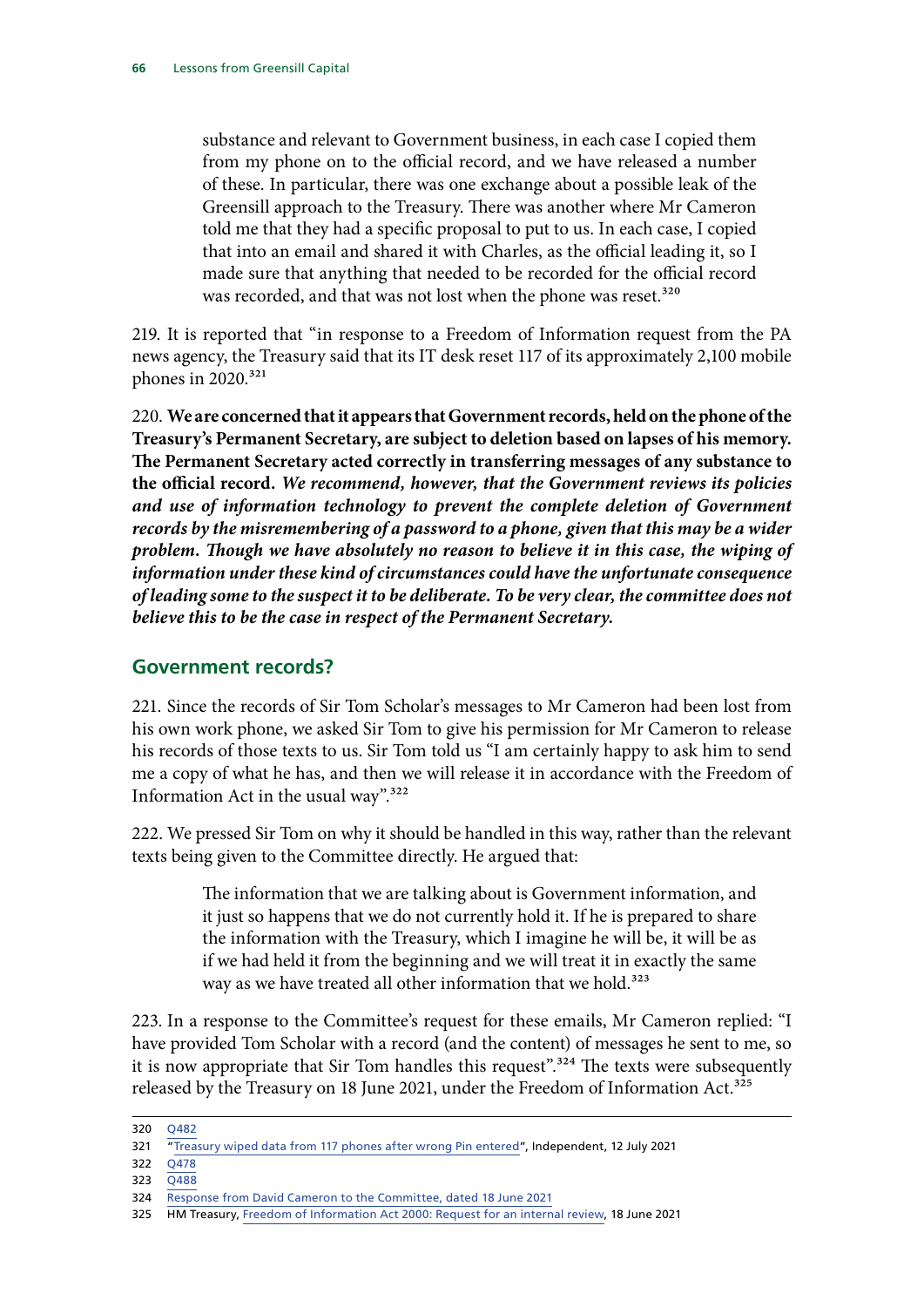> substance and relevant to Government business, in each case I copied them from my phone on to the official record, and we have released a number of these. In particular, there was one exchange about a possible leak of the Greensill approach to the Treasury. There was another where Mr Cameron told me that they had a specific proposal to put to us. In each case, I copied that into an email and shared it with Charles, as the official leading it, so I made sure that anything that needed to be recorded for the official record was recorded, and that was not lost when the phone was reset.[320]

219. It is reported that "in response to a Freedom of Information request from the PA news agency, the Treasury said that its IT desk reset 117 of its approximately 2,100 mobile phones in 2020.[321]

220. **We are concerned that it appears that Government records, held on the phone of the Treasury's Permanent Secretary, are subject to deletion based on lapses of his memory. The Permanent Secretary acted correctly in transferring messages of any substance to the official record.** ***We recommend, however, that the Government reviews its policies and use of information technology to prevent the complete deletion of Government records by the misremembering of a password to a phone, given that this may be a wider problem. Though we have absolutely no reason to believe it in this case, the wiping of information under these kind of circumstances could have the unfortunate consequence of leading some to the suspect it to be deliberate. To be very clear, the committee does not believe this to be the case in respect of the Permanent Secretary.***

## Government records?

221. Since the records of Sir Tom Scholar's messages to Mr Cameron had been lost from his own work phone, we asked Sir Tom to give his permission for Mr Cameron to release his records of those texts to us. Sir Tom told us "I am certainly happy to ask him to send me a copy of what he has, and then we will release it in accordance with the Freedom of Information Act in the usual way".[322]

222. We pressed Sir Tom on why it should be handled in this way, rather than the relevant texts being given to the Committee directly. He argued that:

> The information that we are talking about is Government information, and it just so happens that we do not currently hold it. If he is prepared to share the information with the Treasury, which I imagine he will be, it will be as if we had held it from the beginning and we will treat it in exactly the same way as we have treated all other information that we hold.[323]

223. In a response to the Committee's request for these emails, Mr Cameron replied: "I have provided Tom Scholar with a record (and the content) of messages he sent to me, so it is now appropriate that Sir Tom handles this request".[324] The texts were subsequently released by the Treasury on 18 June 2021, under the Freedom of Information Act.[325]

---

320 Q482

321 "Treasury wiped data from 117 phones after wrong Pin entered", Independent, 12 July 2021

322 Q478

323 Q488

324 Response from David Cameron to the Committee, dated 18 June 2021

325 HM Treasury, Freedom of Information Act 2000: Request for an internal review, 18 June 2021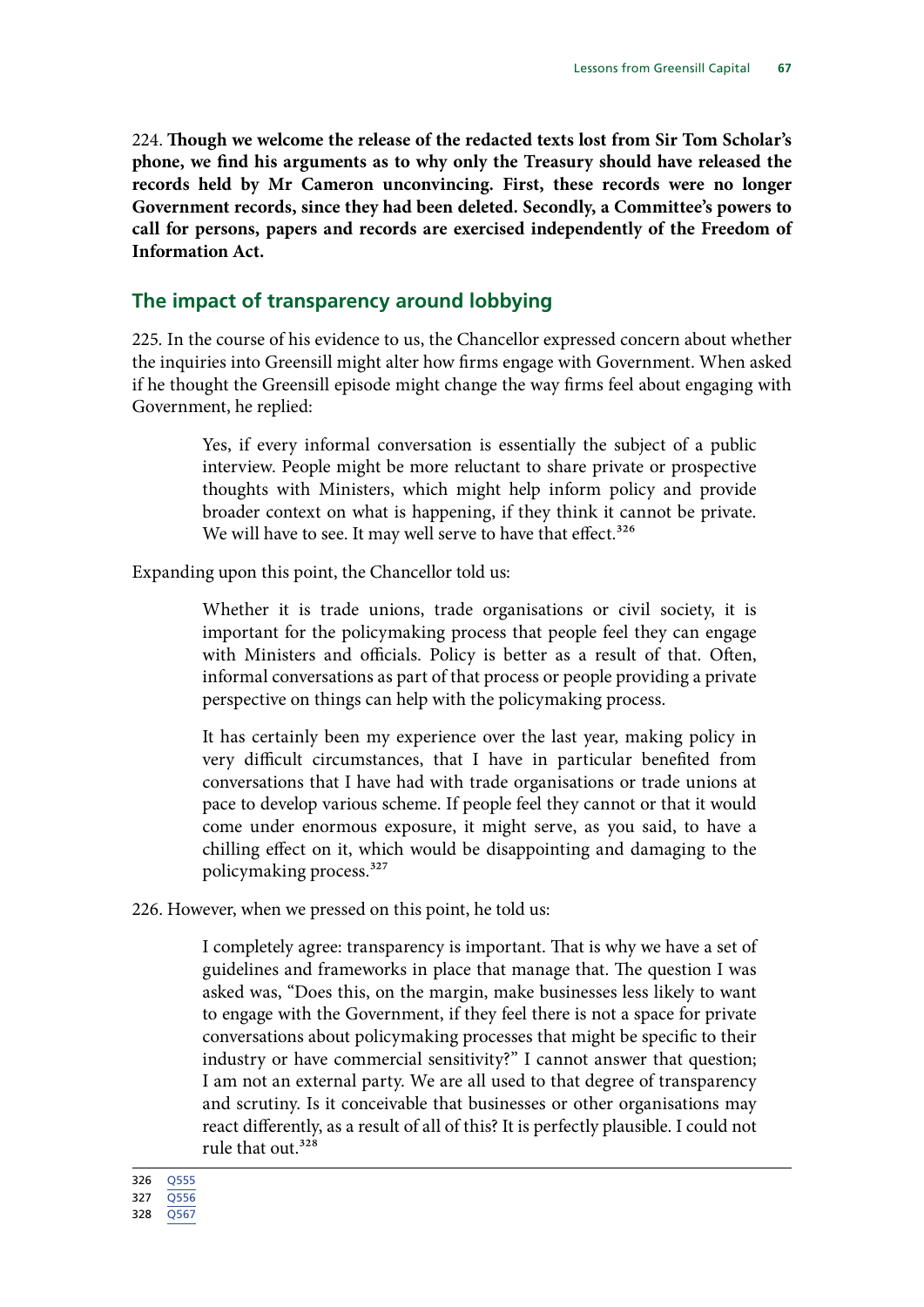224. **Though we welcome the release of the redacted texts lost from Sir Tom Scholar's phone, we find his arguments as to why only the Treasury should have released the records held by Mr Cameron unconvincing. First, these records were no longer Government records, since they had been deleted. Secondly, a Committee's powers to call for persons, papers and records are exercised independently of the Freedom of Information Act.**

## The impact of transparency around lobbying

225. In the course of his evidence to us, the Chancellor expressed concern about whether the inquiries into Greensill might alter how firms engage with Government. When asked if he thought the Greensill episode might change the way firms feel about engaging with Government, he replied:

> Yes, if every informal conversation is essentially the subject of a public interview. People might be more reluctant to share private or prospective thoughts with Ministers, which might help inform policy and provide broader context on what is happening, if they think it cannot be private. We will have to see. It may well serve to have that effect.[326]

Expanding upon this point, the Chancellor told us:

> Whether it is trade unions, trade organisations or civil society, it is important for the policymaking process that people feel they can engage with Ministers and officials. Policy is better as a result of that. Often, informal conversations as part of that process or people providing a private perspective on things can help with the policymaking process.
>
> It has certainly been my experience over the last year, making policy in very difficult circumstances, that I have in particular benefited from conversations that I have had with trade organisations or trade unions at pace to develop various scheme. If people feel they cannot or that it would come under enormous exposure, it might serve, as you said, to have a chilling effect on it, which would be disappointing and damaging to the policymaking process.[327]

226. However, when we pressed on this point, he told us:

> I completely agree: transparency is important. That is why we have a set of guidelines and frameworks in place that manage that. The question I was asked was, "Does this, on the margin, make businesses less likely to want to engage with the Government, if they feel there is not a space for private conversations about policymaking processes that might be specific to their industry or have commercial sensitivity?" I cannot answer that question; I am not an external party. We are all used to that degree of transparency and scrutiny. Is it conceivable that businesses or other organisations may react differently, as a result of all of this? It is perfectly plausible. I could not rule that out.[328]

---

326 Q555
327 Q556
328 Q567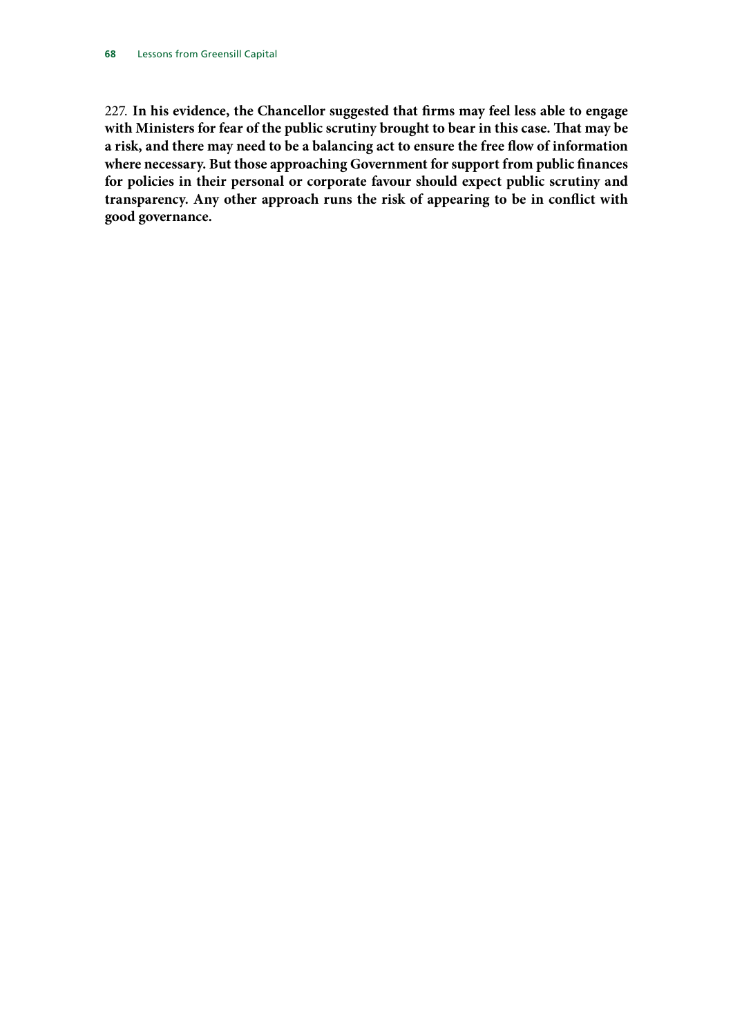227. **In his evidence, the Chancellor suggested that firms may feel less able to engage with Ministers for fear of the public scrutiny brought to bear in this case. That may be a risk, and there may need to be a balancing act to ensure the free flow of information where necessary. But those approaching Government for support from public finances for policies in their personal or corporate favour should expect public scrutiny and transparency. Any other approach runs the risk of appearing to be in conflict with good governance.**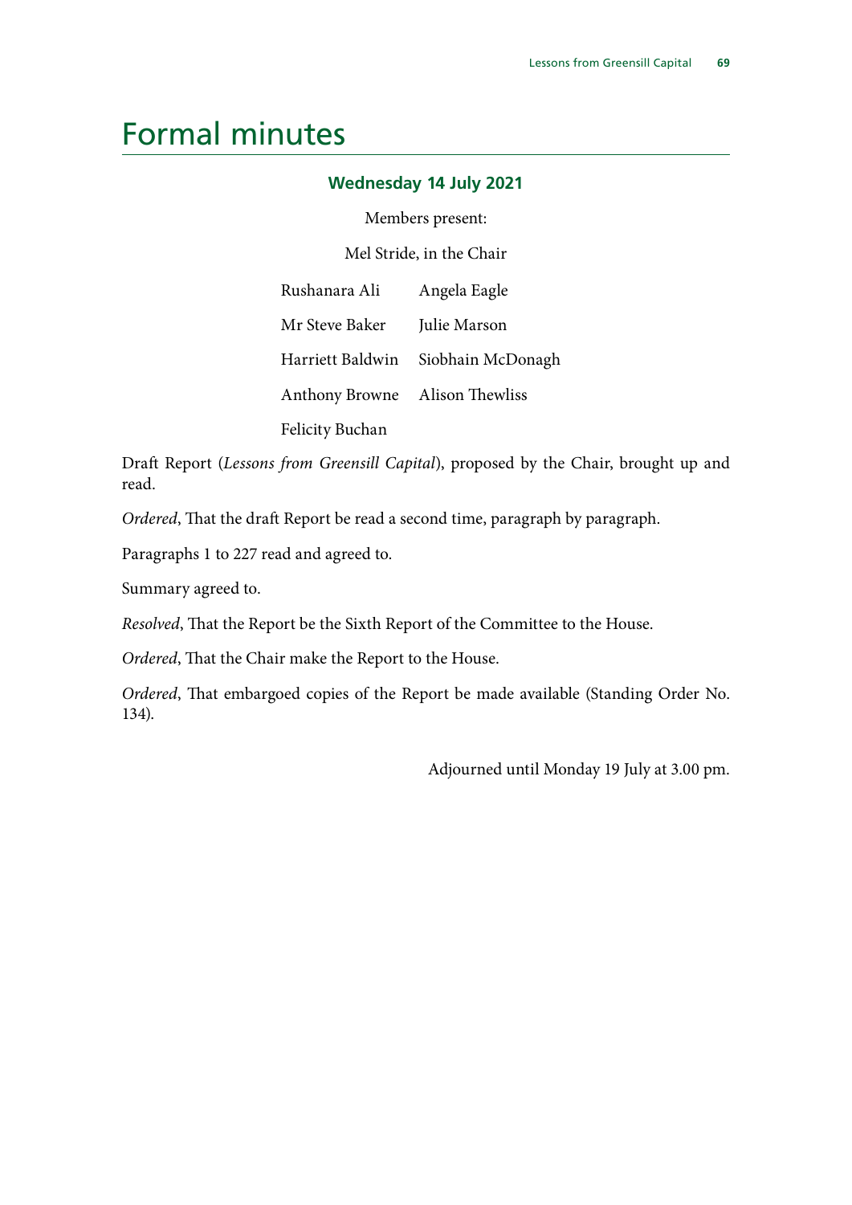# Formal minutes

### Wednesday 14 July 2021

Members present:

Mel Stride, in the Chair

Rushanara Ali
Mr Steve Baker
Harriett Baldwin
Anthony Browne
Felicity Buchan
Angela Eagle
Julie Marson
Siobhain McDonagh
Alison Thewliss

Draft Report (*Lessons from Greensill Capital*), proposed by the Chair, brought up and read.

*Ordered*, That the draft Report be read a second time, paragraph by paragraph.

Paragraphs 1 to 227 read and agreed to.

Summary agreed to.

*Resolved*, That the Report be the Sixth Report of the Committee to the House.

*Ordered*, That the Chair make the Report to the House.

*Ordered*, That embargoed copies of the Report be made available (Standing Order No. 134).

Adjourned until Monday 19 July at 3.00 pm.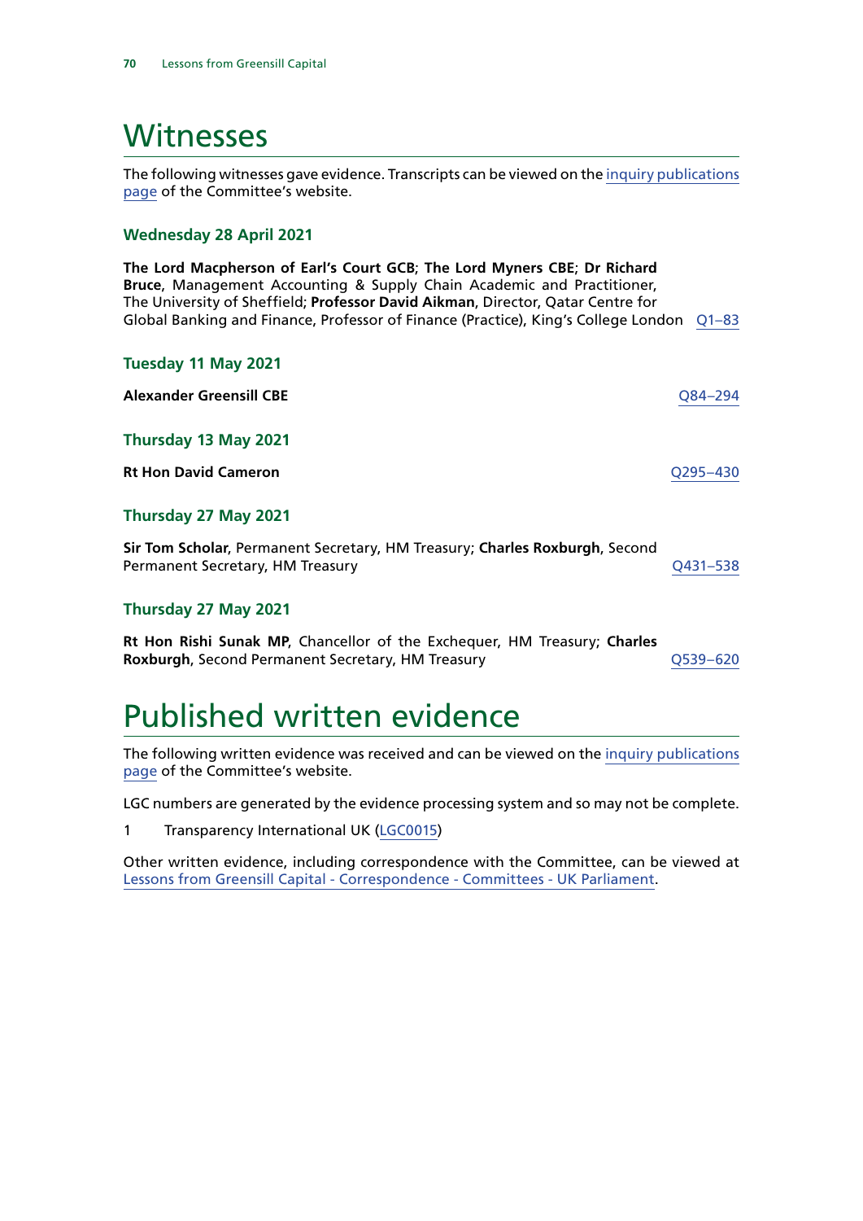# Witnesses

The following witnesses gave evidence. Transcripts can be viewed on the inquiry publications page of the Committee's website.

### Wednesday 28 April 2021

**The Lord Macpherson of Earl's Court GCB**; **The Lord Myners CBE**; **Dr Richard Bruce**, Management Accounting & Supply Chain Academic and Practitioner, The University of Sheffield; **Professor David Aikman**, Director, Qatar Centre for Global Banking and Finance, Professor of Finance (Practice), King's College London Q1–83

### Tuesday 11 May 2021

**Alexander Greensill CBE** Q84–294

### Thursday 13 May 2021

**Rt Hon David Cameron** Q295–430

### Thursday 27 May 2021

**Sir Tom Scholar**, Permanent Secretary, HM Treasury; **Charles Roxburgh**, Second Permanent Secretary, HM Treasury Q431–538

### Thursday 27 May 2021

**Rt Hon Rishi Sunak MP**, Chancellor of the Exchequer, HM Treasury; **Charles Roxburgh**, Second Permanent Secretary, HM Treasury Q539–620

# Published written evidence

The following written evidence was received and can be viewed on the inquiry publications page of the Committee's website.

LGC numbers are generated by the evidence processing system and so may not be complete.

1 Transparency International UK (LGC0015)

Other written evidence, including correspondence with the Committee, can be viewed at Lessons from Greensill Capital - Correspondence - Committees - UK Parliament.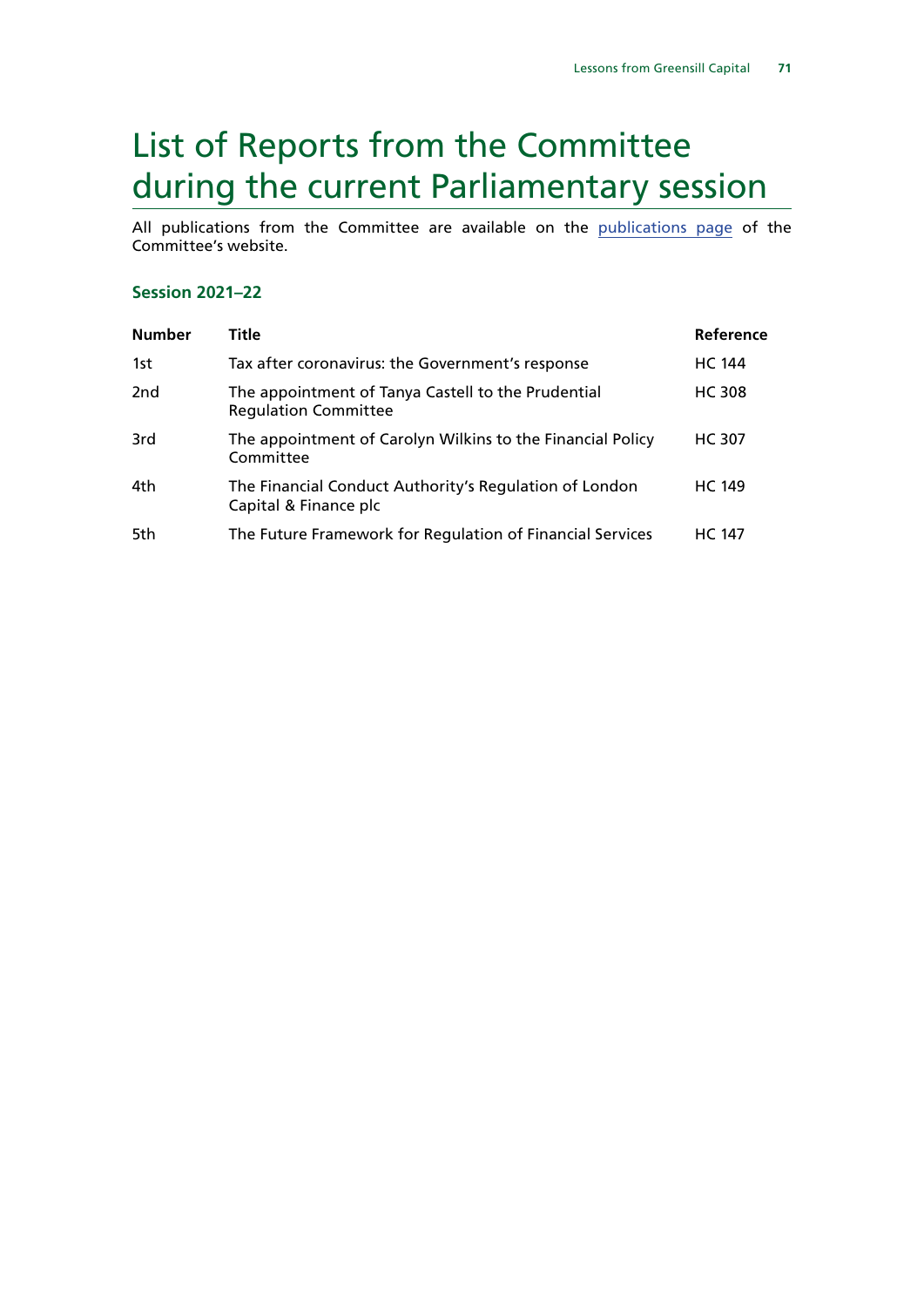# List of Reports from the Committee during the current Parliamentary session

All publications from the Committee are available on the publications page of the Committee's website.

### Session 2021–22

| Number | Title | Reference |
|---|---|---|
| 1st | Tax after coronavirus: the Government's response | HC 144 |
| 2nd | The appointment of Tanya Castell to the Prudential Regulation Committee | HC 308 |
| 3rd | The appointment of Carolyn Wilkins to the Financial Policy Committee | HC 307 |
| 4th | The Financial Conduct Authority's Regulation of London Capital & Finance plc | HC 149 |
| 5th | The Future Framework for Regulation of Financial Services | HC 147 |